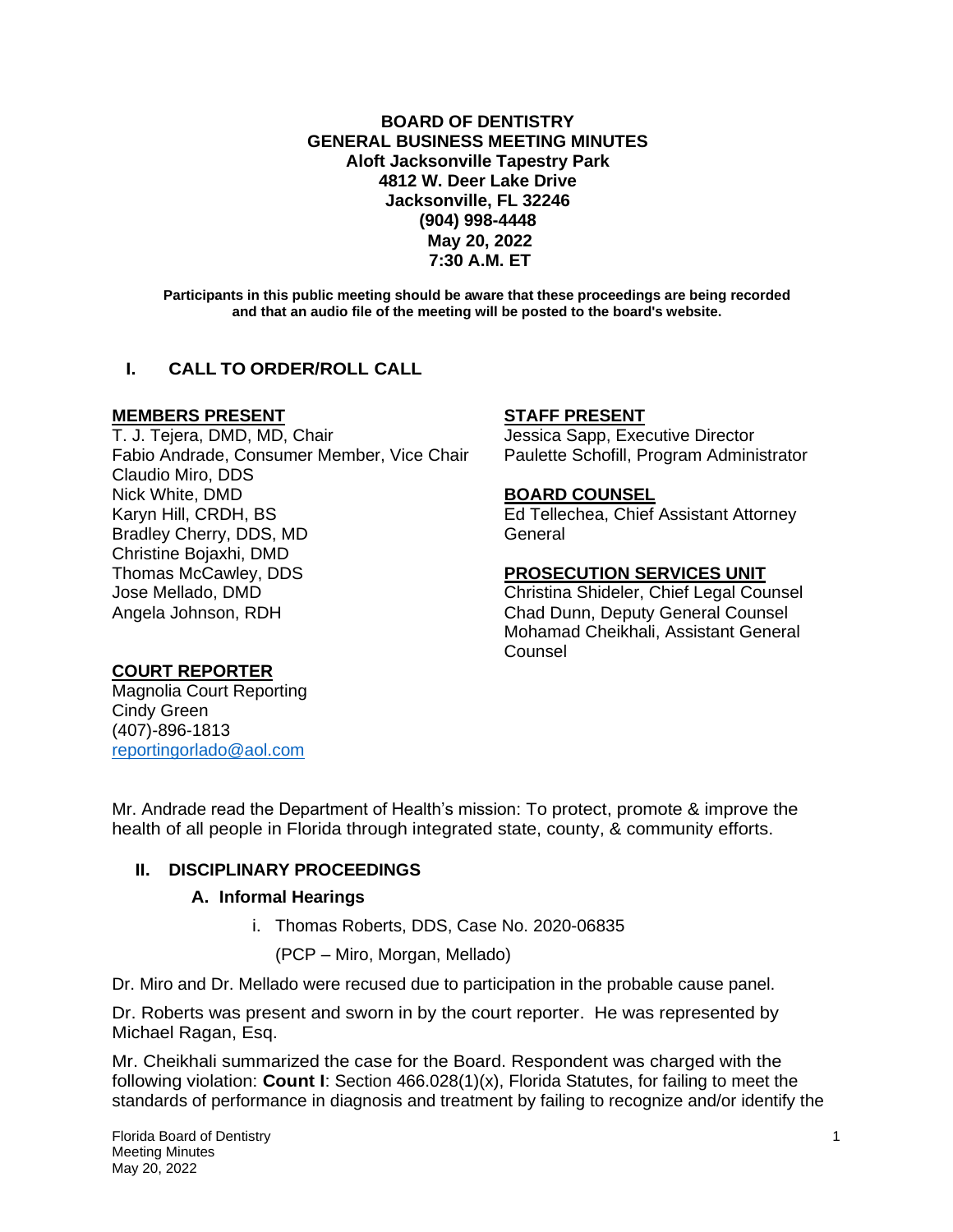**BOARD OF DENTISTRY**
**GENERAL BUSINESS MEETING MINUTES**
**Aloft Jacksonville Tapestry Park**
**4812 W. Deer Lake Drive**
**Jacksonville, FL 32246**
**(904) 998-4448**
**May 20, 2022**
**7:30 A.M. ET**

**Participants in this public meeting should be aware that these proceedings are being recorded and that an audio file of the meeting will be posted to the board's website.**

## I. CALL TO ORDER/ROLL CALL

**MEMBERS PRESENT**

T. J. Tejera, DMD, MD, Chair
Fabio Andrade, Consumer Member, Vice Chair
Claudio Miro, DDS
Nick White, DMD
Karyn Hill, CRDH, BS
Bradley Cherry, DDS, MD
Christine Bojaxhi, DMD
Thomas McCawley, DDS
Jose Mellado, DMD
Angela Johnson, RDH

**STAFF PRESENT**

Jessica Sapp, Executive Director
Paulette Schofill, Program Administrator

**BOARD COUNSEL**

Ed Tellechea, Chief Assistant Attorney General

**PROSECUTION SERVICES UNIT**

Christina Shideler, Chief Legal Counsel
Chad Dunn, Deputy General Counsel
Mohamad Cheikhali, Assistant General Counsel

**COURT REPORTER**

Magnolia Court Reporting
Cindy Green
(407)-896-1813
reportingorlado@aol.com

Mr. Andrade read the Department of Health's mission: To protect, promote & improve the health of all people in Florida through integrated state, county, & community efforts.

## II. DISCIPLINARY PROCEEDINGS

### A. Informal Hearings

i. Thomas Roberts, DDS, Case No. 2020-06835

(PCP – Miro, Morgan, Mellado)

Dr. Miro and Dr. Mellado were recused due to participation in the probable cause panel.

Dr. Roberts was present and sworn in by the court reporter. He was represented by Michael Ragan, Esq.

Mr. Cheikhali summarized the case for the Board. Respondent was charged with the following violation: **Count I**: Section 466.028(1)(x), Florida Statutes, for failing to meet the standards of performance in diagnosis and treatment by failing to recognize and/or identify the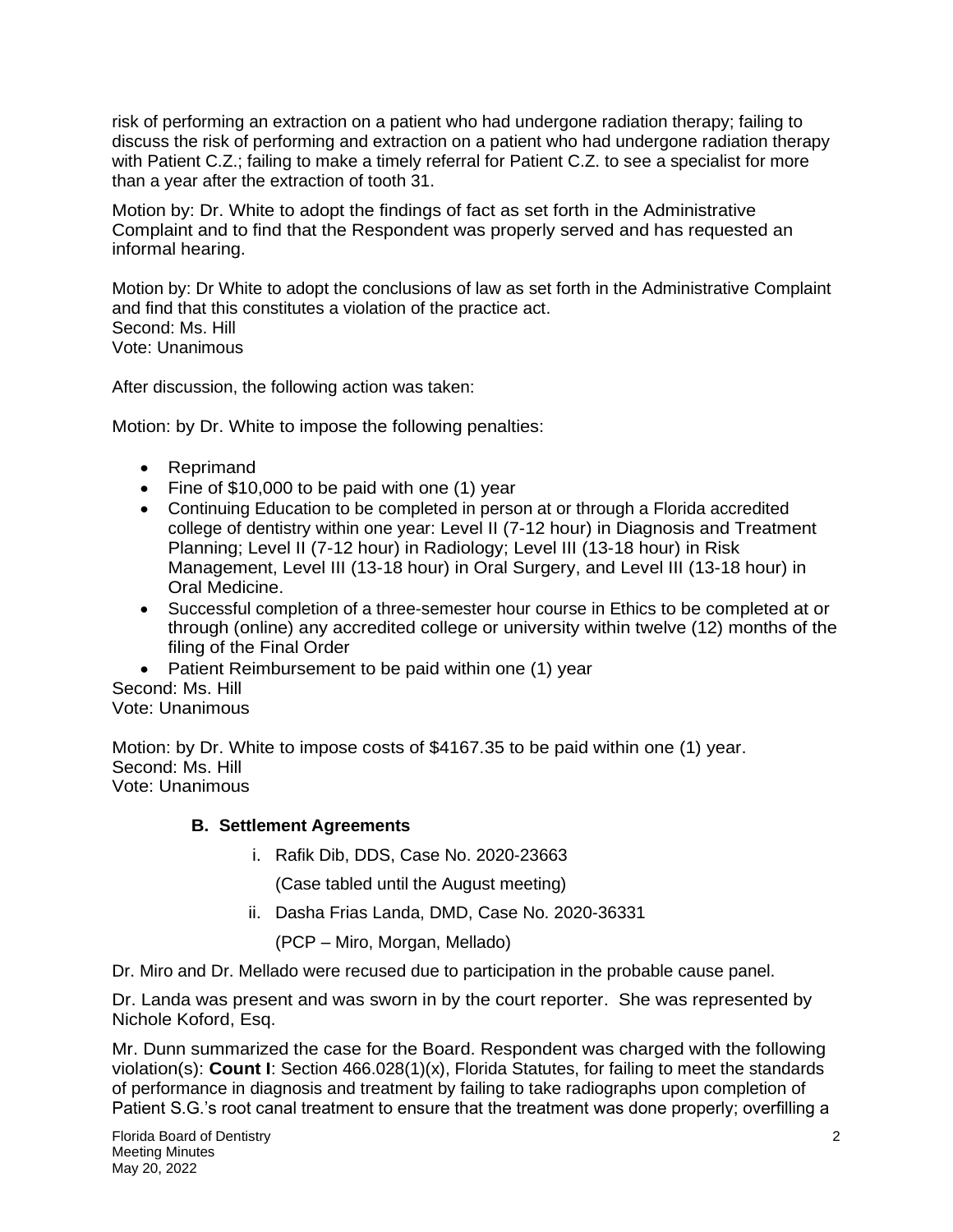risk of performing an extraction on a patient who had undergone radiation therapy; failing to discuss the risk of performing and extraction on a patient who had undergone radiation therapy with Patient C.Z.; failing to make a timely referral for Patient C.Z. to see a specialist for more than a year after the extraction of tooth 31.

Motion by: Dr. White to adopt the findings of fact as set forth in the Administrative Complaint and to find that the Respondent was properly served and has requested an informal hearing.

Motion by: Dr White to adopt the conclusions of law as set forth in the Administrative Complaint and find that this constitutes a violation of the practice act.
Second: Ms. Hill
Vote: Unanimous

After discussion, the following action was taken:

Motion: by Dr. White to impose the following penalties:

- Reprimand
- Fine of $10,000 to be paid with one (1) year
- Continuing Education to be completed in person at or through a Florida accredited college of dentistry within one year: Level II (7-12 hour) in Diagnosis and Treatment Planning; Level II (7-12 hour) in Radiology; Level III (13-18 hour) in Risk Management, Level III (13-18 hour) in Oral Surgery, and Level III (13-18 hour) in Oral Medicine.
- Successful completion of a three-semester hour course in Ethics to be completed at or through (online) any accredited college or university within twelve (12) months of the filing of the Final Order
- Patient Reimbursement to be paid within one (1) year

Second: Ms. Hill
Vote: Unanimous

Motion: by Dr. White to impose costs of $4167.35 to be paid within one (1) year.
Second: Ms. Hill
Vote: Unanimous

### B. Settlement Agreements

i. Rafik Dib, DDS, Case No. 2020-23663

(Case tabled until the August meeting)

ii. Dasha Frias Landa, DMD, Case No. 2020-36331

(PCP – Miro, Morgan, Mellado)

Dr. Miro and Dr. Mellado were recused due to participation in the probable cause panel.

Dr. Landa was present and was sworn in by the court reporter. She was represented by Nichole Koford, Esq.

Mr. Dunn summarized the case for the Board. Respondent was charged with the following violation(s): **Count I**: Section 466.028(1)(x), Florida Statutes, for failing to meet the standards of performance in diagnosis and treatment by failing to take radiographs upon completion of Patient S.G.'s root canal treatment to ensure that the treatment was done properly; overfilling a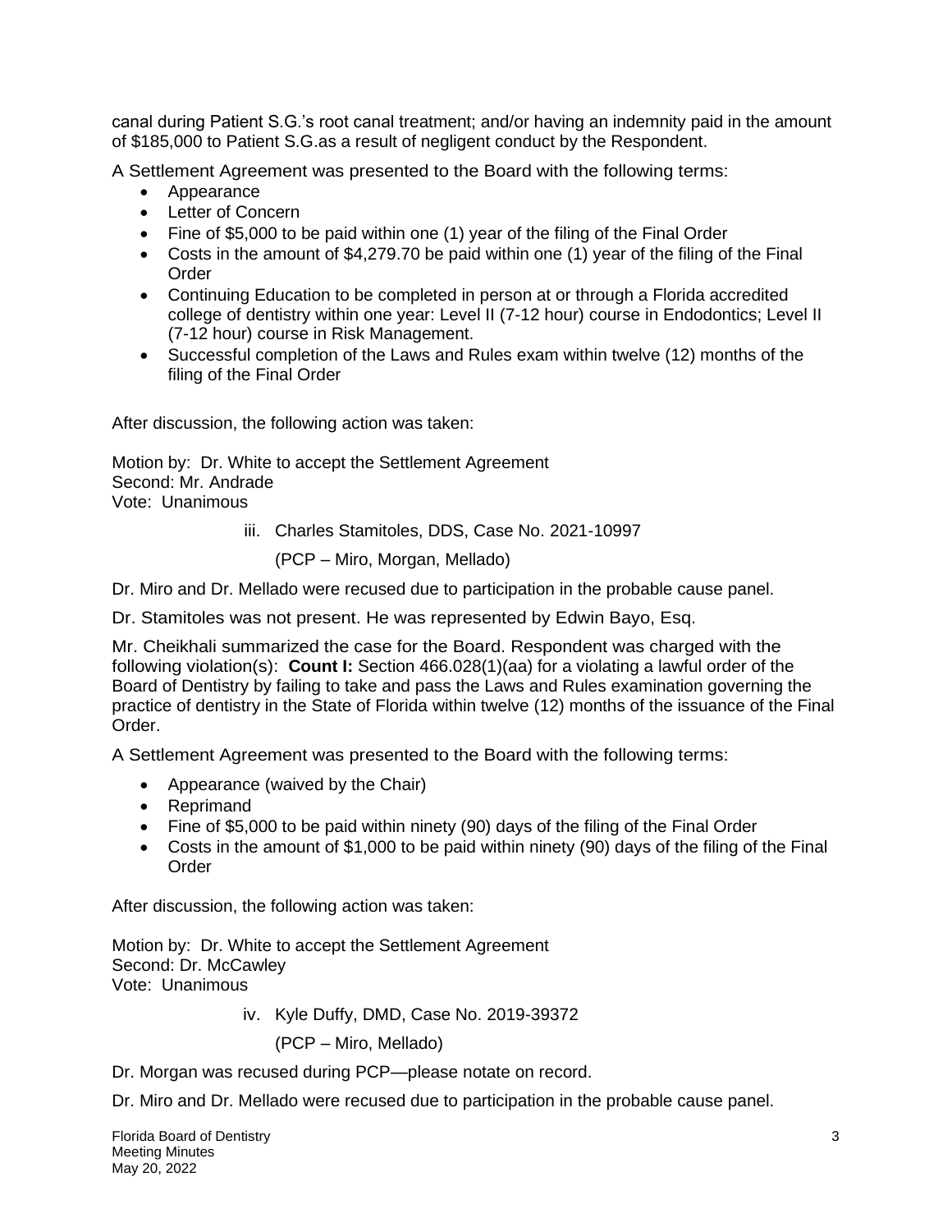canal during Patient S.G.'s root canal treatment; and/or having an indemnity paid in the amount of $185,000 to Patient S.G.as a result of negligent conduct by the Respondent.

A Settlement Agreement was presented to the Board with the following terms:

- Appearance
- Letter of Concern
- Fine of $5,000 to be paid within one (1) year of the filing of the Final Order
- Costs in the amount of $4,279.70 be paid within one (1) year of the filing of the Final Order
- Continuing Education to be completed in person at or through a Florida accredited college of dentistry within one year: Level II (7-12 hour) course in Endodontics; Level II (7-12 hour) course in Risk Management.
- Successful completion of the Laws and Rules exam within twelve (12) months of the filing of the Final Order

After discussion, the following action was taken:

Motion by: Dr. White to accept the Settlement Agreement
Second: Mr. Andrade
Vote: Unanimous

iii. Charles Stamitoles, DDS, Case No. 2021-10997

(PCP – Miro, Morgan, Mellado)

Dr. Miro and Dr. Mellado were recused due to participation in the probable cause panel.

Dr. Stamitoles was not present. He was represented by Edwin Bayo, Esq.

Mr. Cheikhali summarized the case for the Board. Respondent was charged with the following violation(s): **Count I:** Section 466.028(1)(aa) for a violating a lawful order of the Board of Dentistry by failing to take and pass the Laws and Rules examination governing the practice of dentistry in the State of Florida within twelve (12) months of the issuance of the Final Order.

A Settlement Agreement was presented to the Board with the following terms:

- Appearance (waived by the Chair)
- Reprimand
- Fine of $5,000 to be paid within ninety (90) days of the filing of the Final Order
- Costs in the amount of $1,000 to be paid within ninety (90) days of the filing of the Final Order

After discussion, the following action was taken:

Motion by: Dr. White to accept the Settlement Agreement
Second: Dr. McCawley
Vote: Unanimous

iv. Kyle Duffy, DMD, Case No. 2019-39372

(PCP – Miro, Mellado)

Dr. Morgan was recused during PCP—please notate on record.

Dr. Miro and Dr. Mellado were recused due to participation in the probable cause panel.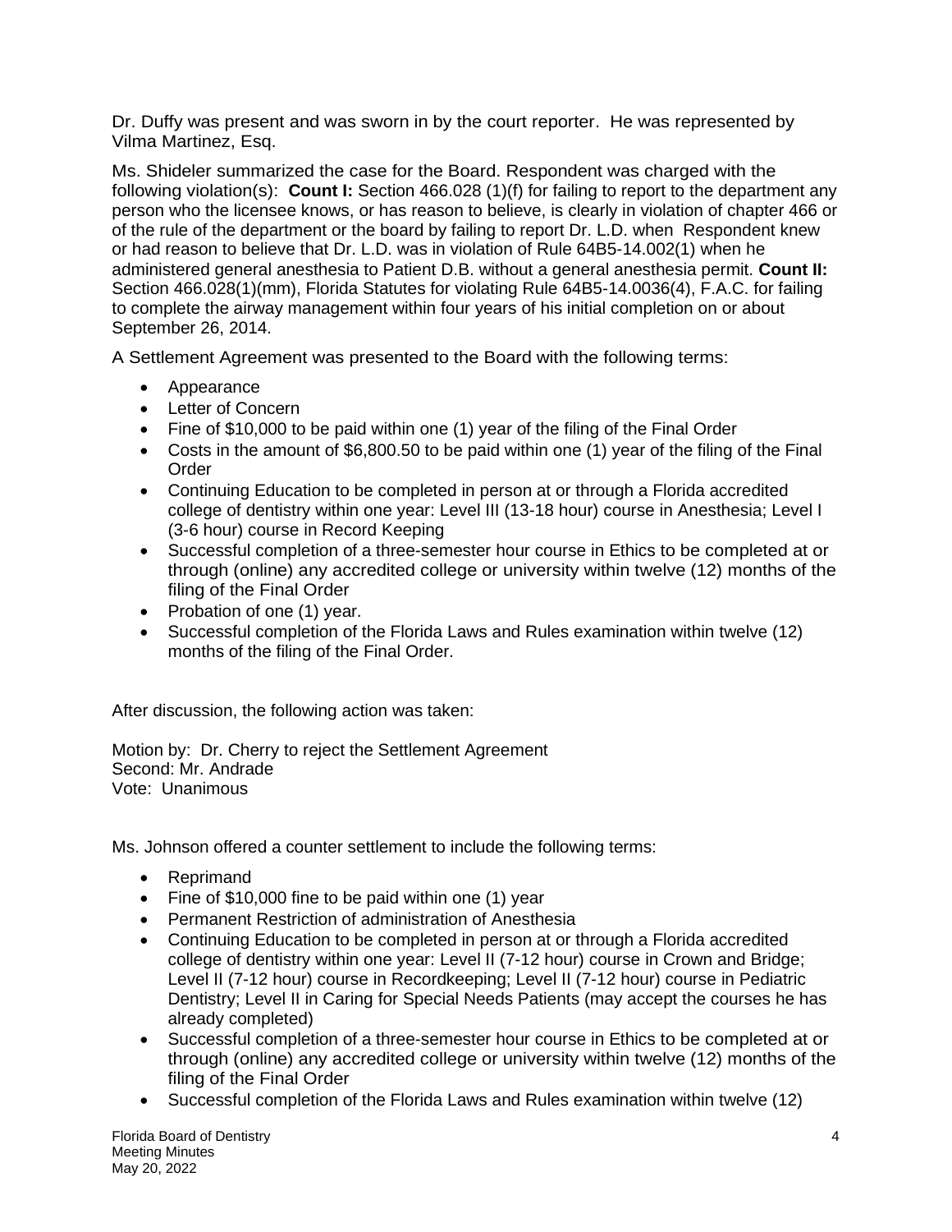Dr. Duffy was present and was sworn in by the court reporter. He was represented by Vilma Martinez, Esq.

Ms. Shideler summarized the case for the Board. Respondent was charged with the following violation(s): **Count I:** Section 466.028 (1)(f) for failing to report to the department any person who the licensee knows, or has reason to believe, is clearly in violation of chapter 466 or of the rule of the department or the board by failing to report Dr. L.D. when Respondent knew or had reason to believe that Dr. L.D. was in violation of Rule 64B5-14.002(1) when he administered general anesthesia to Patient D.B. without a general anesthesia permit. **Count II:** Section 466.028(1)(mm), Florida Statutes for violating Rule 64B5-14.0036(4), F.A.C. for failing to complete the airway management within four years of his initial completion on or about September 26, 2014.

A Settlement Agreement was presented to the Board with the following terms:

- Appearance
- Letter of Concern
- Fine of $10,000 to be paid within one (1) year of the filing of the Final Order
- Costs in the amount of $6,800.50 to be paid within one (1) year of the filing of the Final Order
- Continuing Education to be completed in person at or through a Florida accredited college of dentistry within one year: Level III (13-18 hour) course in Anesthesia; Level I (3-6 hour) course in Record Keeping
- Successful completion of a three-semester hour course in Ethics to be completed at or through (online) any accredited college or university within twelve (12) months of the filing of the Final Order
- Probation of one (1) year.
- Successful completion of the Florida Laws and Rules examination within twelve (12) months of the filing of the Final Order.

After discussion, the following action was taken:

Motion by: Dr. Cherry to reject the Settlement Agreement
Second: Mr. Andrade
Vote: Unanimous

Ms. Johnson offered a counter settlement to include the following terms:

- Reprimand
- Fine of $10,000 fine to be paid within one (1) year
- Permanent Restriction of administration of Anesthesia
- Continuing Education to be completed in person at or through a Florida accredited college of dentistry within one year: Level II (7-12 hour) course in Crown and Bridge; Level II (7-12 hour) course in Recordkeeping; Level II (7-12 hour) course in Pediatric Dentistry; Level II in Caring for Special Needs Patients (may accept the courses he has already completed)
- Successful completion of a three-semester hour course in Ethics to be completed at or through (online) any accredited college or university within twelve (12) months of the filing of the Final Order
- Successful completion of the Florida Laws and Rules examination within twelve (12)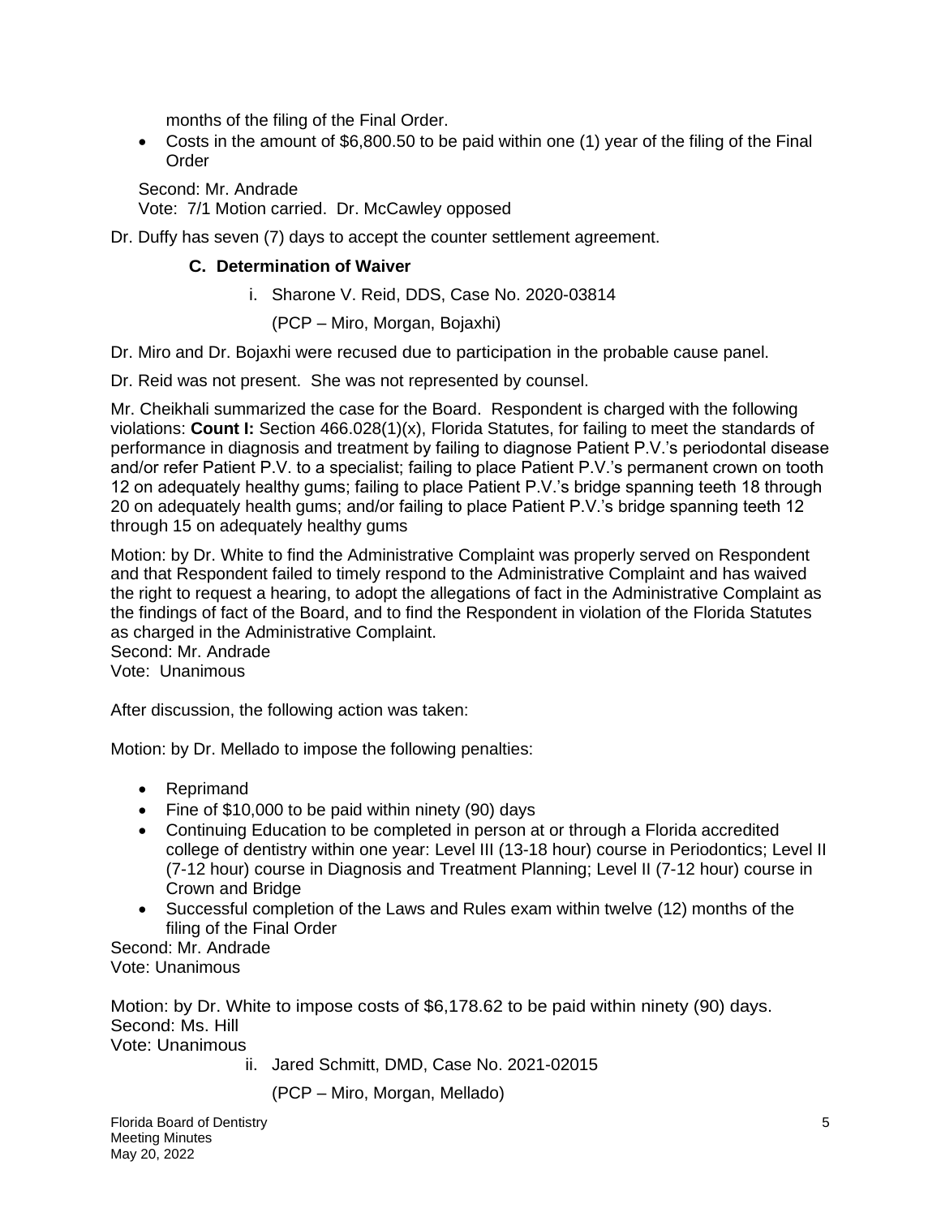months of the filing of the Final Order.

- Costs in the amount of $6,800.50 to be paid within one (1) year of the filing of the Final Order

Second: Mr. Andrade
Vote: 7/1 Motion carried. Dr. McCawley opposed

Dr. Duffy has seven (7) days to accept the counter settlement agreement.

### C. Determination of Waiver

i. Sharone V. Reid, DDS, Case No. 2020-03814

(PCP – Miro, Morgan, Bojaxhi)

Dr. Miro and Dr. Bojaxhi were recused due to participation in the probable cause panel.

Dr. Reid was not present. She was not represented by counsel.

Mr. Cheikhali summarized the case for the Board. Respondent is charged with the following violations: **Count I:** Section 466.028(1)(x), Florida Statutes, for failing to meet the standards of performance in diagnosis and treatment by failing to diagnose Patient P.V.'s periodontal disease and/or refer Patient P.V. to a specialist; failing to place Patient P.V.'s permanent crown on tooth 12 on adequately healthy gums; failing to place Patient P.V.'s bridge spanning teeth 18 through 20 on adequately health gums; and/or failing to place Patient P.V.'s bridge spanning teeth 12 through 15 on adequately healthy gums

Motion: by Dr. White to find the Administrative Complaint was properly served on Respondent and that Respondent failed to timely respond to the Administrative Complaint and has waived the right to request a hearing, to adopt the allegations of fact in the Administrative Complaint as the findings of fact of the Board, and to find the Respondent in violation of the Florida Statutes as charged in the Administrative Complaint.
Second: Mr. Andrade
Vote: Unanimous

After discussion, the following action was taken:

Motion: by Dr. Mellado to impose the following penalties:

- Reprimand
- Fine of $10,000 to be paid within ninety (90) days
- Continuing Education to be completed in person at or through a Florida accredited college of dentistry within one year: Level III (13-18 hour) course in Periodontics; Level II (7-12 hour) course in Diagnosis and Treatment Planning; Level II (7-12 hour) course in Crown and Bridge
- Successful completion of the Laws and Rules exam within twelve (12) months of the filing of the Final Order

Second: Mr. Andrade
Vote: Unanimous

Motion: by Dr. White to impose costs of $6,178.62 to be paid within ninety (90) days.
Second: Ms. Hill
Vote: Unanimous

ii. Jared Schmitt, DMD, Case No. 2021-02015

(PCP – Miro, Morgan, Mellado)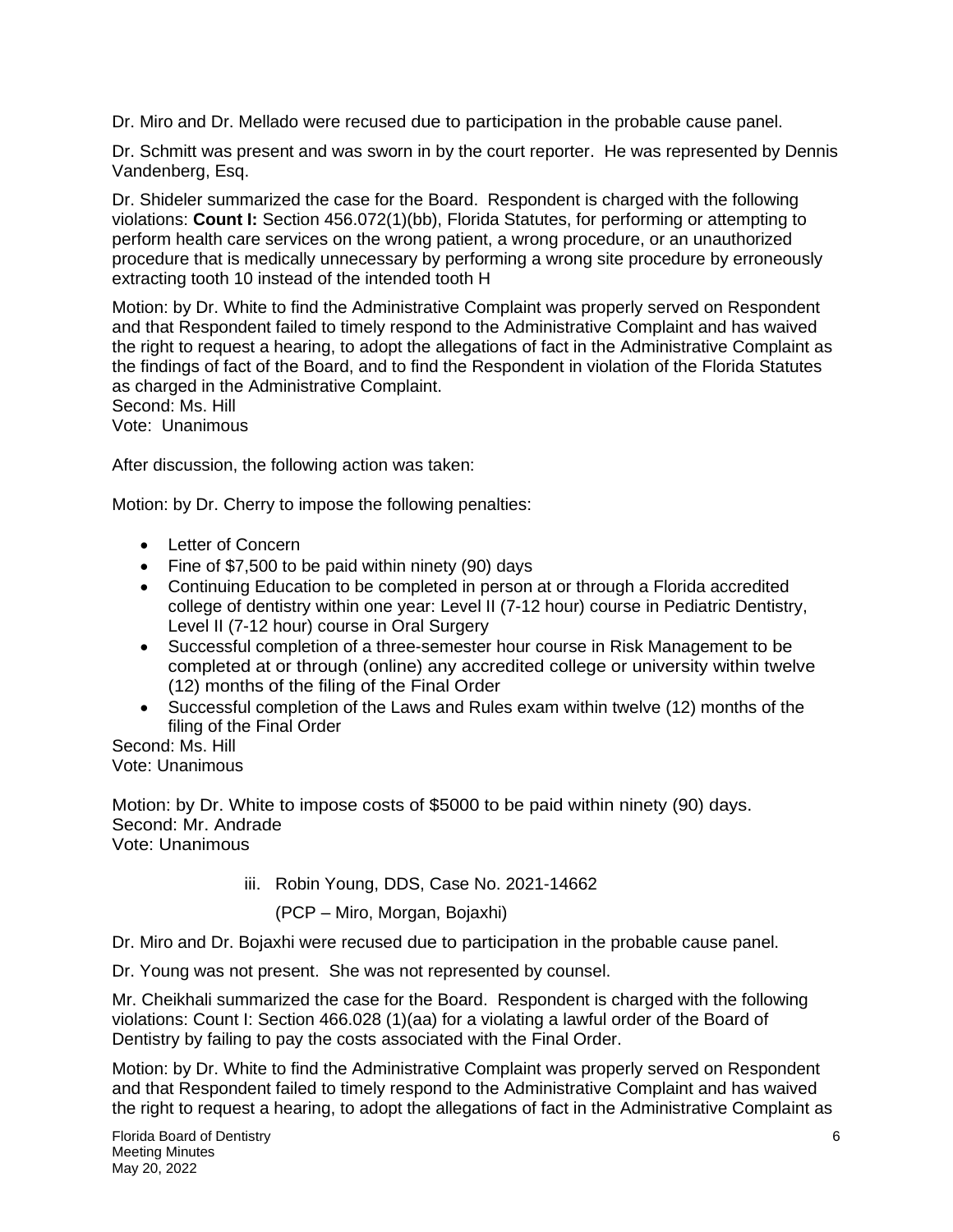Dr. Miro and Dr. Mellado were recused due to participation in the probable cause panel.

Dr. Schmitt was present and was sworn in by the court reporter. He was represented by Dennis Vandenberg, Esq.

Dr. Shideler summarized the case for the Board. Respondent is charged with the following violations: **Count I:** Section 456.072(1)(bb), Florida Statutes, for performing or attempting to perform health care services on the wrong patient, a wrong procedure, or an unauthorized procedure that is medically unnecessary by performing a wrong site procedure by erroneously extracting tooth 10 instead of the intended tooth H

Motion: by Dr. White to find the Administrative Complaint was properly served on Respondent and that Respondent failed to timely respond to the Administrative Complaint and has waived the right to request a hearing, to adopt the allegations of fact in the Administrative Complaint as the findings of fact of the Board, and to find the Respondent in violation of the Florida Statutes as charged in the Administrative Complaint.
Second: Ms. Hill
Vote: Unanimous

After discussion, the following action was taken:

Motion: by Dr. Cherry to impose the following penalties:

- Letter of Concern
- Fine of $7,500 to be paid within ninety (90) days
- Continuing Education to be completed in person at or through a Florida accredited college of dentistry within one year: Level II (7-12 hour) course in Pediatric Dentistry, Level II (7-12 hour) course in Oral Surgery
- Successful completion of a three-semester hour course in Risk Management to be completed at or through (online) any accredited college or university within twelve (12) months of the filing of the Final Order
- Successful completion of the Laws and Rules exam within twelve (12) months of the filing of the Final Order

Second: Ms. Hill
Vote: Unanimous

Motion: by Dr. White to impose costs of $5000 to be paid within ninety (90) days.
Second: Mr. Andrade
Vote: Unanimous

iii. Robin Young, DDS, Case No. 2021-14662

(PCP – Miro, Morgan, Bojaxhi)

Dr. Miro and Dr. Bojaxhi were recused due to participation in the probable cause panel.

Dr. Young was not present. She was not represented by counsel.

Mr. Cheikhali summarized the case for the Board. Respondent is charged with the following violations: Count I: Section 466.028 (1)(aa) for a violating a lawful order of the Board of Dentistry by failing to pay the costs associated with the Final Order.

Motion: by Dr. White to find the Administrative Complaint was properly served on Respondent and that Respondent failed to timely respond to the Administrative Complaint and has waived the right to request a hearing, to adopt the allegations of fact in the Administrative Complaint as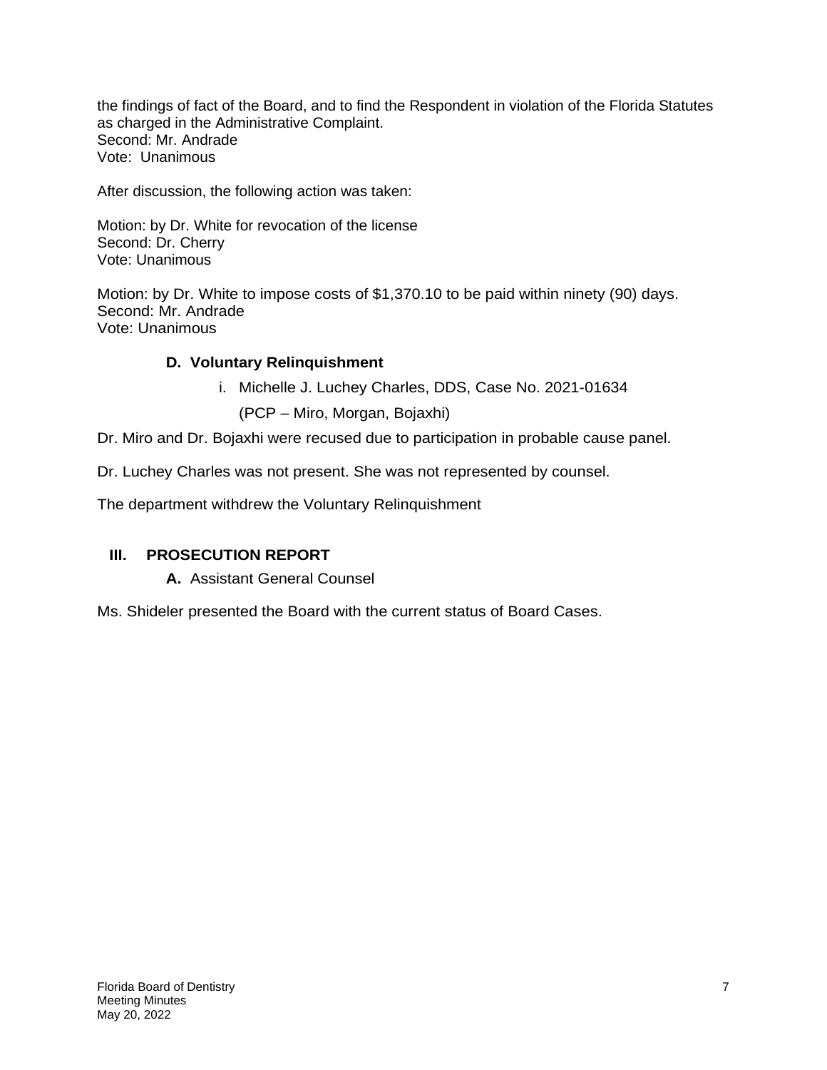the findings of fact of the Board, and to find the Respondent in violation of the Florida Statutes as charged in the Administrative Complaint.
Second: Mr. Andrade
Vote: Unanimous

After discussion, the following action was taken:

Motion: by Dr. White for revocation of the license
Second: Dr. Cherry
Vote: Unanimous

Motion: by Dr. White to impose costs of $1,370.10 to be paid within ninety (90) days.
Second: Mr. Andrade
Vote: Unanimous

### D. Voluntary Relinquishment

i. Michelle J. Luchey Charles, DDS, Case No. 2021-01634
(PCP – Miro, Morgan, Bojaxhi)

Dr. Miro and Dr. Bojaxhi were recused due to participation in probable cause panel.

Dr. Luchey Charles was not present. She was not represented by counsel.

The department withdrew the Voluntary Relinquishment

## III. PROSECUTION REPORT

**A.** Assistant General Counsel

Ms. Shideler presented the Board with the current status of Board Cases.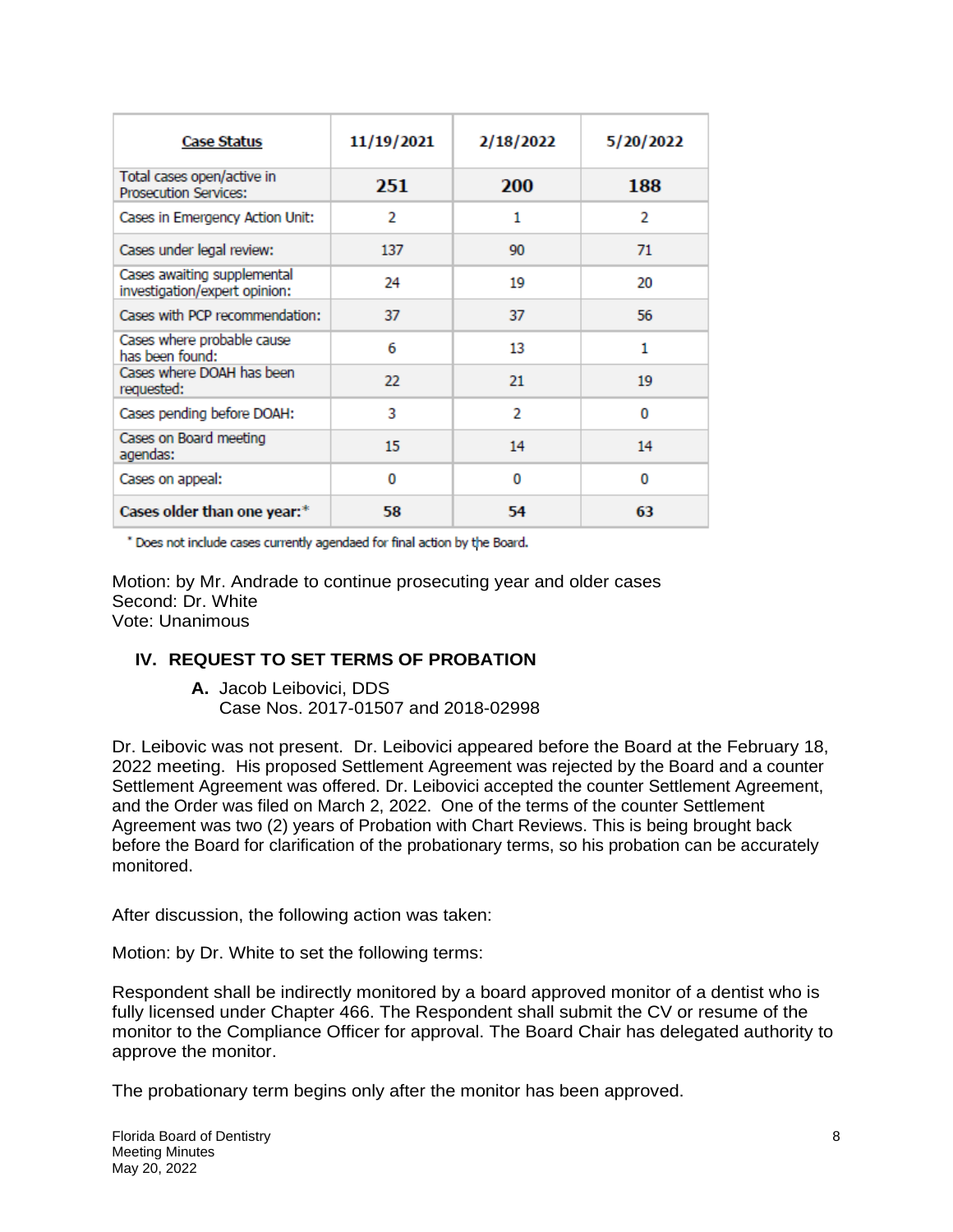| Case Status | 11/19/2021 | 2/18/2022 | 5/20/2022 |
|---|---|---|---|
| Total cases open/active in Prosecution Services: | **251** | **200** | **188** |
| Cases in Emergency Action Unit: | 2 | 1 | 2 |
| Cases under legal review: | 137 | 90 | 71 |
| Cases awaiting supplemental investigation/expert opinion: | 24 | 19 | 20 |
| Cases with PCP recommendation: | 37 | 37 | 56 |
| Cases where probable cause has been found: | 6 | 13 | 1 |
| Cases where DOAH has been requested: | 22 | 21 | 19 |
| Cases pending before DOAH: | 3 | 2 | 0 |
| Cases on Board meeting agendas: | 15 | 14 | 14 |
| Cases on appeal: | 0 | 0 | 0 |
| **Cases older than one year:*** | **58** | **54** | **63** |

* Does not include cases currently agendaed for final action by the Board.

Motion: by Mr. Andrade to continue prosecuting year and older cases
Second: Dr. White
Vote: Unanimous

## IV. REQUEST TO SET TERMS OF PROBATION

**A.** Jacob Leibovici, DDS
Case Nos. 2017-01507 and 2018-02998

Dr. Leibovic was not present. Dr. Leibovici appeared before the Board at the February 18, 2022 meeting. His proposed Settlement Agreement was rejected by the Board and a counter Settlement Agreement was offered. Dr. Leibovici accepted the counter Settlement Agreement, and the Order was filed on March 2, 2022. One of the terms of the counter Settlement Agreement was two (2) years of Probation with Chart Reviews. This is being brought back before the Board for clarification of the probationary terms, so his probation can be accurately monitored.

After discussion, the following action was taken:

Motion: by Dr. White to set the following terms:

Respondent shall be indirectly monitored by a board approved monitor of a dentist who is fully licensed under Chapter 466. The Respondent shall submit the CV or resume of the monitor to the Compliance Officer for approval. The Board Chair has delegated authority to approve the monitor.

The probationary term begins only after the monitor has been approved.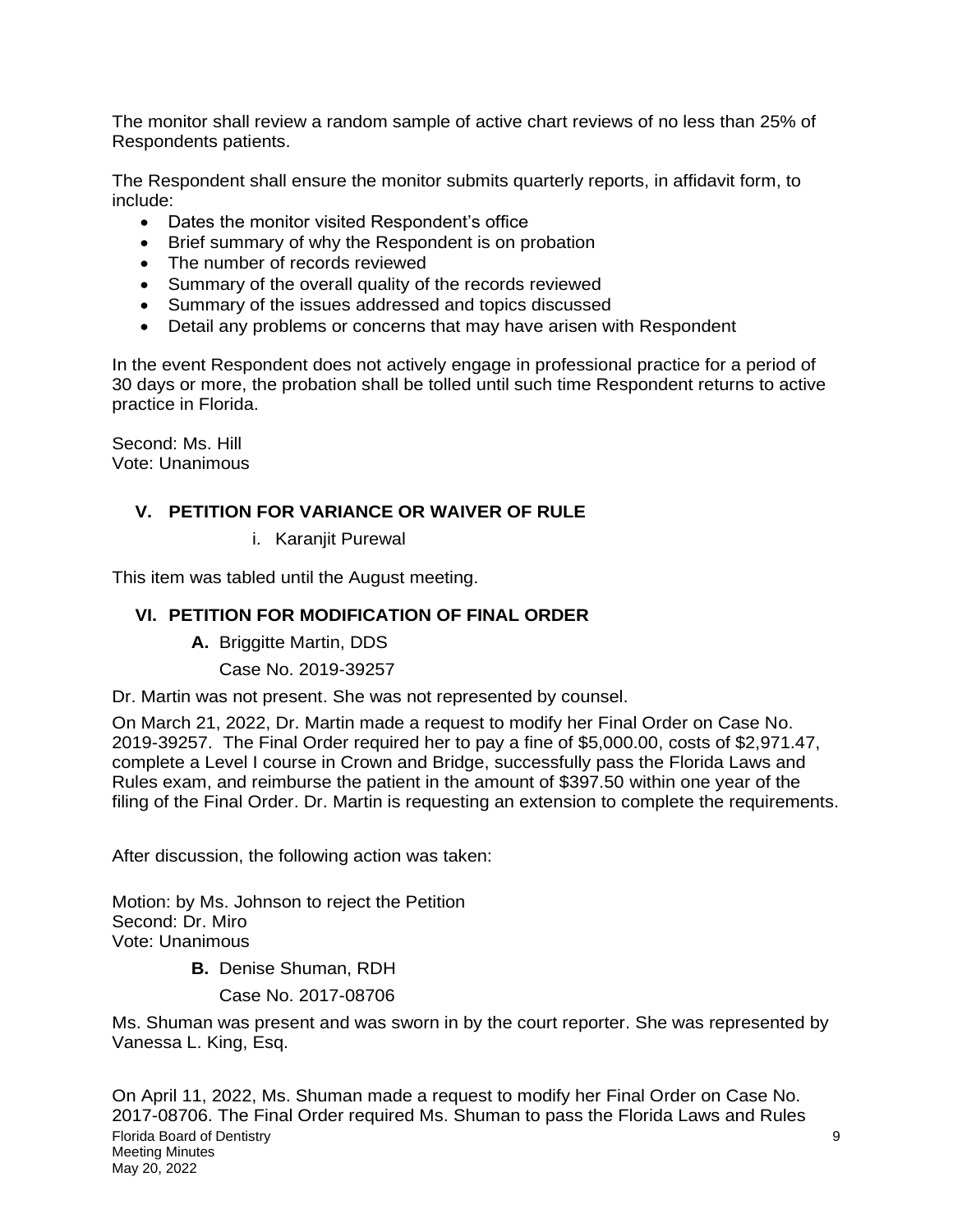The monitor shall review a random sample of active chart reviews of no less than 25% of Respondents patients.

The Respondent shall ensure the monitor submits quarterly reports, in affidavit form, to include:

- Dates the monitor visited Respondent's office
- Brief summary of why the Respondent is on probation
- The number of records reviewed
- Summary of the overall quality of the records reviewed
- Summary of the issues addressed and topics discussed
- Detail any problems or concerns that may have arisen with Respondent

In the event Respondent does not actively engage in professional practice for a period of 30 days or more, the probation shall be tolled until such time Respondent returns to active practice in Florida.

Second: Ms. Hill
Vote: Unanimous

## V. PETITION FOR VARIANCE OR WAIVER OF RULE

i. Karanjit Purewal

This item was tabled until the August meeting.

## VI. PETITION FOR MODIFICATION OF FINAL ORDER

**A.** Briggitte Martin, DDS

Case No. 2019-39257

Dr. Martin was not present. She was not represented by counsel.

On March 21, 2022, Dr. Martin made a request to modify her Final Order on Case No. 2019-39257. The Final Order required her to pay a fine of $5,000.00, costs of $2,971.47, complete a Level I course in Crown and Bridge, successfully pass the Florida Laws and Rules exam, and reimburse the patient in the amount of $397.50 within one year of the filing of the Final Order. Dr. Martin is requesting an extension to complete the requirements.

After discussion, the following action was taken:

Motion: by Ms. Johnson to reject the Petition
Second: Dr. Miro
Vote: Unanimous

**B.** Denise Shuman, RDH

Case No. 2017-08706

Ms. Shuman was present and was sworn in by the court reporter. She was represented by Vanessa L. King, Esq.

On April 11, 2022, Ms. Shuman made a request to modify her Final Order on Case No. 2017-08706. The Final Order required Ms. Shuman to pass the Florida Laws and Rules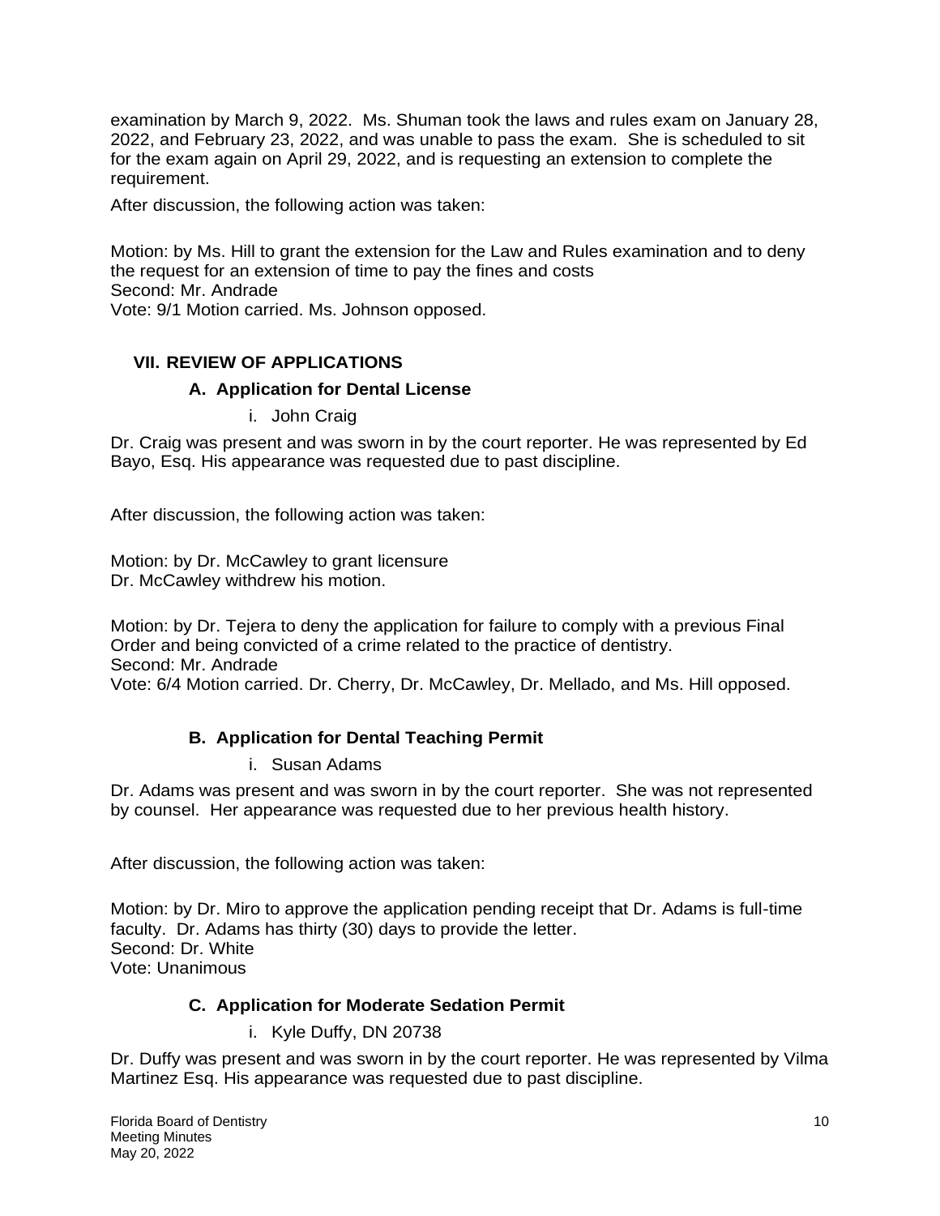examination by March 9, 2022. Ms. Shuman took the laws and rules exam on January 28, 2022, and February 23, 2022, and was unable to pass the exam. She is scheduled to sit for the exam again on April 29, 2022, and is requesting an extension to complete the requirement.

After discussion, the following action was taken:

Motion: by Ms. Hill to grant the extension for the Law and Rules examination and to deny the request for an extension of time to pay the fines and costs
Second: Mr. Andrade
Vote: 9/1 Motion carried. Ms. Johnson opposed.

## VII. REVIEW OF APPLICATIONS

### A. Application for Dental License

i. John Craig

Dr. Craig was present and was sworn in by the court reporter. He was represented by Ed Bayo, Esq. His appearance was requested due to past discipline.

After discussion, the following action was taken:

Motion: by Dr. McCawley to grant licensure
Dr. McCawley withdrew his motion.

Motion: by Dr. Tejera to deny the application for failure to comply with a previous Final Order and being convicted of a crime related to the practice of dentistry.
Second: Mr. Andrade
Vote: 6/4 Motion carried. Dr. Cherry, Dr. McCawley, Dr. Mellado, and Ms. Hill opposed.

### B. Application for Dental Teaching Permit

i. Susan Adams

Dr. Adams was present and was sworn in by the court reporter. She was not represented by counsel. Her appearance was requested due to her previous health history.

After discussion, the following action was taken:

Motion: by Dr. Miro to approve the application pending receipt that Dr. Adams is full-time faculty. Dr. Adams has thirty (30) days to provide the letter.
Second: Dr. White
Vote: Unanimous

### C. Application for Moderate Sedation Permit

i. Kyle Duffy, DN 20738

Dr. Duffy was present and was sworn in by the court reporter. He was represented by Vilma Martinez Esq. His appearance was requested due to past discipline.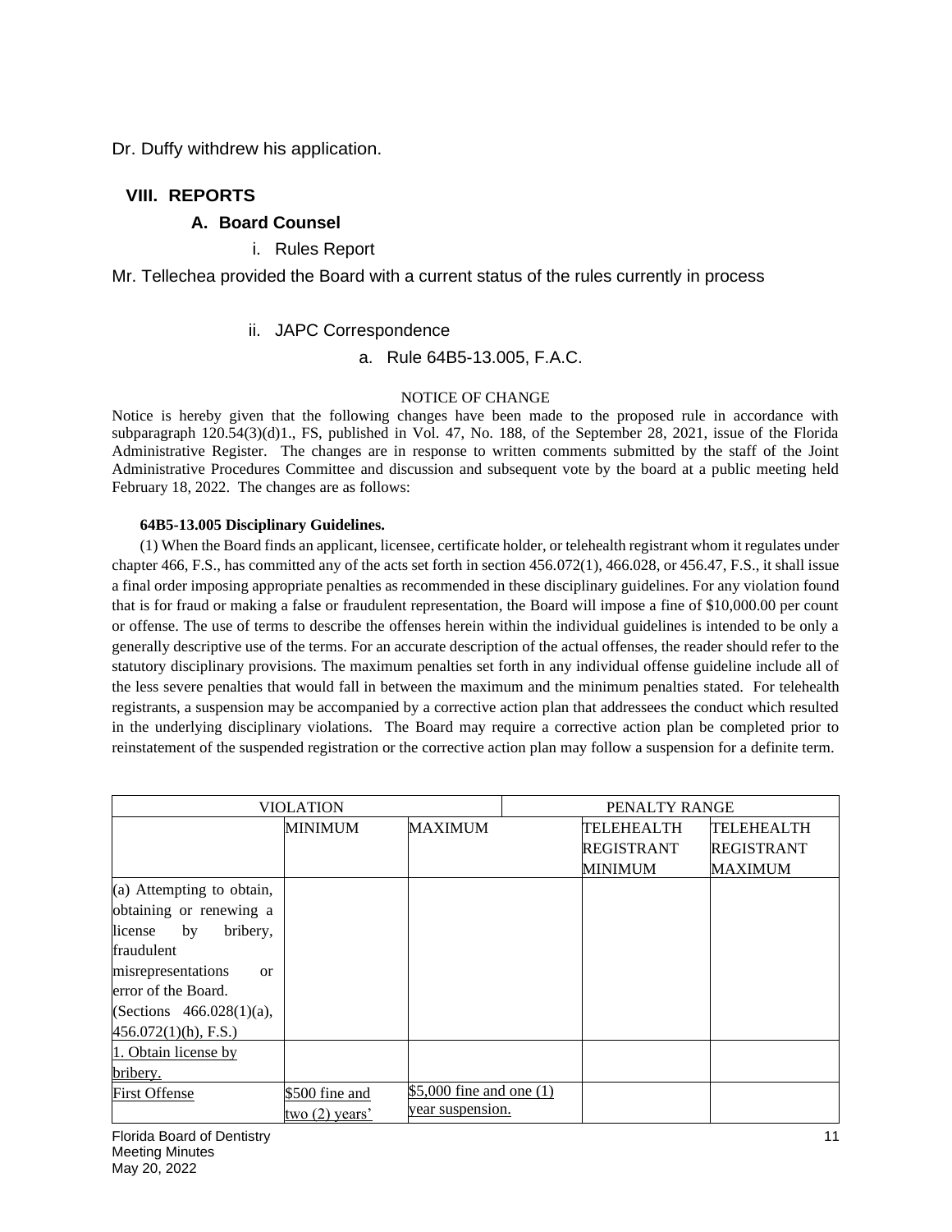Dr. Duffy withdrew his application.

## VIII. REPORTS

### A. Board Counsel

i. Rules Report

Mr. Tellechea provided the Board with a current status of the rules currently in process

ii. JAPC Correspondence

a. Rule 64B5-13.005, F.A.C.

NOTICE OF CHANGE

Notice is hereby given that the following changes have been made to the proposed rule in accordance with subparagraph 120.54(3)(d)1., FS, published in Vol. 47, No. 188, of the September 28, 2021, issue of the Florida Administrative Register. The changes are in response to written comments submitted by the staff of the Joint Administrative Procedures Committee and discussion and subsequent vote by the board at a public meeting held February 18, 2022. The changes are as follows:

**64B5-13.005 Disciplinary Guidelines.**

(1) When the Board finds an applicant, licensee, certificate holder, or telehealth registrant whom it regulates under chapter 466, F.S., has committed any of the acts set forth in section 456.072(1), 466.028, or 456.47, F.S., it shall issue a final order imposing appropriate penalties as recommended in these disciplinary guidelines. For any violation found that is for fraud or making a false or fraudulent representation, the Board will impose a fine of $10,000.00 per count or offense. The use of terms to describe the offenses herein within the individual guidelines is intended to be only a generally descriptive use of the terms. For an accurate description of the actual offenses, the reader should refer to the statutory disciplinary provisions. The maximum penalties set forth in any individual offense guideline include all of the less severe penalties that would fall in between the maximum and the minimum penalties stated. For telehealth registrants, a suspension may be accompanied by a corrective action plan that addressees the conduct which resulted in the underlying disciplinary violations. The Board may require a corrective action plan be completed prior to reinstatement of the suspended registration or the corrective action plan may follow a suspension for a definite term.

| VIOLATION | PENALTY RANGE | | | |
|---|---|---|---|---|
| | MINIMUM | MAXIMUM | TELEHEALTH REGISTRANT MINIMUM | TELEHEALTH REGISTRANT MAXIMUM |
| (a) Attempting to obtain, obtaining or renewing a license by bribery, fraudulent misrepresentations or error of the Board. (Sections 466.028(1)(a), 456.072(1)(h), F.S.) | | | | |
| 1. Obtain license by bribery. | | | | |
| First Offense | $500 fine and two (2) years' | $5,000 fine and one (1) year suspension. | | |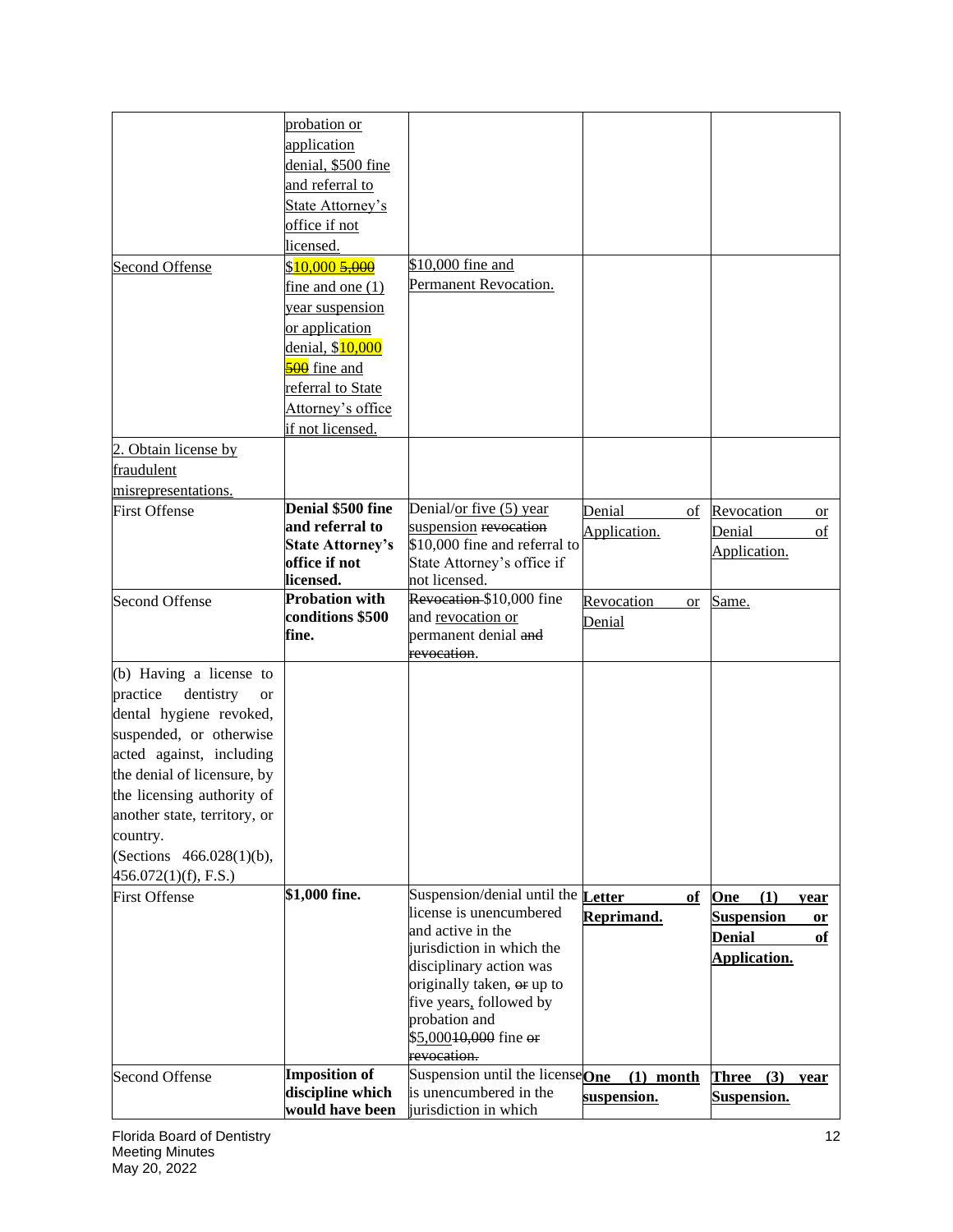| | | | | |
|---|---|---|---|---|
| | probation or application denial, \$500 fine and referral to State Attorney's office if not licensed. | | | |
| Second Offense | \$10,000 ~~5,000~~ fine and one (1) year suspension or application denial, \$10,000 ~~500~~ fine and referral to State Attorney's office if not licensed. | \$10,000 fine and Permanent Revocation. | | |
| 2. Obtain license by fraudulent misrepresentations. | | | | |
| First Offense | **Denial \$500 fine and referral to State Attorney's office if not licensed.** | Denial/or five (5) year suspension ~~revocation~~ \$10,000 fine and referral to State Attorney's office if not licensed. | Denial of Application. | Revocation or Denial of Application. |
| Second Offense | **Probation with conditions \$500 fine.** | ~~Revocation~~ \$10,000 fine and revocation or permanent denial ~~and revocation~~. | Revocation or Denial | Same. |
| (b) Having a license to practice dentistry or dental hygiene revoked, suspended, or otherwise acted against, including the denial of licensure, by the licensing authority of another state, territory, or country. (Sections 466.028(1)(b), 456.072(1)(f), F.S.) | | | | |
| First Offense | **\$1,000 fine.** | Suspension/denial until the license is unencumbered and active in the jurisdiction in which the disciplinary action was originally taken, ~~or~~ up to five years, followed by probation and \$5,000~~10,000~~ fine ~~or revocation.~~ | **Letter of Reprimand.** | **One (1) year Suspension or Denial of Application.** |
| Second Offense | **Imposition of discipline which would have been** | Suspension until the license is unencumbered in the jurisdiction in which | **One (1) month suspension.** | **Three (3) year Suspension.** |

Florida Board of Dentistry
Meeting Minutes
May 20, 2022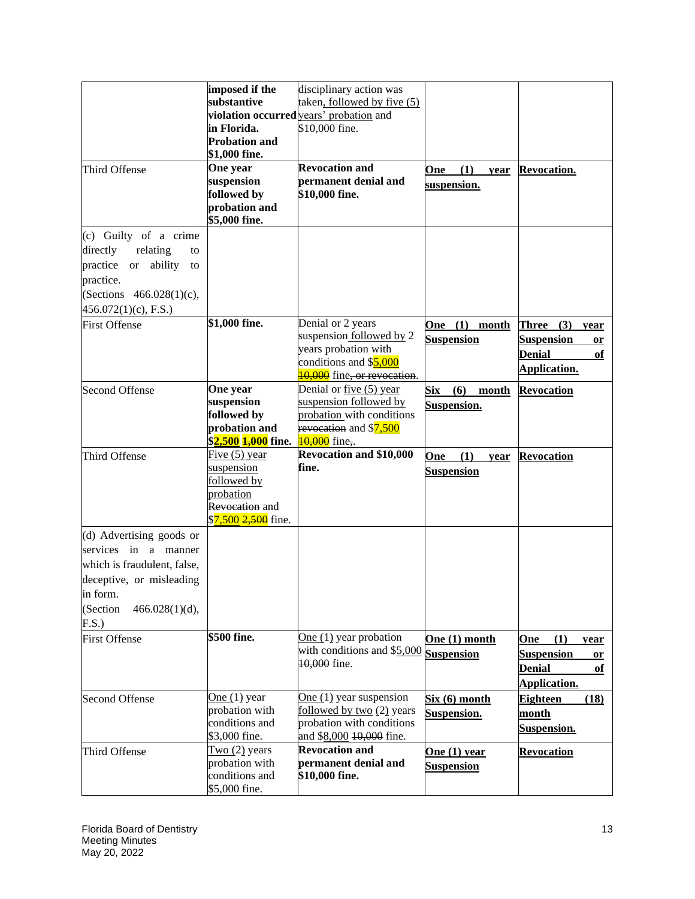| | | | | |
|---|---|---|---|---|
| | **imposed if the substantive violation occurred in Florida. Probation and $1,000 fine.** | disciplinary action was taken, followed by five (5) years' probation and $10,000 fine. | | |
| Third Offense | **One year suspension followed by probation and $5,000 fine.** | **Revocation and permanent denial and $10,000 fine.** | **One (1) year suspension.** | **Revocation.** |
| (c) Guilty of a crime directly relating to practice or ability to practice. (Sections 466.028(1)(c), 456.072(1)(c), F.S.) | | | | |
| First Offense | **$1,000 fine.** | Denial or 2 years suspension followed by 2 years probation with conditions and $5,000 ~~10,000~~ fine~~, or revocation~~. | **One (1) month Suspension** | **Three (3) year Suspension or Denial of Application.** |
| Second Offense | **One year suspension followed by probation and $2,500 ~~1,000~~ fine.** | Denial or five (5) year suspension followed by probation with conditions ~~revocation~~ and $7,500 ~~10,000~~ fine~~,~~. | **Six (6) month Suspension.** | **Revocation** |
| Third Offense | Five (5) year suspension followed by probation ~~Revocation~~ and $7,500 ~~2,500~~ fine. | **Revocation and $10,000 fine.** | **One (1) year Suspension** | **Revocation** |
| (d) Advertising goods or services in a manner which is fraudulent, false, deceptive, or misleading in form. (Section 466.028(1)(d), F.S.) | | | | |
| First Offense | **$500 fine.** | One (1) year probation with conditions and $5,000 ~~10,000~~ fine. | **One (1) month Suspension** | **One (1) year Suspension or Denial of Application.** |
| Second Offense | One (1) year probation with conditions and $3,000 fine. | One (1) year suspension followed by two (2) years probation with conditions and $8,000 ~~10,000~~ fine. | **Six (6) month Suspension.** | **Eighteen (18) month Suspension.** |
| Third Offense | Two (2) years probation with conditions and $5,000 fine. | **Revocation and permanent denial and $10,000 fine.** | **One (1) year Suspension** | **Revocation** |

Florida Board of Dentistry
Meeting Minutes
May 20, 2022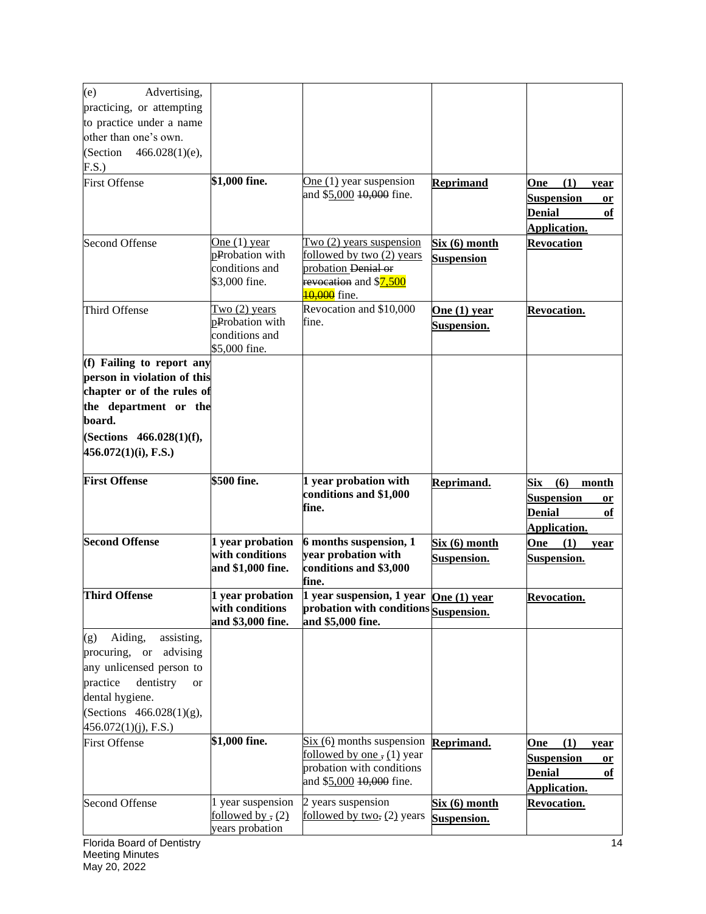| (e) Advertising, practicing, or attempting to practice under a name other than one's own. (Section 466.028(1)(e), F.S.) | | | | |
|---|---|---|---|---|
| First Offense | **$1,000 fine.** | One (1) year suspension and $5,000 ~~10,000~~ fine. | **Reprimand** | **One (1) year Suspension or Denial of Application.** |
| Second Offense | One (1) year pProbation with conditions and $3,000 fine. | Two (2) years suspension followed by two (2) years probation ~~Denial or revocation~~ and $7,500 ~~10,000~~ fine. | **Six (6) month Suspension** | **Revocation** |
| Third Offense | Two (2) years pProbation with conditions and $5,000 fine. | Revocation and $10,000 fine. | **One (1) year Suspension.** | **Revocation.** |
| **(f) Failing to report any person in violation of this chapter or of the rules of the department or the board. (Sections 466.028(1)(f), 456.072(1)(i), F.S.)** | | | | |
| **First Offense** | **$500 fine.** | **1 year probation with conditions and $1,000 fine.** | **Reprimand.** | **Six (6) month Suspension or Denial of Application.** |
| **Second Offense** | **1 year probation with conditions and $1,000 fine.** | **6 months suspension, 1 year probation with conditions and $3,000 fine.** | **Six (6) month Suspension.** | **One (1) year Suspension.** |
| **Third Offense** | **1 year probation with conditions and $3,000 fine.** | **1 year suspension, 1 year probation with conditions and $5,000 fine.** | **One (1) year Suspension.** | **Revocation.** |
| (g) Aiding, assisting, procuring, or advising any unlicensed person to practice dentistry or dental hygiene. (Sections 466.028(1)(g), 456.072(1)(j), F.S.) | | | | |
| First Offense | **$1,000 fine.** | Six (6) months suspension followed by one ~~,~~ (1) year probation with conditions and $5,000 ~~10,000~~ fine. | **Reprimand.** | **One (1) year Suspension or Denial of Application.** |
| Second Offense | 1 year suspension followed by ~~,~~ (2) years probation | 2 years suspension followed by two~~,~~ (2) years | **Six (6) month Suspension.** | **Revocation.** |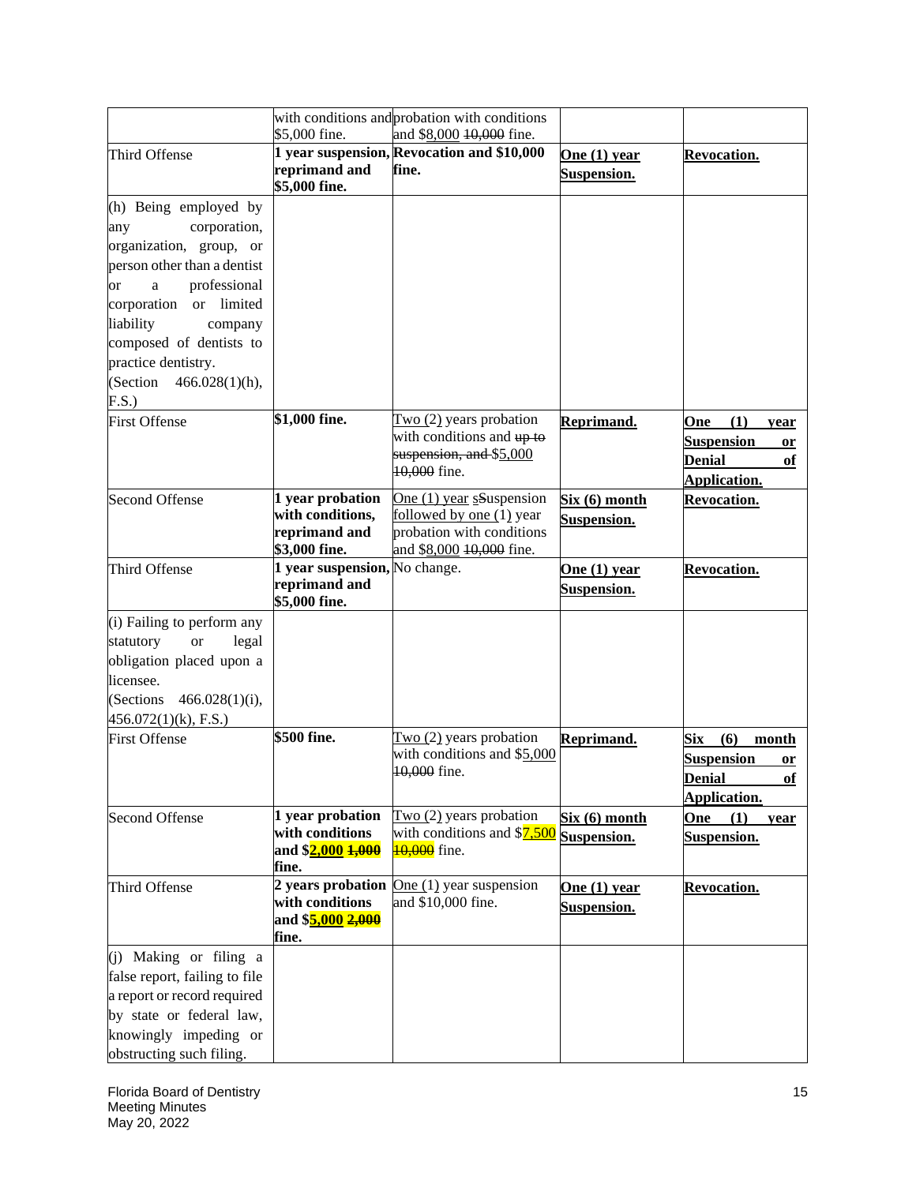| | | | | |
|---|---|---|---|---|
| | with conditions and $5,000 fine. | probation with conditions and $8,000 ~~10,000~~ fine. | | |
| Third Offense | **1 year suspension, reprimand and $5,000 fine.** | **Revocation and $10,000 fine.** | **One (1) year Suspension.** | **Revocation.** |
| (h) Being employed by any corporation, organization, group, or person other than a dentist or a professional corporation or limited liability company composed of dentists to practice dentistry. (Section 466.028(1)(h), F.S.) | | | | |
| First Offense | **$1,000 fine.** | Two (2) years probation with conditions and ~~up to suspension, and~~ $5,000 ~~10,000~~ fine. | **Reprimand.** | **One (1) year Suspension or Denial of Application.** |
| Second Offense | **1 year probation with conditions, reprimand and $3,000 fine.** | One (1) year ~~s~~Suspension followed by one (1) year probation with conditions and $8,000 ~~10,000~~ fine. | **Six (6) month Suspension.** | **Revocation.** |
| Third Offense | **1 year suspension, reprimand and $5,000 fine.** | No change. | **One (1) year Suspension.** | **Revocation.** |
| (i) Failing to perform any statutory or legal obligation placed upon a licensee. (Sections 466.028(1)(i), 456.072(1)(k), F.S.) | | | | |
| First Offense | **$500 fine.** | Two (2) years probation with conditions and $5,000 ~~10,000~~ fine. | **Reprimand.** | **Six (6) month Suspension or Denial of Application.** |
| Second Offense | **1 year probation with conditions and $2,000 ~~1,000~~ fine.** | Two (2) years probation with conditions and $7,500 ~~10,000~~ fine. | **Six (6) month Suspension.** | **One (1) year Suspension.** |
| Third Offense | **2 years probation with conditions and $5,000 ~~2,000~~ fine.** | One (1) year suspension and $10,000 fine. | **One (1) year Suspension.** | **Revocation.** |
| (j) Making or filing a false report, failing to file a report or record required by state or federal law, knowingly impeding or obstructing such filing. | | | | |

Florida Board of Dentistry
Meeting Minutes
May 20, 2022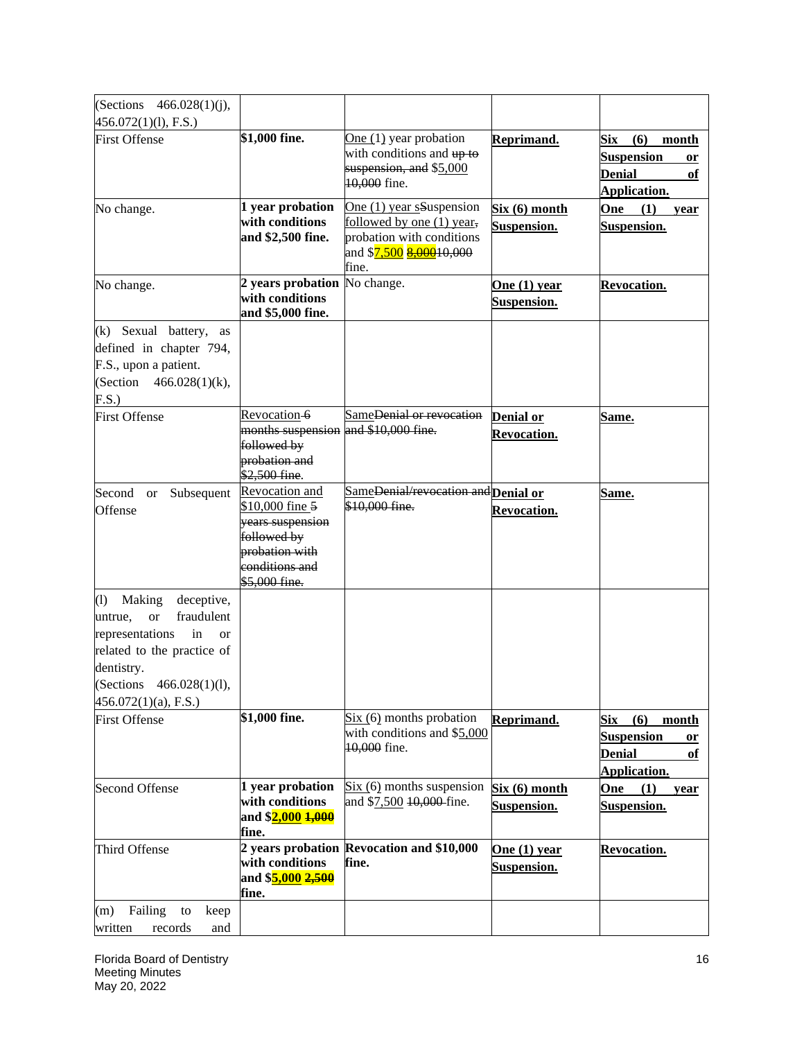| (Sections 466.028(1)(j), 456.072(1)(l), F.S.) | | | | |
|---|---|---|---|---|
| First Offense | **$1,000 fine.** | One (1) year probation with conditions and ~~up to suspension, and~~ $5,000 ~~10,000~~ fine. | **Reprimand.** | **Six (6) month Suspension or Denial of Application.** |
| No change. | **1 year probation with conditions and $2,500 fine.** | One (1) year ~~sS~~uspension followed by one (1) year~~,~~ probation with conditions and $7,500 ~~8,000~~~~10,000~~ fine. | **Six (6) month Suspension.** | **One (1) year Suspension.** |
| No change. | **2 years probation with conditions and $5,000 fine.** | No change. | **One (1) year Suspension.** | **Revocation.** |
| (k) Sexual battery, as defined in chapter 794, F.S., upon a patient. (Section 466.028(1)(k), F.S.) | | | | |
| First Offense | Revocation ~~6 months suspension followed by probation and $2,500 fine~~. | Same~~Denial or revocation and $10,000 fine.~~ | **Denial or Revocation.** | **Same.** |
| Second or Subsequent Offense | Revocation and $10,000 fine ~~5 years suspension followed by probation with conditions and $5,000 fine.~~ | Same~~Denial/revocation and $10,000 fine.~~ | **Denial or Revocation.** | **Same.** |
| (l) Making deceptive, untrue, or fraudulent representations in or related to the practice of dentistry. (Sections 466.028(1)(l), 456.072(1)(a), F.S.) | | | | |
| First Offense | **$1,000 fine.** | Six (6) months probation with conditions and $5,000 ~~10,000~~ fine. | **Reprimand.** | **Six (6) month Suspension or Denial of Application.** |
| Second Offense | **1 year probation with conditions and $2,000 ~~1,000~~ fine.** | Six (6) months suspension and $7,500 ~~10,000~~ fine. | **Six (6) month Suspension.** | **One (1) year Suspension.** |
| Third Offense | **2 years probation with conditions and $5,000 ~~2,500~~ fine.** | **Revocation and $10,000 fine.** | **One (1) year Suspension.** | **Revocation.** |
| (m) Failing to keep written records and | | | | |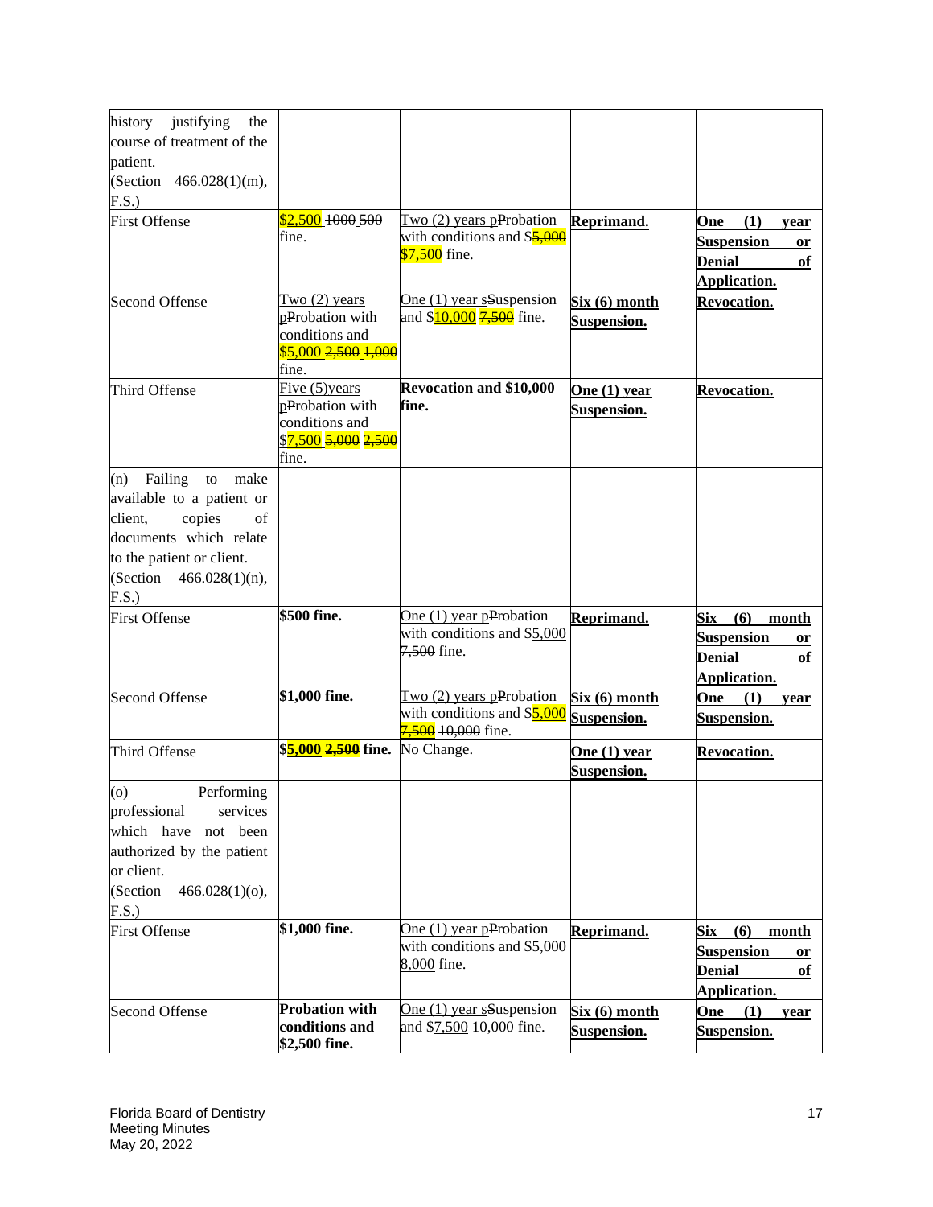| | | | | |
|---|---|---|---|---|
| history justifying the course of treatment of the patient. (Section 466.028(1)(m), F.S.) | | | | |
| First Offense | $2,500 ~~1000~~ ~~500~~ fine. | Two (2) years p~~P~~robation with conditions and $5,000 ~~$7,500~~ fine. | **Reprimand.** | **One (1) year Suspension or Denial of Application.** |
| Second Offense | Two (2) years p~~P~~robation with conditions and $5,000 ~~2,500~~ ~~1,000~~ fine. | One (1) year s~~S~~uspension and $10,000 ~~7,500~~ fine. | **Six (6) month Suspension.** | **Revocation.** |
| Third Offense | Five (5)years p~~P~~robation with conditions and $7,500 ~~5,000~~ ~~2,500~~ fine. | **Revocation and $10,000 fine.** | **One (1) year Suspension.** | **Revocation.** |
| (n) Failing to make available to a patient or client, copies of documents which relate to the patient or client. (Section 466.028(1)(n), F.S.) | | | | |
| First Offense | **$500 fine.** | One (1) year p~~P~~robation with conditions and $5,000 ~~7,500~~ fine. | **Reprimand.** | **Six (6) month Suspension or Denial of Application.** |
| Second Offense | **$1,000 fine.** | Two (2) years p~~P~~robation with conditions and $5,000 ~~7,500~~ ~~10,000~~ fine. | **Six (6) month Suspension.** | **One (1) year Suspension.** |
| Third Offense | **$5,000 ~~2,500~~ fine.** | No Change. | **One (1) year Suspension.** | **Revocation.** |
| (o) Performing professional services which have not been authorized by the patient or client. (Section 466.028(1)(o), F.S.) | | | | |
| First Offense | **$1,000 fine.** | One (1) year p~~P~~robation with conditions and $5,000 ~~8,000~~ fine. | **Reprimand.** | **Six (6) month Suspension or Denial of Application.** |
| Second Offense | **Probation with conditions and $2,500 fine.** | One (1) year s~~S~~uspension and $7,500 ~~10,000~~ fine. | **Six (6) month Suspension.** | **One (1) year Suspension.** |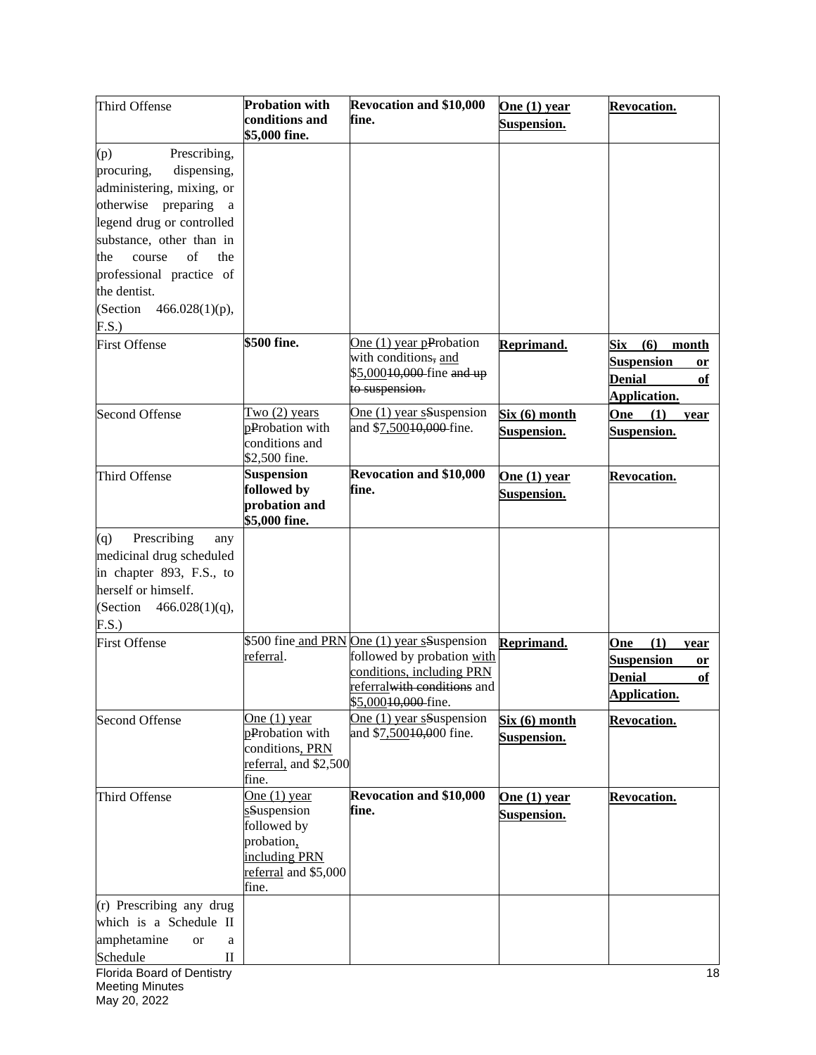| Third Offense | **Probation with conditions and $5,000 fine.** | **Revocation and $10,000 fine.** | **One (1) year Suspension.** | **Revocation.** |
|---|---|---|---|---|
| (p) Prescribing, procuring, dispensing, administering, mixing, or otherwise preparing a legend drug or controlled substance, other than in the course of the professional practice of the dentist. (Section 466.028(1)(p), F.S.) | | | | |
| First Offense | **$500 fine.** | One (1) year pProbation with conditions, and $5,00010,000 fine and up to suspension. | **Reprimand.** | **Six (6) month Suspension or Denial of Application.** |
| Second Offense | Two (2) years pProbation with conditions and $2,500 fine. | One (1) year sSuspension and $7,50010,000 fine. | **Six (6) month Suspension.** | **One (1) year Suspension.** |
| Third Offense | **Suspension followed by probation and $5,000 fine.** | **Revocation and $10,000 fine.** | **One (1) year Suspension.** | **Revocation.** |
| (q) Prescribing any medicinal drug scheduled in chapter 893, F.S., to herself or himself. (Section 466.028(1)(q), F.S.) | | | | |
| First Offense | $500 fine and PRN referral. | One (1) year sSuspension followed by probation with conditions, including PRN referralwith conditions and $5,00010,000 fine. | **Reprimand.** | **One (1) year Suspension or Denial of Application.** |
| Second Offense | One (1) year pProbation with conditions, PRN referral, and $2,500 fine. | One (1) year sSuspension and $7,50010,000 fine. | **Six (6) month Suspension.** | **Revocation.** |
| Third Offense | One (1) year sSuspension followed by probation, including PRN referral and $5,000 fine. | **Revocation and $10,000 fine.** | **One (1) year Suspension.** | **Revocation.** |
| (r) Prescribing any drug which is a Schedule II amphetamine or a Schedule II | | | | |

Florida Board of Dentistry
Meeting Minutes
May 20, 2022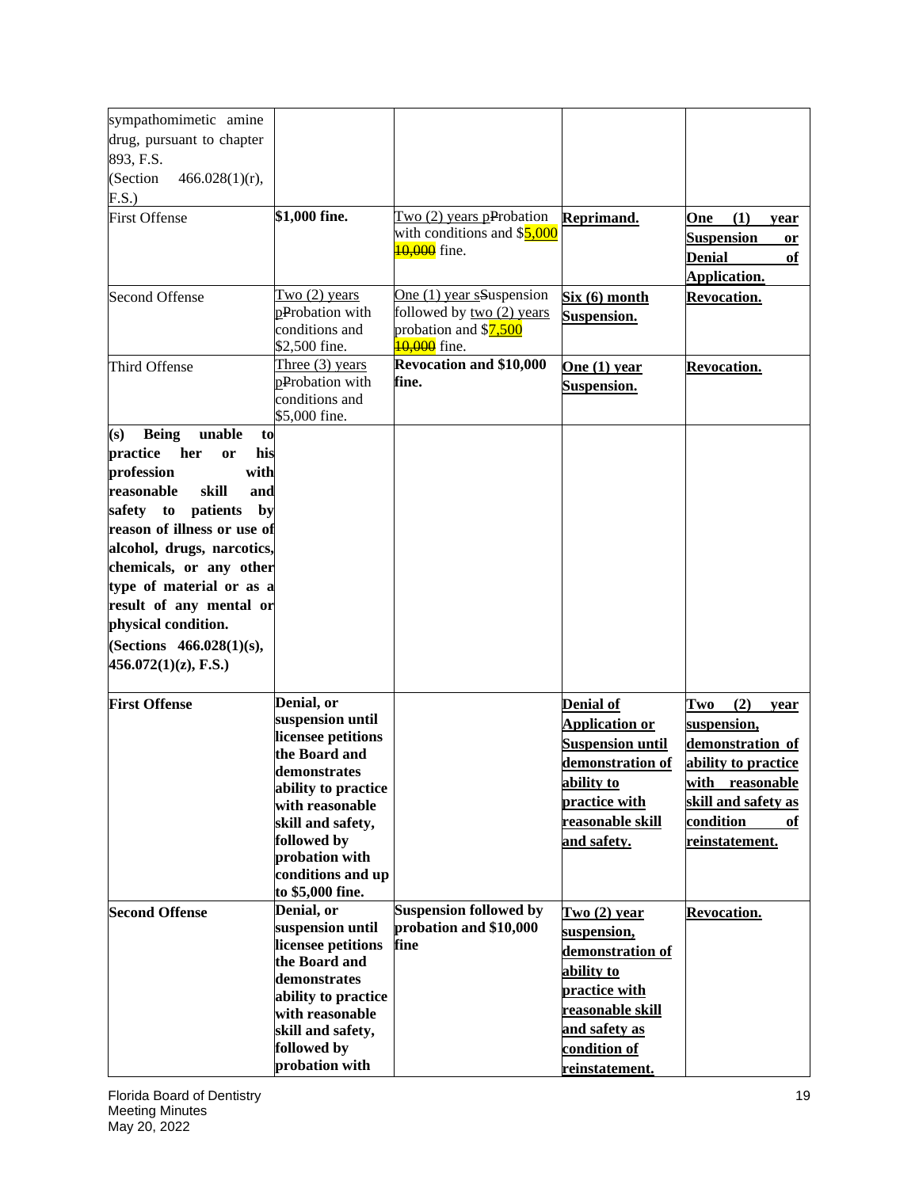| sympathomimetic amine drug, pursuant to chapter 893, F.S. (Section 466.028(1)(r), F.S.) | | | | |
|---|---|---|---|---|
| First Offense | **$1,000 fine.** | Two (2) years pProbation with conditions and $5,000 10,000 fine. | **Reprimand.** | **One (1) year Suspension or Denial of Application.** |
| Second Offense | Two (2) years pProbation with conditions and $2,500 fine. | One (1) year sSuspension followed by two (2) years probation and $7,500 10,000 fine. | **Six (6) month Suspension.** | **Revocation.** |
| Third Offense | Three (3) years pProbation with conditions and $5,000 fine. | **Revocation and $10,000 fine.** | **One (1) year Suspension.** | **Revocation.** |
| **(s) Being unable to practice her or his profession with reasonable skill and safety to patients by reason of illness or use of alcohol, drugs, narcotics, chemicals, or any other type of material or as a result of any mental or physical condition. (Sections 466.028(1)(s), 456.072(1)(z), F.S.)** | | | | |
| **First Offense** | **Denial, or suspension until licensee petitions the Board and demonstrates ability to practice with reasonable skill and safety, followed by probation with conditions and up to $5,000 fine.** | | **Denial of Application or Suspension until demonstration of ability to practice with reasonable skill and safety.** | **Two (2) year suspension, demonstration of ability to practice with reasonable skill and safety as condition of reinstatement.** |
| **Second Offense** | **Denial, or suspension until licensee petitions the Board and demonstrates ability to practice with reasonable skill and safety, followed by probation with** | **Suspension followed by probation and $10,000 fine** | **Two (2) year suspension, demonstration of ability to practice with reasonable skill and safety as condition of reinstatement.** | **Revocation.** |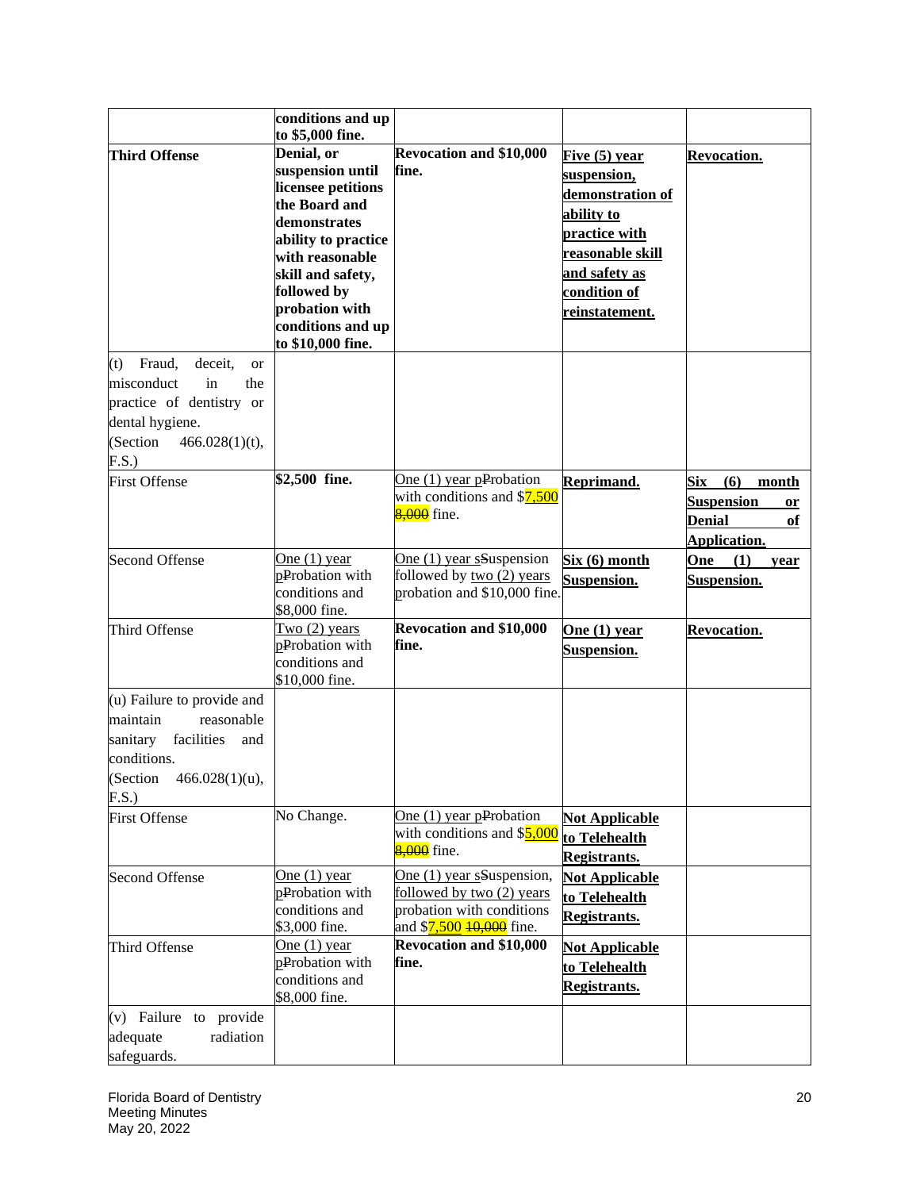| | conditions and up to $5,000 fine. | | | |
|---|---|---|---|---|
| **Third Offense** | **Denial, or suspension until licensee petitions the Board and demonstrates ability to practice with reasonable skill and safety, followed by probation with conditions and up to $10,000 fine.** | **Revocation and $10,000 fine.** | **Five (5) year suspension, demonstration of ability to practice with reasonable skill and safety as condition of reinstatement.** | **Revocation.** |
| (t) Fraud, deceit, or misconduct in the practice of dentistry or dental hygiene. (Section 466.028(1)(t), F.S.) | | | | |
| First Offense | **$2,500 fine.** | One (1) year pProbation with conditions and $7,500 ~~8,000~~ fine. | **Reprimand.** | **Six (6) month Suspension or Denial of Application.** |
| Second Offense | One (1) year pProbation with conditions and $8,000 fine. | One (1) year sSuspension followed by two (2) years probation and $10,000 fine. | **Six (6) month Suspension.** | **One (1) year Suspension.** |
| Third Offense | Two (2) years pProbation with conditions and $10,000 fine. | **Revocation and $10,000 fine.** | **One (1) year Suspension.** | **Revocation.** |
| (u) Failure to provide and maintain reasonable sanitary facilities and conditions. (Section 466.028(1)(u), F.S.) | | | | |
| First Offense | No Change. | One (1) year pProbation with conditions and $5,000 ~~8,000~~ fine. | **Not Applicable to Telehealth Registrants.** | |
| Second Offense | One (1) year pProbation with conditions and $3,000 fine. | One (1) year sSuspension, followed by two (2) years probation with conditions and $7,500 ~~10,000~~ fine. | **Not Applicable to Telehealth Registrants.** | |
| Third Offense | One (1) year pProbation with conditions and $8,000 fine. | **Revocation and $10,000 fine.** | **Not Applicable to Telehealth Registrants.** | |
| (v) Failure to provide adequate radiation safeguards. | | | | |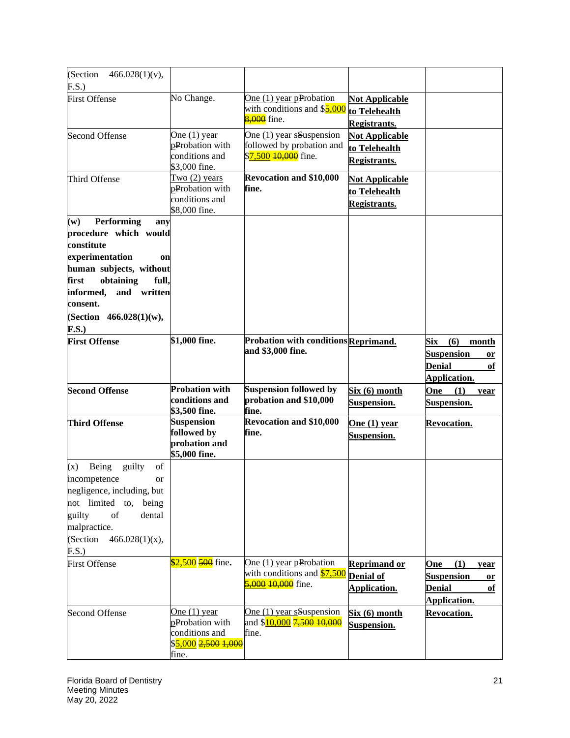| | | | | |
|---|---|---|---|---|
| (Section 466.028(1)(v), F.S.) | | | | |
| First Offense | No Change. | One (1) year pProbation with conditions and $5,000 8,000 fine. | **Not Applicable to Telehealth Registrants.** | |
| Second Offense | One (1) year pProbation with conditions and $3,000 fine. | One (1) year sSuspension followed by probation and $7,500 10,000 fine. | **Not Applicable to Telehealth Registrants.** | |
| Third Offense | Two (2) years pProbation with conditions and $8,000 fine. | **Revocation and $10,000 fine.** | **Not Applicable to Telehealth Registrants.** | |
| **(w) Performing any procedure which would constitute experimentation on human subjects, without first obtaining full, informed, and written consent. (Section 466.028(1)(w), F.S.)** | | | | |
| **First Offense** | **$1,000 fine.** | **Probation with conditions and $3,000 fine.** | **Reprimand.** | **Six (6) month Suspension or Denial of Application.** |
| **Second Offense** | **Probation with conditions and $3,500 fine.** | **Suspension followed by probation and $10,000 fine.** | **Six (6) month Suspension.** | **One (1) year Suspension.** |
| **Third Offense** | **Suspension followed by probation and $5,000 fine.** | **Revocation and $10,000 fine.** | **One (1) year Suspension.** | **Revocation.** |
| (x) Being guilty of incompetence or negligence, including, but not limited to, being guilty of dental malpractice. (Section 466.028(1)(x), F.S.) | | | | |
| First Offense | $2,500 500 fine. | One (1) year pProbation with conditions and $7,500 5,000 10,000 fine. | **Reprimand or Denial of Application.** | **One (1) year Suspension or Denial of Application.** |
| Second Offense | One (1) year pProbation with conditions and $5,000 2,500 1,000 fine. | One (1) year sSuspension and $10,000 7,500 10,000 fine. | **Six (6) month Suspension.** | **Revocation.** |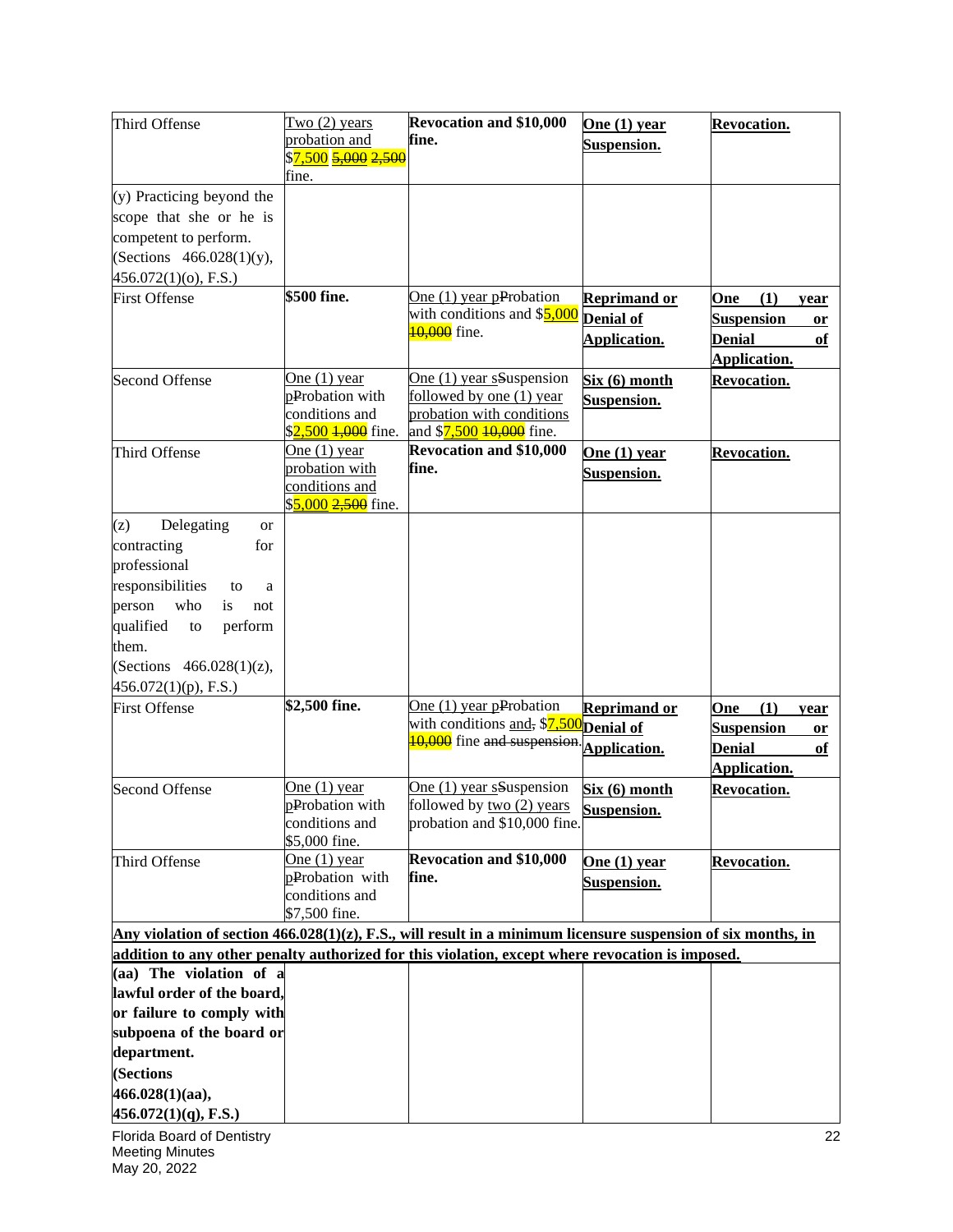| Third Offense | Two (2) years probation and $7,500 5,000 2,500 fine. | **Revocation and $10,000 fine.** | **One (1) year Suspension.** | **Revocation.** |
|---|---|---|---|---|
| (y) Practicing beyond the scope that she or he is competent to perform. (Sections 466.028(1)(y), 456.072(1)(o), F.S.) | | | | |
| First Offense | **$500 fine.** | One (1) year pProbation with conditions and $5,000 10,000 fine. | **Reprimand or Denial of Application.** | **One (1) year Suspension or Denial of Application.** |
| Second Offense | One (1) year pProbation with conditions and $2,500 1,000 fine. | One (1) year sSuspension followed by one (1) year probation with conditions and $7,500 10,000 fine. | **Six (6) month Suspension.** | **Revocation.** |
| Third Offense | One (1) year probation with conditions and $5,000 2,500 fine. | **Revocation and $10,000 fine.** | **One (1) year Suspension.** | **Revocation.** |
| (z) Delegating or contracting for professional responsibilities to a person who is not qualified to perform them. (Sections 466.028(1)(z), 456.072(1)(p), F.S.) | | | | |
| First Offense | **$2,500 fine.** | One (1) year pProbation with conditions and, $7,500 10,000 fine and suspension. | **Reprimand or Denial of Application.** | **One (1) year Suspension or Denial of Application.** |
| Second Offense | One (1) year pProbation with conditions and $5,000 fine. | One (1) year sSuspension followed by two (2) years probation and $10,000 fine. | **Six (6) month Suspension.** | **Revocation.** |
| Third Offense | One (1) year pProbation with conditions and $7,500 fine. | **Revocation and $10,000 fine.** | **One (1) year Suspension.** | **Revocation.** |
| **Any violation of section 466.028(1)(z), F.S., will result in a minimum licensure suspension of six months, in addition to any other penalty authorized for this violation, except where revocation is imposed.** | | | | |
| **(aa) The violation of a lawful order of the board, or failure to comply with subpoena of the board or department. (Sections 466.028(1)(aa), 456.072(1)(q), F.S.)** | | | | |

Florida Board of Dentistry
Meeting Minutes
May 20, 2022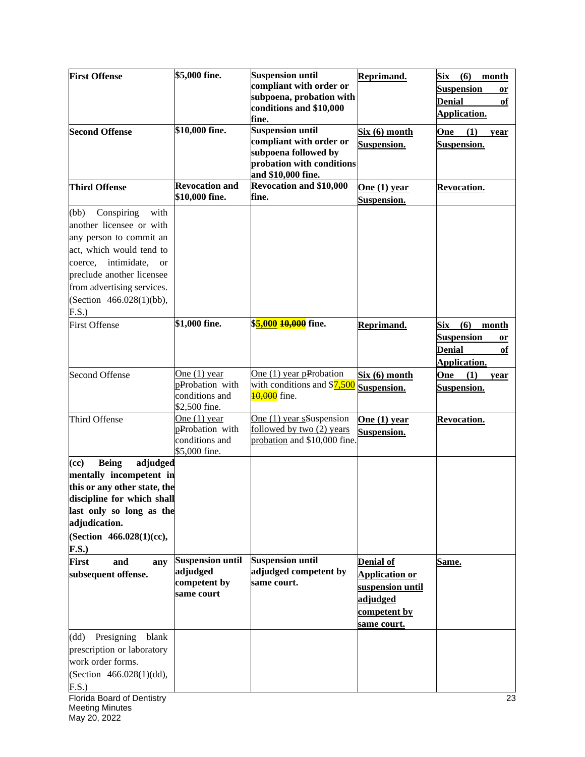| | | | | |
|---|---|---|---|---|
| **First Offense** | **$5,000 fine.** | **Suspension until compliant with order or subpoena, probation with conditions and $10,000 fine.** | **Reprimand.** | **Six (6) month Suspension or Denial of Application.** |
| **Second Offense** | **$10,000 fine.** | **Suspension until compliant with order or subpoena followed by probation with conditions and $10,000 fine.** | **Six (6) month Suspension.** | **One (1) year Suspension.** |
| **Third Offense** | **Revocation and $10,000 fine.** | **Revocation and $10,000 fine.** | **One (1) year Suspension.** | **Revocation.** |
| (bb) Conspiring with another licensee or with any person to commit an act, which would tend to coerce, intimidate, or preclude another licensee from advertising services. (Section 466.028(1)(bb), F.S.) | | | | |
| First Offense | **$1,000 fine.** | **$5,000 ~~10,000~~ fine.** | **Reprimand.** | **Six (6) month Suspension or Denial of Application.** |
| Second Offense | One (1) year p~~P~~robation with conditions and $2,500 fine. | One (1) year p~~P~~robation with conditions and $7,500 ~~10,000~~ fine. | **Six (6) month Suspension.** | **One (1) year Suspension.** |
| Third Offense | One (1) year p~~P~~robation with conditions and $5,000 fine. | One (1) year s~~S~~uspension followed by two (2) years probation and $10,000 fine. | **One (1) year Suspension.** | **Revocation.** |
| **(cc) Being adjudged mentally incompetent in this or any other state, the discipline for which shall last only so long as the adjudication. (Section 466.028(1)(cc), F.S.)** | | | | |
| **First and any subsequent offense.** | **Suspension until adjudged competent by same court** | **Suspension until adjudged competent by same court.** | **Denial of Application or suspension until adjudged competent by same court.** | **Same.** |
| (dd) Presigning blank prescription or laboratory work order forms. (Section 466.028(1)(dd), F.S.) | | | | |

Florida Board of Dentistry
Meeting Minutes
May 20, 2022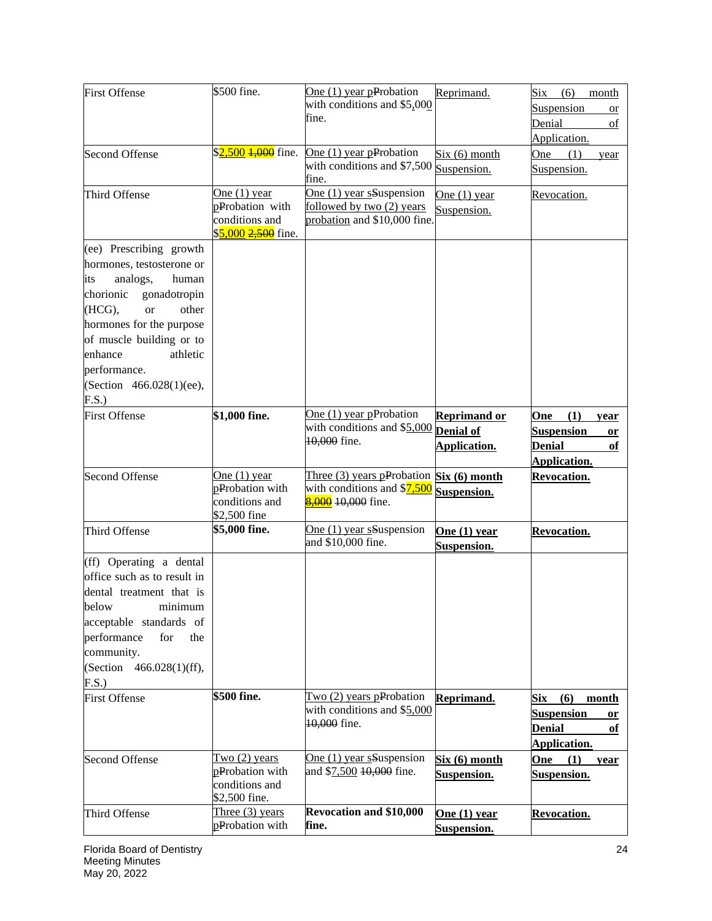| First Offense | $500 fine. | One (1) year pProbation with conditions and $5,000 fine. | Reprimand. | Six (6) month Suspension or Denial of Application. |
|---|---|---|---|---|
| Second Offense | $2,500 ~~1,000~~ fine. | One (1) year pProbation with conditions and $7,500 fine. | Six (6) month Suspension. | One (1) year Suspension. |
| Third Offense | One (1) year pProbation with conditions and $5,000 ~~2,500~~ fine. | One (1) year sSuspension followed by two (2) years probation and $10,000 fine. | One (1) year Suspension. | Revocation. |
| (ee) Prescribing growth hormones, testosterone or its analogs, human chorionic gonadotropin (HCG), or other hormones for the purpose of muscle building or to enhance athletic performance. (Section 466.028(1)(ee), F.S.) | | | | |
| First Offense | **$1,000 fine.** | One (1) year pProbation with conditions and $5,000 ~~10,000~~ fine. | **Reprimand or Denial of Application.** | **One (1) year Suspension or Denial of Application.** |
| Second Offense | One (1) year pProbation with conditions and $2,500 fine | Three (3) years pProbation with conditions and $7,500 ~~8,000~~ ~~10,000~~ fine. | **Six (6) month Suspension.** | **Revocation.** |
| Third Offense | **$5,000 fine.** | One (1) year sSuspension and $10,000 fine. | **One (1) year Suspension.** | **Revocation.** |
| (ff) Operating a dental office such as to result in dental treatment that is below minimum acceptable standards of performance for the community. (Section 466.028(1)(ff), F.S.) | | | | |
| First Offense | **$500 fine.** | Two (2) years pProbation with conditions and $5,000 ~~10,000~~ fine. | **Reprimand.** | **Six (6) month Suspension or Denial of Application.** |
| Second Offense | Two (2) years pProbation with conditions and $2,500 fine. | One (1) year sSuspension and $7,500 ~~10,000~~ fine. | **Six (6) month Suspension.** | **One (1) year Suspension.** |
| Third Offense | Three (3) years pProbation with | **Revocation and $10,000 fine.** | **One (1) year Suspension.** | **Revocation.** |

Florida Board of Dentistry
Meeting Minutes
May 20, 2022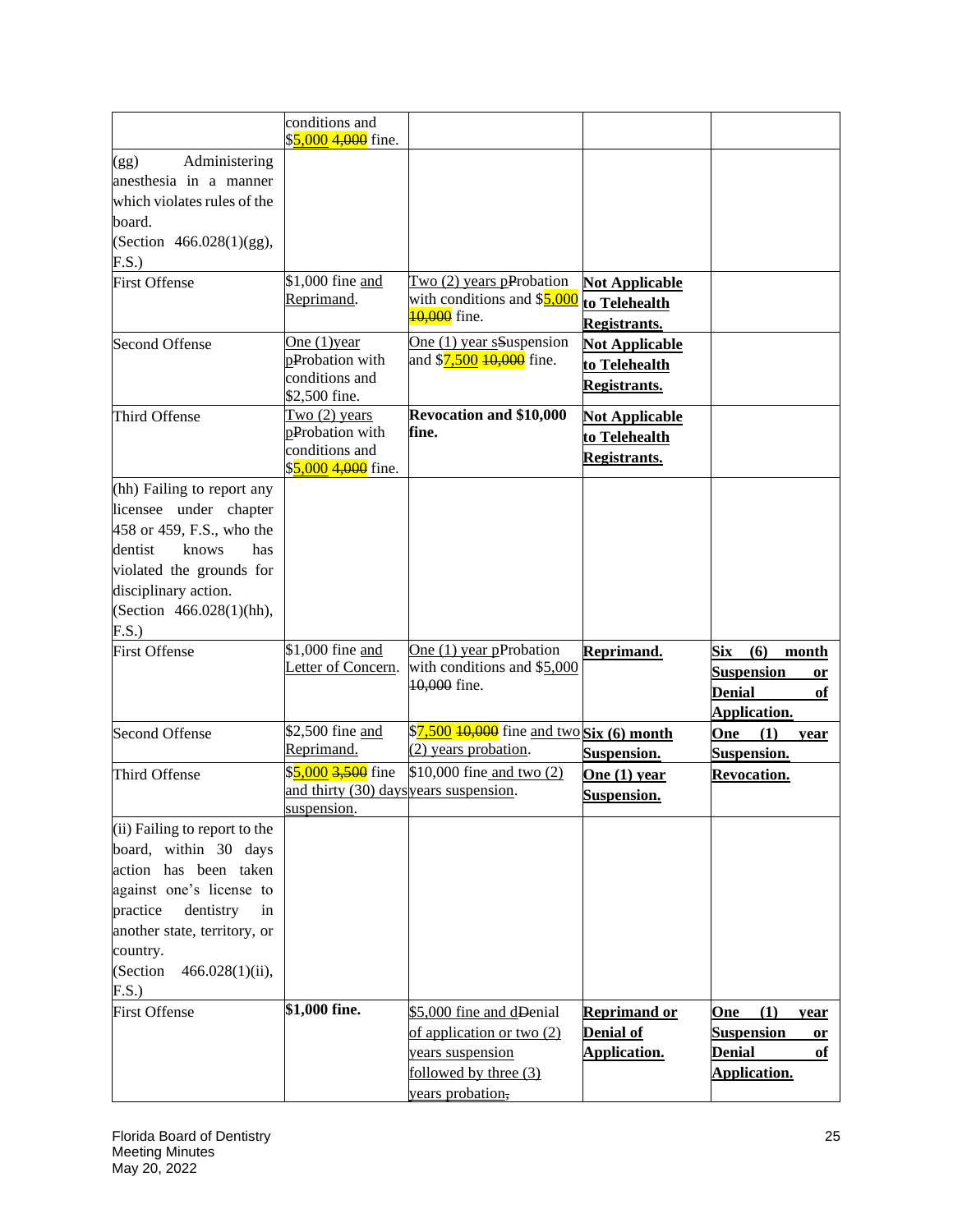| | | | | |
|---|---|---|---|---|
| | conditions and $5,000 4,000 fine. | | | |
| (gg) Administering anesthesia in a manner which violates rules of the board. (Section 466.028(1)(gg), F.S.) | | | | |
| First Offense | $1,000 fine and Reprimand. | Two (2) years pProbation with conditions and $5,000 10,000 fine. | **Not Applicable to Telehealth Registrants.** | |
| Second Offense | One (1)year pProbation with conditions and $2,500 fine. | One (1) year sSuspension and $7,500 10,000 fine. | **Not Applicable to Telehealth Registrants.** | |
| Third Offense | Two (2) years pProbation with conditions and $5,000 4,000 fine. | **Revocation and $10,000 fine.** | **Not Applicable to Telehealth Registrants.** | |
| (hh) Failing to report any licensee under chapter 458 or 459, F.S., who the dentist knows has violated the grounds for disciplinary action. (Section 466.028(1)(hh), F.S.) | | | | |
| First Offense | $1,000 fine and Letter of Concern. | One (1) year pProbation with conditions and $5,000 10,000 fine. | **Reprimand.** | **Six (6) month Suspension or Denial of Application.** |
| Second Offense | $2,500 fine and Reprimand. | $7,500 10,000 fine and two (2) years probation. | **Six (6) month Suspension.** | **One (1) year Suspension.** |
| Third Offense | $5,000 3,500 fine and thirty (30) days suspension. | $10,000 fine and two (2) years suspension. | **One (1) year Suspension.** | **Revocation.** |
| (ii) Failing to report to the board, within 30 days action has been taken against one's license to practice dentistry in another state, territory, or country. (Section 466.028(1)(ii), F.S.) | | | | |
| First Offense | **$1,000 fine.** | $5,000 fine and dDenial of application or two (2) years suspension followed by three (3) years probation, | **Reprimand or Denial of Application.** | **One (1) year Suspension or Denial of Application.** |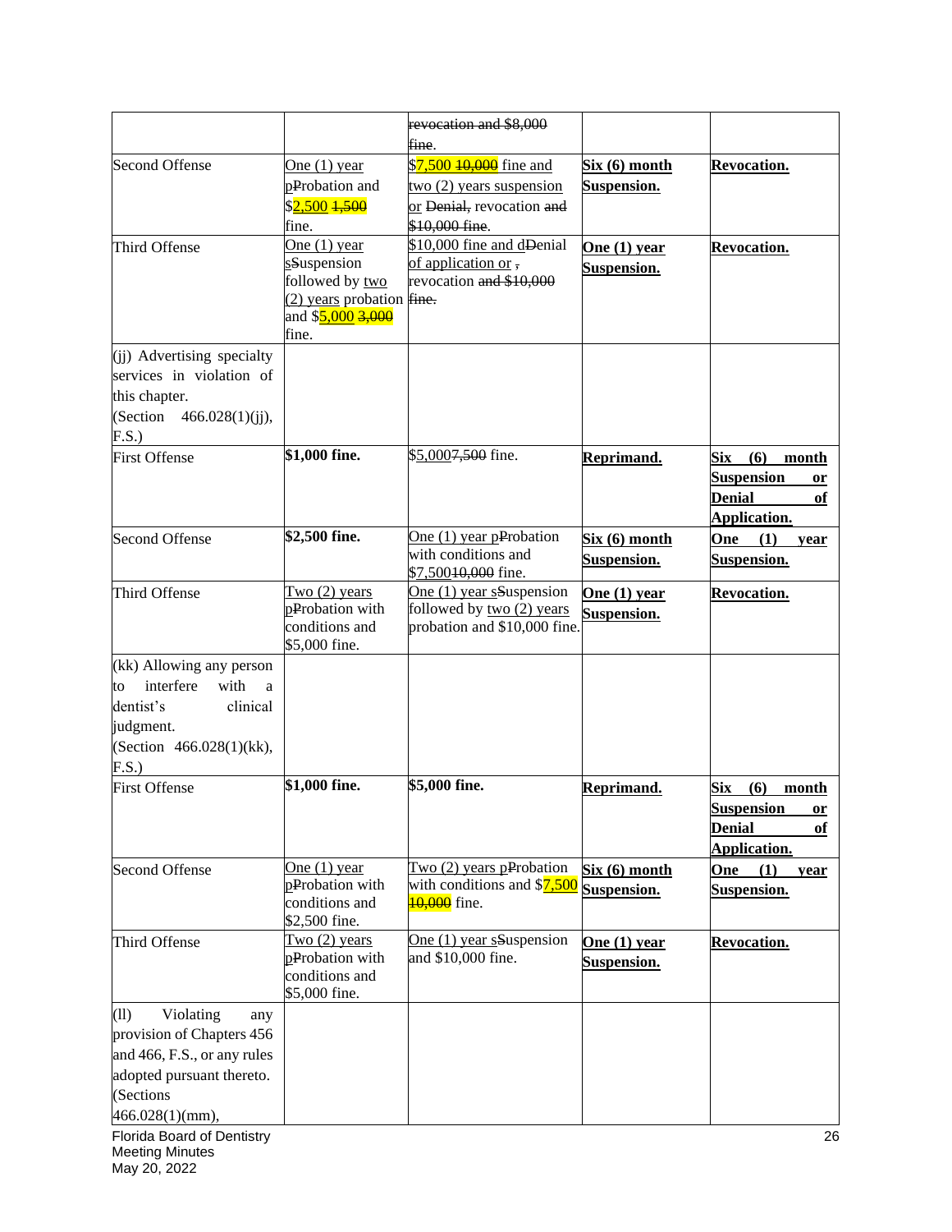| | | | | |
|---|---|---|---|---|
| | | ~~revocation and $8,000 fine~~. | | |
| Second Offense | One (1) year ~~P~~probation and $2,500 ~~1,500~~ fine. | $7,500 ~~10,000~~ fine and two (2) years suspension or ~~Denial,~~ revocation ~~and $10,000 fine~~. | **Six (6) month Suspension.** | **Revocation.** |
| Third Offense | One (1) year s~~S~~uspension followed by two (2) years probation and $5,000 ~~3,000~~ fine. | $10,000 fine and d~~D~~enial of application or ~~,~~ revocation ~~and $10,000 fine.~~ | **One (1) year Suspension.** | **Revocation.** |
| (jj) Advertising specialty services in violation of this chapter. (Section 466.028(1)(jj), F.S.) | | | | |
| First Offense | **$1,000 fine.** | $5,000~~7,500~~ fine. | **Reprimand.** | **Six (6) month Suspension or Denial of Application.** |
| Second Offense | **$2,500 fine.** | One (1) year p~~P~~robation with conditions and $7,500~~10,000~~ fine. | **Six (6) month Suspension.** | **One (1) year Suspension.** |
| Third Offense | Two (2) years p~~P~~robation with conditions and $5,000 fine. | One (1) year s~~S~~uspension followed by two (2) years probation and $10,000 fine. | **One (1) year Suspension.** | **Revocation.** |
| (kk) Allowing any person to interfere with a dentist's clinical judgment. (Section 466.028(1)(kk), F.S.) | | | | |
| First Offense | **$1,000 fine.** | **$5,000 fine.** | **Reprimand.** | **Six (6) month Suspension or Denial of Application.** |
| Second Offense | One (1) year p~~P~~robation with conditions and $2,500 fine. | Two (2) years p~~P~~robation with conditions and $7,500 ~~10,000~~ fine. | **Six (6) month Suspension.** | **One (1) year Suspension.** |
| Third Offense | Two (2) years p~~P~~robation with conditions and $5,000 fine. | One (1) year s~~S~~uspension and $10,000 fine. | **One (1) year Suspension.** | **Revocation.** |
| (ll) Violating any provision of Chapters 456 and 466, F.S., or any rules adopted pursuant thereto. (Sections 466.028(1)(mm), | | | | |

Florida Board of Dentistry
Meeting Minutes
May 20, 2022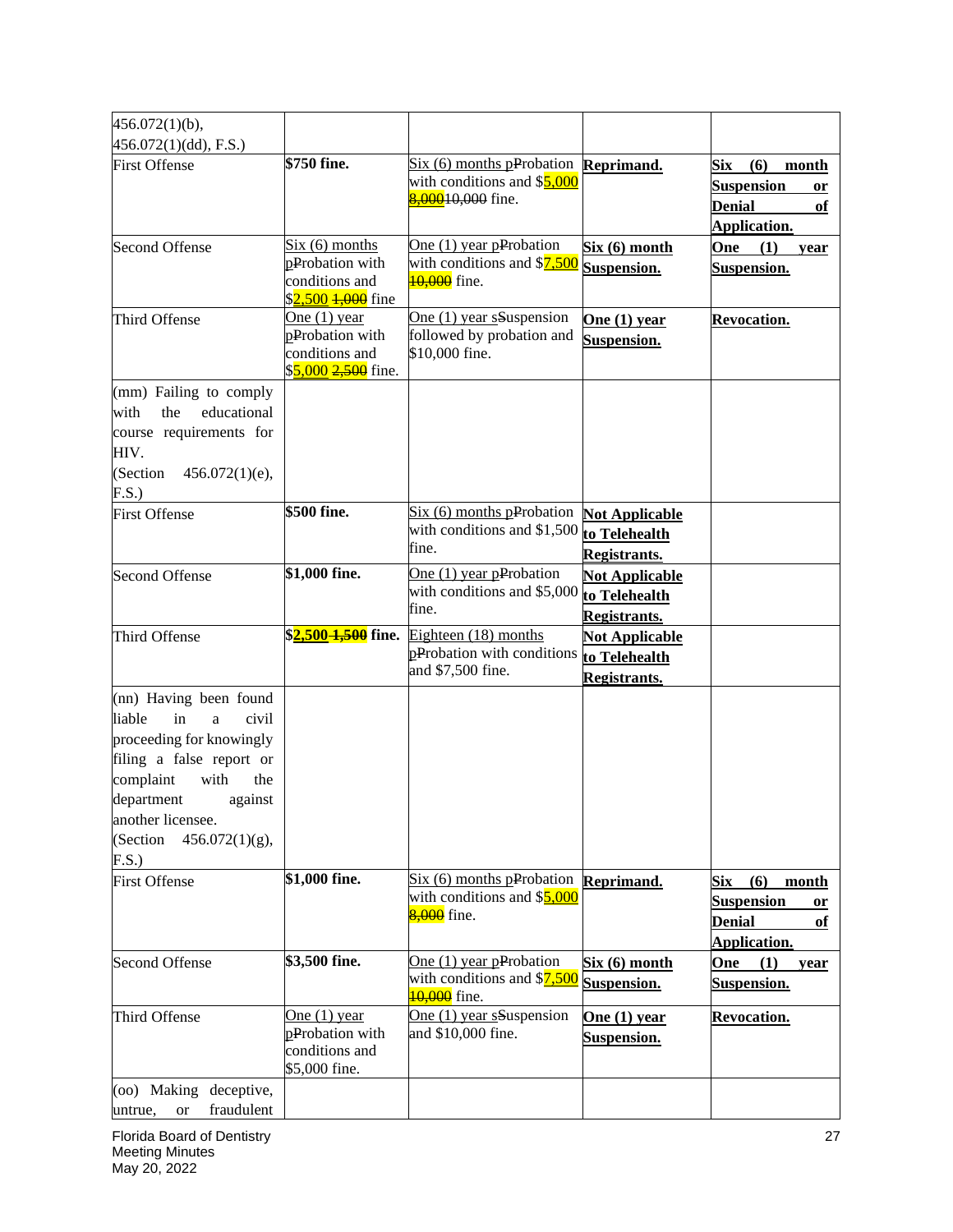| | | | | |
|---|---|---|---|---|
| 456.072(1)(b), 456.072(1)(dd), F.S.) | | | | |
| First Offense | **$750 fine.** | Six (6) months pProbation with conditions and $5,000 8,00010,000 fine. | **Reprimand.** | **Six (6) month Suspension or Denial of Application.** |
| Second Offense | Six (6) months pProbation with conditions and $2,500 1,000 fine | One (1) year pProbation with conditions and $7,500 10,000 fine. | **Six (6) month Suspension.** | **One (1) year Suspension.** |
| Third Offense | One (1) year pProbation with conditions and $5,000 2,500 fine. | One (1) year sSuspension followed by probation and $10,000 fine. | **One (1) year Suspension.** | **Revocation.** |
| (mm) Failing to comply with the educational course requirements for HIV. (Section 456.072(1)(e), F.S.) | | | | |
| First Offense | **$500 fine.** | Six (6) months pProbation with conditions and $1,500 fine. | **Not Applicable to Telehealth Registrants.** | |
| Second Offense | **$1,000 fine.** | One (1) year pProbation with conditions and $5,000 fine. | **Not Applicable to Telehealth Registrants.** | |
| Third Offense | **$2,500 1,500 fine.** | Eighteen (18) months pProbation with conditions and $7,500 fine. | **Not Applicable to Telehealth Registrants.** | |
| (nn) Having been found liable in a civil proceeding for knowingly filing a false report or complaint with the department against another licensee. (Section 456.072(1)(g), F.S.) | | | | |
| First Offense | **$1,000 fine.** | Six (6) months pProbation with conditions and $5,000 8,000 fine. | **Reprimand.** | **Six (6) month Suspension or Denial of Application.** |
| Second Offense | **$3,500 fine.** | One (1) year pProbation with conditions and $7,500 10,000 fine. | **Six (6) month Suspension.** | **One (1) year Suspension.** |
| Third Offense | One (1) year pProbation with conditions and $5,000 fine. | One (1) year sSuspension and $10,000 fine. | **One (1) year Suspension.** | **Revocation.** |
| (oo) Making deceptive, untrue, or fraudulent | | | | |

Florida Board of Dentistry
Meeting Minutes
May 20, 2022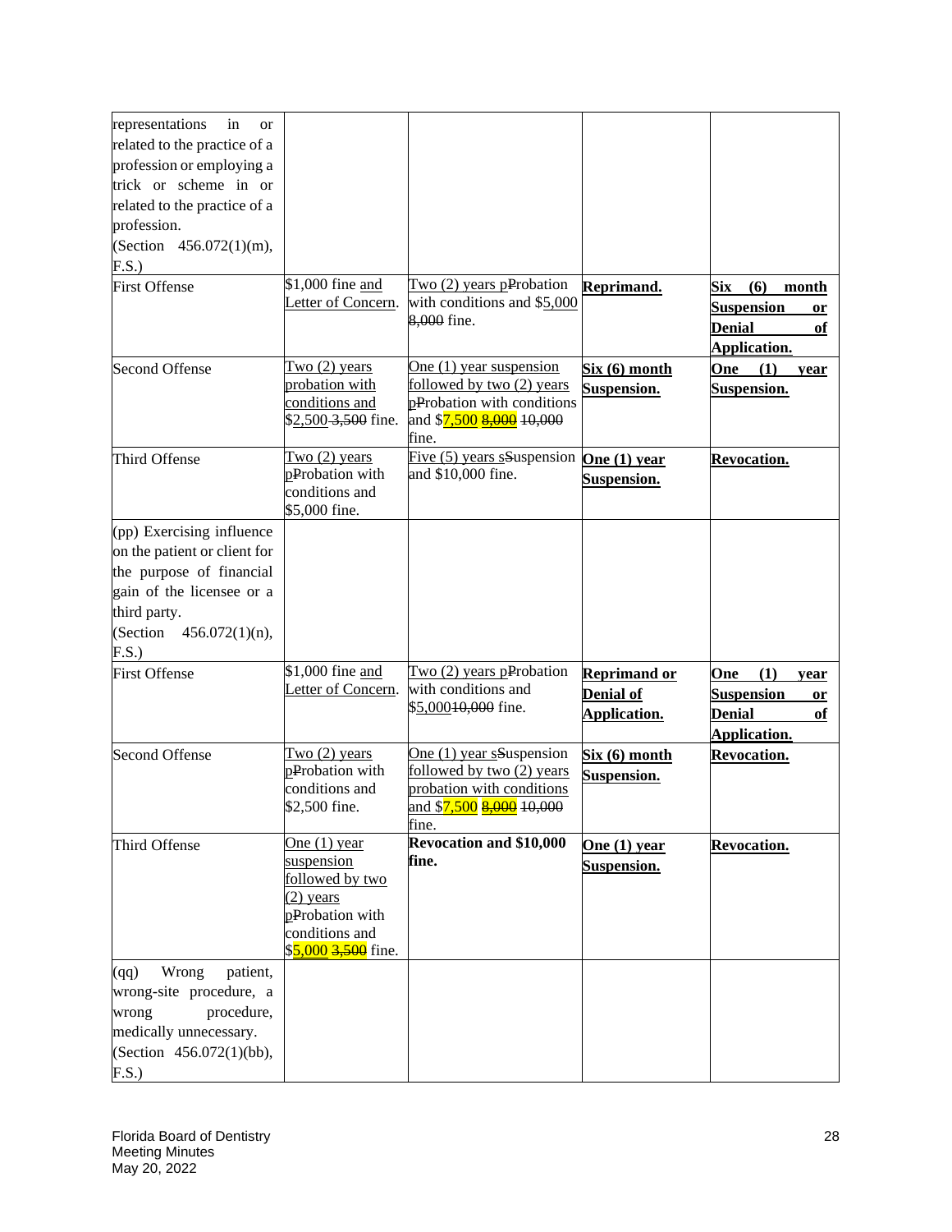| representations in or related to the practice of a profession or employing a trick or scheme in or related to the practice of a profession. (Section 456.072(1)(m), F.S.) | | | | |
|---|---|---|---|---|
| First Offense | $1,000 fine and Letter of Concern. | Two (2) years pProbation with conditions and $5,000 8,000 fine. | **Reprimand.** | **Six (6) month Suspension or Denial of Application.** |
| Second Offense | Two (2) years probation with conditions and $2,500 3,500 fine. | One (1) year suspension followed by two (2) years pProbation with conditions and $7,500 8,000 10,000 fine. | **Six (6) month Suspension.** | **One (1) year Suspension.** |
| Third Offense | Two (2) years pProbation with conditions and $5,000 fine. | Five (5) years sSuspension and $10,000 fine. | **One (1) year Suspension.** | **Revocation.** |
| (pp) Exercising influence on the patient or client for the purpose of financial gain of the licensee or a third party. (Section 456.072(1)(n), F.S.) | | | | |
| First Offense | $1,000 fine and Letter of Concern. | Two (2) years pProbation with conditions and $5,00010,000 fine. | **Reprimand or Denial of Application.** | **One (1) year Suspension or Denial of Application.** |
| Second Offense | Two (2) years pProbation with conditions and $2,500 fine. | One (1) year sSuspension followed by two (2) years probation with conditions and $7,500 8,000 10,000 fine. | **Six (6) month Suspension.** | **Revocation.** |
| Third Offense | One (1) year suspension followed by two (2) years pProbation with conditions and $5,000 3,500 fine. | **Revocation and $10,000 fine.** | **One (1) year Suspension.** | **Revocation.** |
| (qq) Wrong patient, wrong-site procedure, a wrong procedure, medically unnecessary. (Section 456.072(1)(bb), F.S.) | | | | |

Florida Board of Dentistry
Meeting Minutes
May 20, 2022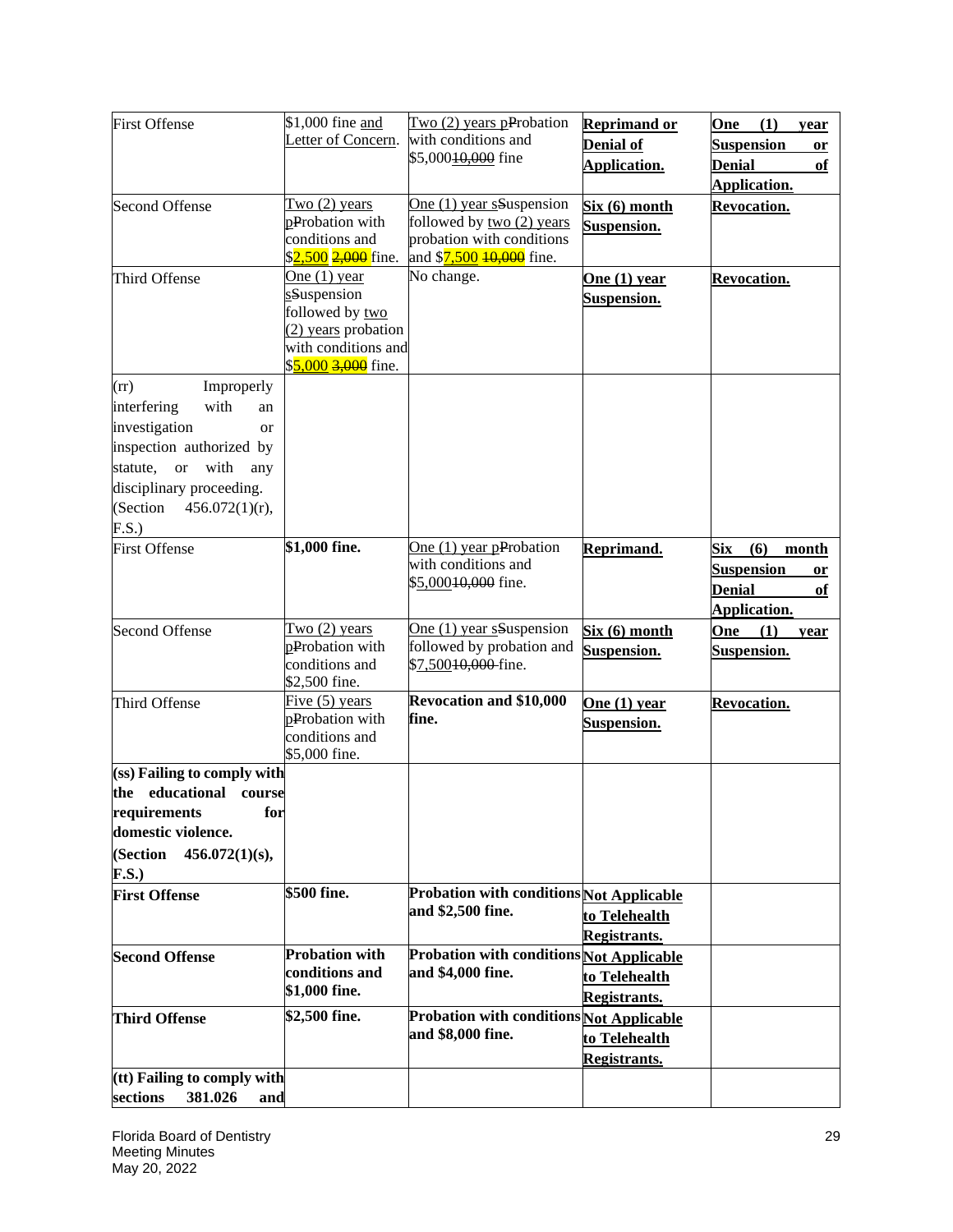| | | | | |
|---|---|---|---|---|
| First Offense | $1,000 fine and Letter of Concern. | Two (2) years pProbation with conditions and $5,00010,000 fine | **Reprimand or Denial of Application.** | **One (1) year Suspension or Denial of Application.** |
| Second Offense | Two (2) years pProbation with conditions and $2,500 2,000 fine. | One (1) year sSuspension followed by two (2) years probation with conditions and $7,500 10,000 fine. | **Six (6) month Suspension.** | **Revocation.** |
| Third Offense | One (1) year sSuspension followed by two (2) years probation with conditions and $5,000 3,000 fine. | No change. | **One (1) year Suspension.** | **Revocation.** |
| (rr) Improperly interfering with an investigation or inspection authorized by statute, or with any disciplinary proceeding. (Section 456.072(1)(r), F.S.) | | | | |
| First Offense | **$1,000 fine.** | One (1) year pProbation with conditions and $5,00010,000 fine. | **Reprimand.** | **Six (6) month Suspension or Denial of Application.** |
| Second Offense | Two (2) years pProbation with conditions and $2,500 fine. | One (1) year sSuspension followed by probation and $7,50010,000 fine. | **Six (6) month Suspension.** | **One (1) year Suspension.** |
| Third Offense | Five (5) years pProbation with conditions and $5,000 fine. | **Revocation and $10,000 fine.** | **One (1) year Suspension.** | **Revocation.** |
| **(ss) Failing to comply with the educational course requirements for domestic violence. (Section 456.072(1)(s), F.S.)** | | | | |
| **First Offense** | **$500 fine.** | **Probation with conditions and $2,500 fine.** | **Not Applicable to Telehealth Registrants.** | |
| **Second Offense** | **Probation with conditions and $1,000 fine.** | **Probation with conditions and $4,000 fine.** | **Not Applicable to Telehealth Registrants.** | |
| **Third Offense** | **$2,500 fine.** | **Probation with conditions and $8,000 fine.** | **Not Applicable to Telehealth Registrants.** | |
| **(tt) Failing to comply with sections 381.026 and** | | | | |

Florida Board of Dentistry
Meeting Minutes
May 20, 2022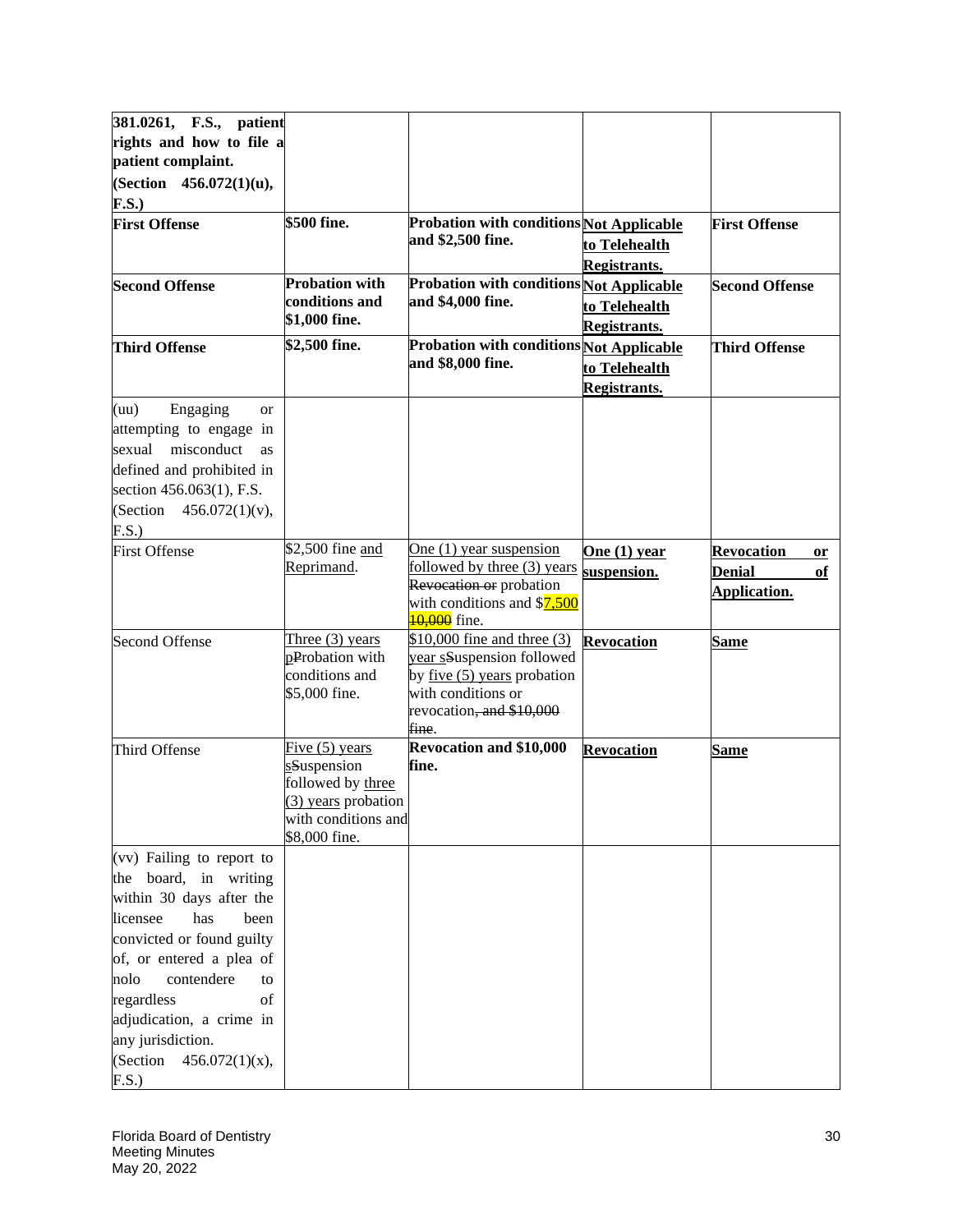| | | | | |
|---|---|---|---|---|
| **381.0261, F.S., patient rights and how to file a patient complaint. (Section 456.072(1)(u), F.S.)** | | | | |
| **First Offense** | **$500 fine.** | **Probation with conditions and $2,500 fine.** | **Not Applicable to Telehealth Registrants.** | **First Offense** |
| **Second Offense** | **Probation with conditions and $1,000 fine.** | **Probation with conditions and $4,000 fine.** | **Not Applicable to Telehealth Registrants.** | **Second Offense** |
| **Third Offense** | **$2,500 fine.** | **Probation with conditions and $8,000 fine.** | **Not Applicable to Telehealth Registrants.** | **Third Offense** |
| (uu) Engaging or attempting to engage in sexual misconduct as defined and prohibited in section 456.063(1), F.S. (Section 456.072(1)(v), F.S.) | | | | |
| First Offense | $2,500 fine and Reprimand. | One (1) year suspension followed by three (3) years ~~Revocation or~~ probation with conditions and $7,500 ~~10,000~~ fine. | **One (1) year suspension.** | **Revocation or Denial of Application.** |
| Second Offense | Three (3) years p~~P~~robation with conditions and $5,000 fine. | $10,000 fine and three (3) year s~~S~~uspension followed by five (5) years probation with conditions or revocation~~, and $10,000 fine~~. | **Revocation** | **Same** |
| Third Offense | Five (5) years s~~S~~uspension followed by three (3) years probation with conditions and $8,000 fine. | **Revocation and $10,000 fine.** | **Revocation** | **Same** |
| (vv) Failing to report to the board, in writing within 30 days after the licensee has been convicted or found guilty of, or entered a plea of nolo contendere to regardless of adjudication, a crime in any jurisdiction. (Section 456.072(1)(x), F.S.) | | | | |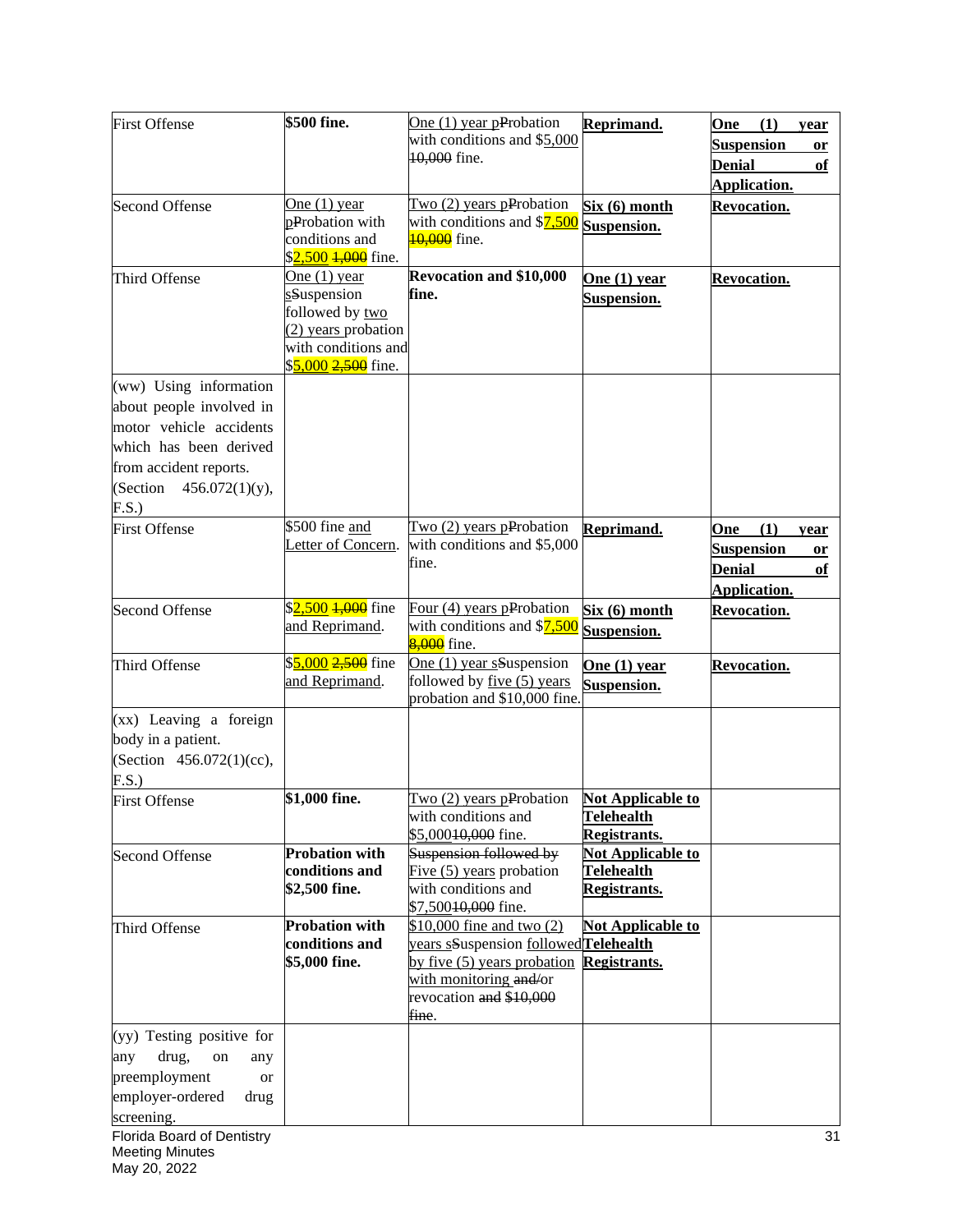| First Offense | **$500 fine.** | One (1) year pProbation with conditions and $5,000 10,000 fine. | **Reprimand.** | **One (1) year Suspension or Denial of Application.** |
|---|---|---|---|---|
| Second Offense | One (1) year pProbation with conditions and $2,500 1,000 fine. | Two (2) years pProbation with conditions and $7,500 10,000 fine. | **Six (6) month Suspension.** | **Revocation.** |
| Third Offense | One (1) year sSuspension followed by two (2) years probation with conditions and $5,000 2,500 fine. | **Revocation and $10,000 fine.** | **One (1) year Suspension.** | **Revocation.** |
| (ww) Using information about people involved in motor vehicle accidents which has been derived from accident reports. (Section 456.072(1)(y), F.S.) | | | | |
| First Offense | $500 fine and Letter of Concern. | Two (2) years pProbation with conditions and $5,000 fine. | **Reprimand.** | **One (1) year Suspension or Denial of Application.** |
| Second Offense | $2,500 1,000 fine and Reprimand. | Four (4) years pProbation with conditions and $7,500 8,000 fine. | **Six (6) month Suspension.** | **Revocation.** |
| Third Offense | $5,000 2,500 fine and Reprimand. | One (1) year sSuspension followed by five (5) years probation and $10,000 fine. | **One (1) year Suspension.** | **Revocation.** |
| (xx) Leaving a foreign body in a patient. (Section 456.072(1)(cc), F.S.) | | | | |
| First Offense | **$1,000 fine.** | Two (2) years pProbation with conditions and $5,00010,000 fine. | **Not Applicable to Telehealth Registrants.** | |
| Second Offense | **Probation with conditions and $2,500 fine.** | Suspension followed by Five (5) years probation with conditions and $7,50010,000 fine. | **Not Applicable to Telehealth Registrants.** | |
| Third Offense | **Probation with conditions and $5,000 fine.** | $10,000 fine and two (2) years sSuspension followed by five (5) years probation with monitoring and/or revocation and $10,000 fine. | **Not Applicable to Telehealth Registrants.** | |
| (yy) Testing positive for any drug, on any preemployment or employer-ordered drug screening. | | | | |

Florida Board of Dentistry
Meeting Minutes
May 20, 2022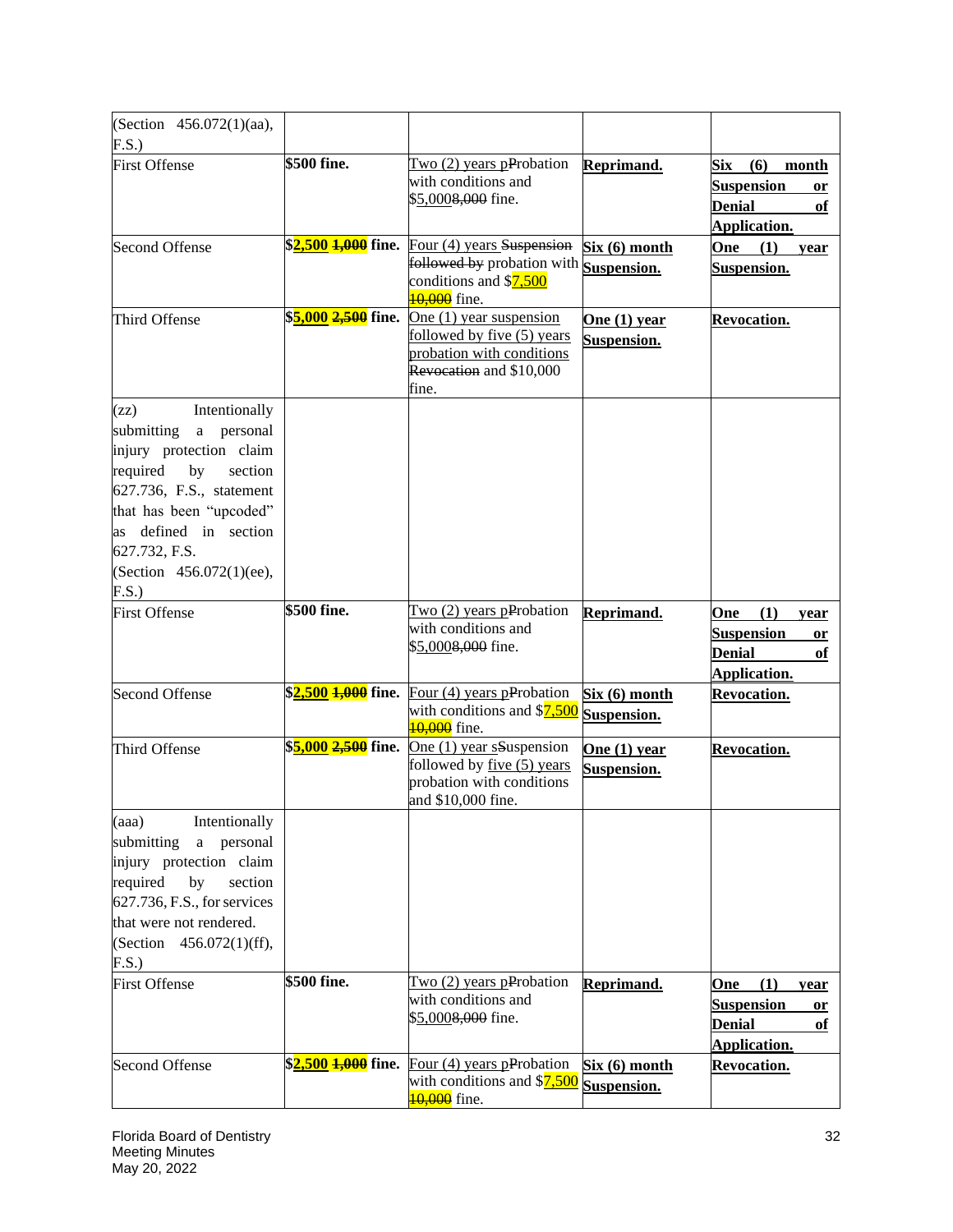| | | | | |
|---|---|---|---|---|
| (Section 456.072(1)(aa), F.S.) | | | | |
| First Offense | **$500 fine.** | Two (2) years pProbation with conditions and $5,0008,000 fine. | **Reprimand.** | **Six (6) month Suspension or Denial of Application.** |
| Second Offense | **$2,500 1,000 fine.** | Four (4) years Suspension followed by probation with conditions and $7,500 10,000 fine. | **Six (6) month Suspension.** | **One (1) year Suspension.** |
| Third Offense | **$5,000 2,500 fine.** | One (1) year suspension followed by five (5) years probation with conditions Revocation and $10,000 fine. | **One (1) year Suspension.** | **Revocation.** |
| (zz) Intentionally submitting a personal injury protection claim required by section 627.736, F.S., statement that has been "upcoded" as defined in section 627.732, F.S. (Section 456.072(1)(ee), F.S.) | | | | |
| First Offense | **$500 fine.** | Two (2) years pProbation with conditions and $5,0008,000 fine. | **Reprimand.** | **One (1) year Suspension or Denial of Application.** |
| Second Offense | **$2,500 1,000 fine.** | Four (4) years pProbation with conditions and $7,500 10,000 fine. | **Six (6) month Suspension.** | **Revocation.** |
| Third Offense | **$5,000 2,500 fine.** | One (1) year sSuspension followed by five (5) years probation with conditions and $10,000 fine. | **One (1) year Suspension.** | **Revocation.** |
| (aaa) Intentionally submitting a personal injury protection claim required by section 627.736, F.S., for services that were not rendered. (Section 456.072(1)(ff), F.S.) | | | | |
| First Offense | **$500 fine.** | Two (2) years pProbation with conditions and $5,0008,000 fine. | **Reprimand.** | **One (1) year Suspension or Denial of Application.** |
| Second Offense | **$2,500 1,000 fine.** | Four (4) years pProbation with conditions and $7,500 10,000 fine. | **Six (6) month Suspension.** | **Revocation.** |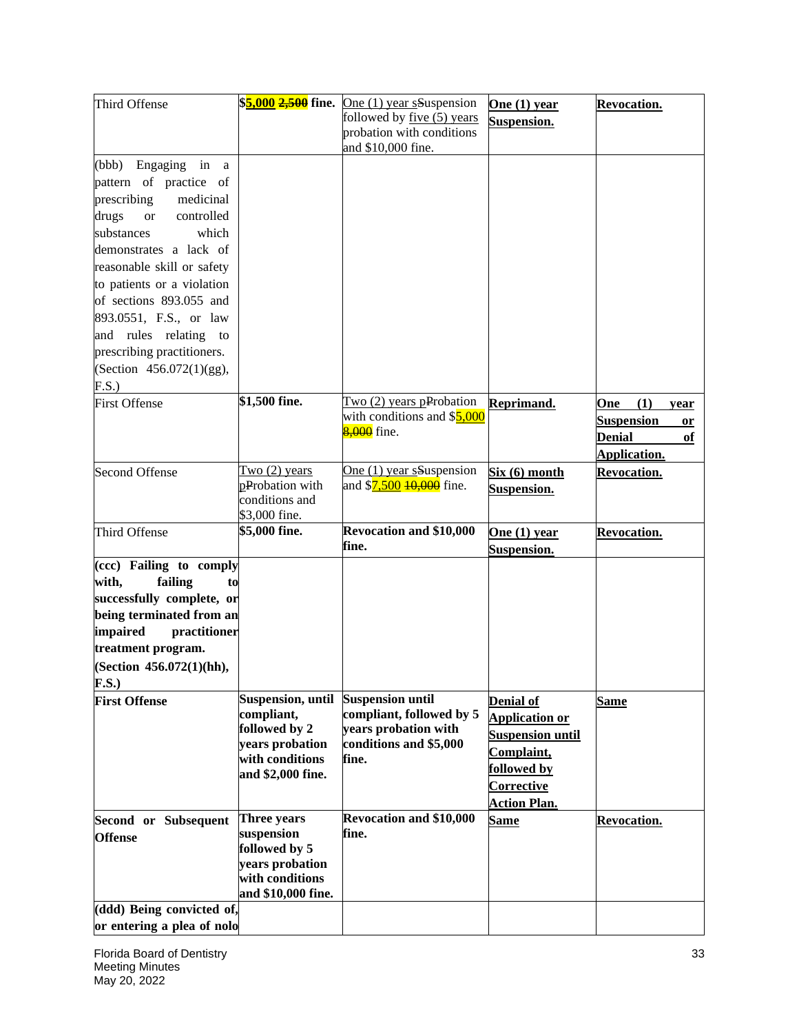| Third Offense | $5,000 ~~2,500~~ fine. | One (1) year ~~s~~Suspension followed by five (5) years probation with conditions and $10,000 fine. | **One (1) year Suspension.** | **Revocation.** |
|---|---|---|---|---|
| (bbb) Engaging in a pattern of practice of prescribing medicinal drugs or controlled substances which demonstrates a lack of reasonable skill or safety to patients or a violation of sections 893.055 and 893.0551, F.S., or law and rules relating to prescribing practitioners. (Section 456.072(1)(gg), F.S.) | | | | |
| First Offense | $1,500 fine. | Two (2) years ~~p~~Probation with conditions and $5,000 ~~8,000~~ fine. | **Reprimand.** | **One (1) year Suspension or Denial of Application.** |
| Second Offense | Two (2) years ~~p~~Probation with conditions and $3,000 fine. | One (1) year ~~s~~Suspension and $7,500 ~~10,000~~ fine. | **Six (6) month Suspension.** | **Revocation.** |
| Third Offense | $5,000 fine. | **Revocation and $10,000 fine.** | **One (1) year Suspension.** | **Revocation.** |
| **(ccc) Failing to comply with, failing to successfully complete, or being terminated from an impaired practitioner treatment program. (Section 456.072(1)(hh), F.S.)** | | | | |
| **First Offense** | **Suspension, until compliant, followed by 2 years probation with conditions and $2,000 fine.** | **Suspension until compliant, followed by 5 years probation with conditions and $5,000 fine.** | **Denial of Application or Suspension until Complaint, followed by Corrective Action Plan.** | **Same** |
| **Second or Subsequent Offense** | **Three years suspension followed by 5 years probation with conditions and $10,000 fine.** | **Revocation and $10,000 fine.** | **Same** | **Revocation.** |
| **(ddd) Being convicted of, or entering a plea of nolo** | | | | |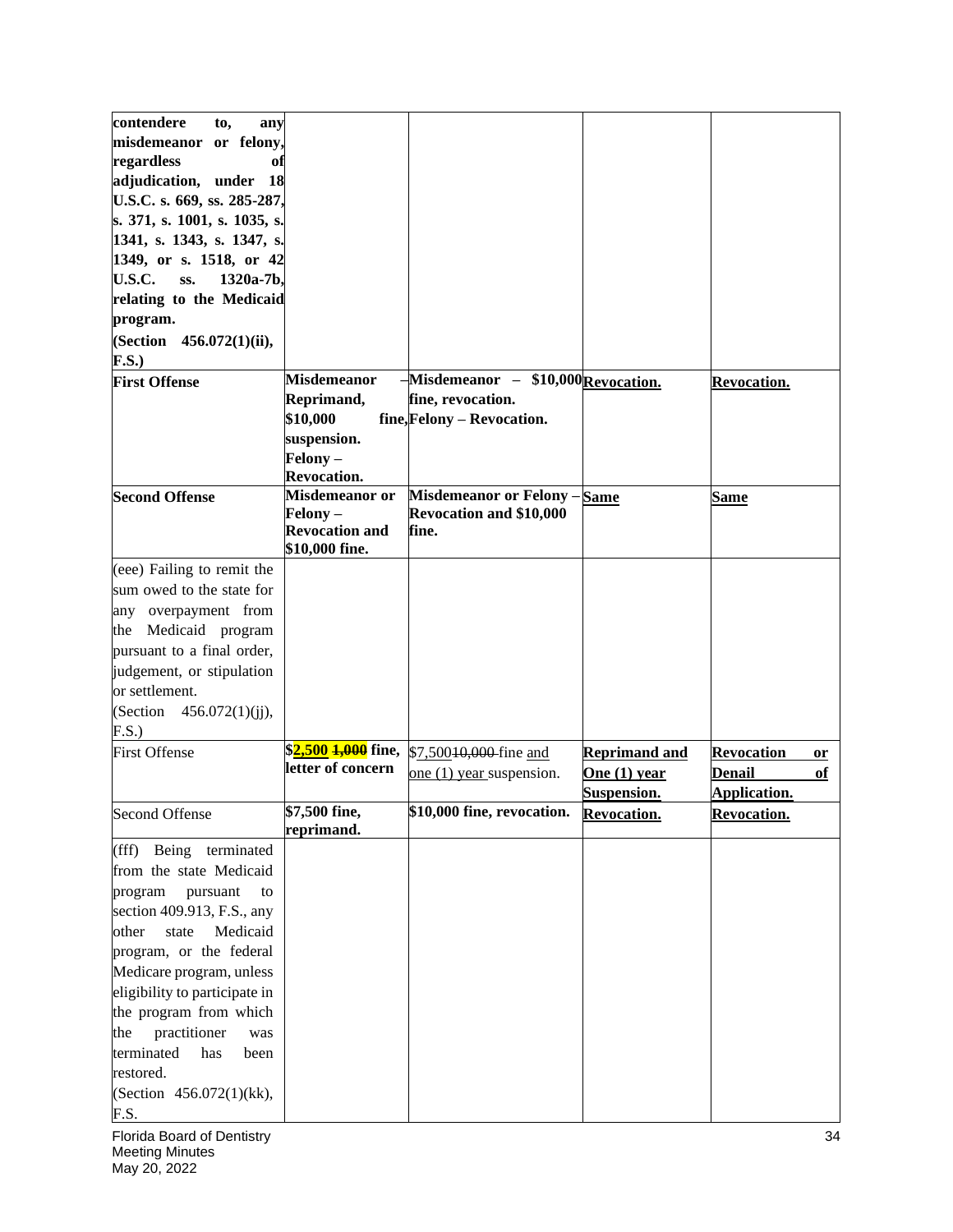| | | | | |
|---|---|---|---|---|
| **contendere to, any misdemeanor or felony, regardless of adjudication, under 18 U.S.C. s. 669, ss. 285-287, s. 371, s. 1001, s. 1035, s. 1341, s. 1343, s. 1347, s. 1349, or s. 1518, or 42 U.S.C. ss. 1320a-7b, relating to the Medicaid program. (Section 456.072(1)(ii), F.S.)** | | | | |
| **First Offense** | **Misdemeanor – Reprimand, $10,000 fine, suspension. Felony – Revocation.** | **Misdemeanor – $10,000 fine, revocation. Felony – Revocation.** | **Revocation.** | **Revocation.** |
| **Second Offense** | **Misdemeanor or Felony – Revocation and $10,000 fine.** | **Misdemeanor or Felony – Revocation and $10,000 fine.** | **Same** | **Same** |
| (eee) Failing to remit the sum owed to the state for any overpayment from the Medicaid program pursuant to a final order, judgement, or stipulation or settlement. (Section 456.072(1)(jj), F.S.) | | | | |
| First Offense | **$2,500 ~~1,000~~ fine, letter of concern** | $7,500~~10,000~~ fine and one (1) year suspension. | **Reprimand and One (1) year Suspension.** | **Revocation or Denail of Application.** |
| Second Offense | **$7,500 fine, reprimand.** | **$10,000 fine, revocation.** | **Revocation.** | **Revocation.** |
| (fff) Being terminated from the state Medicaid program pursuant to section 409.913, F.S., any other state Medicaid program, or the federal Medicare program, unless eligibility to participate in the program from which the practitioner was terminated has been restored. (Section 456.072(1)(kk), F.S. | | | | |

Florida Board of Dentistry
Meeting Minutes
May 20, 2022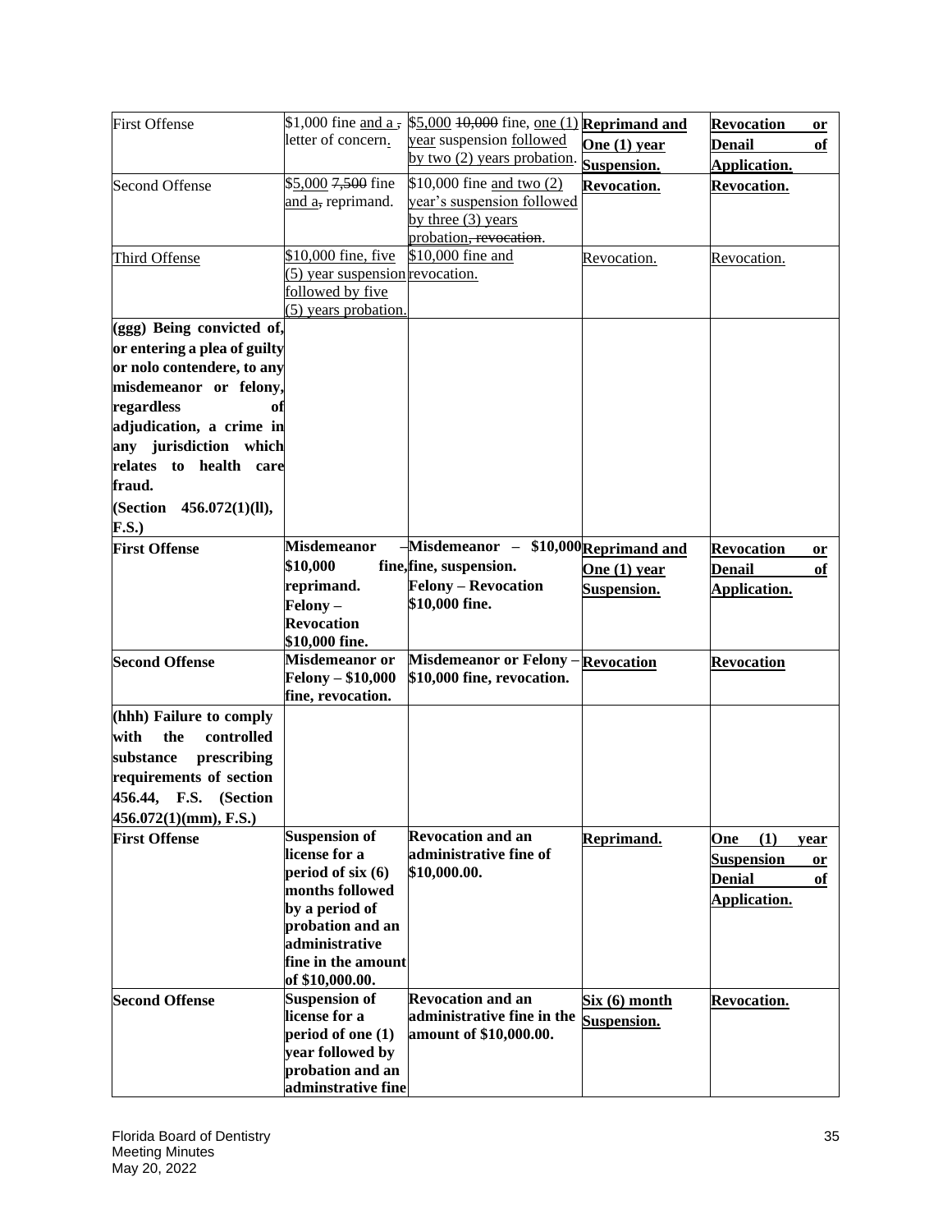| | | | | |
|---|---|---|---|---|
| First Offense | $1,000 fine and a , letter of concern. | $5,000 10,000 fine, one (1) year suspension followed by two (2) years probation. | **Reprimand and One (1) year Suspension.** | **Revocation or Denail of Application.** |
| Second Offense | $5,000 7,500 fine and a, reprimand. | $10,000 fine and two (2) year's suspension followed by three (3) years probation, revocation. | **Revocation.** | **Revocation.** |
| Third Offense | $10,000 fine, five (5) year suspension followed by five (5) years probation. | $10,000 fine and revocation. | Revocation. | Revocation. |
| **(ggg) Being convicted of, or entering a plea of guilty or nolo contendere, to any misdemeanor or felony, regardless of adjudication, a crime in any jurisdiction which relates to health care fraud. (Section 456.072(1)(ll), F.S.)** | | | | |
| **First Offense** | **Misdemeanor – $10,000 fine, reprimand. Felony – Revocation $10,000 fine.** | **Misdemeanor – $10,000 fine, suspension. Felony – Revocation $10,000 fine.** | **Reprimand and One (1) year Suspension.** | **Revocation or Denail of Application.** |
| **Second Offense** | **Misdemeanor or Felony – $10,000 fine, revocation.** | **Misdemeanor or Felony – $10,000 fine, revocation.** | **Revocation** | **Revocation** |
| **(hhh) Failure to comply with the controlled substance prescribing requirements of section 456.44, F.S. (Section 456.072(1)(mm), F.S.)** | | | | |
| **First Offense** | **Suspension of license for a period of six (6) months followed by a period of probation and an administrative fine in the amount of $10,000.00.** | **Revocation and an administrative fine of $10,000.00.** | **Reprimand.** | **One (1) year Suspension or Denial of Application.** |
| **Second Offense** | **Suspension of license for a period of one (1) year followed by probation and an adminstrative fine** | **Revocation and an administrative fine in the amount of $10,000.00.** | **Six (6) month Suspension.** | **Revocation.** |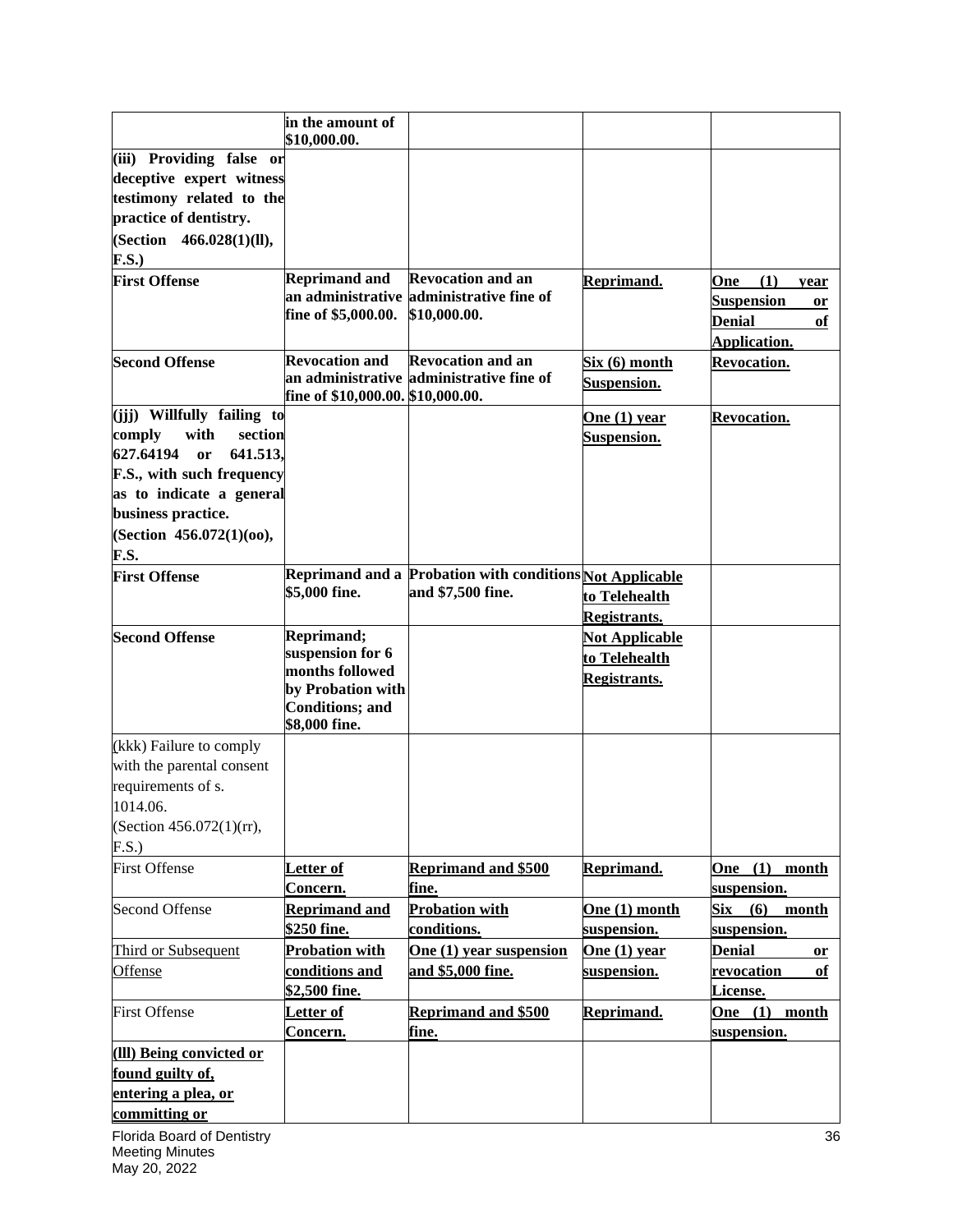|  |  |  |  |  |
|---|---|---|---|---|
|  | **in the amount of $10,000.00.** |  |  |  |
| **(iii) Providing false or deceptive expert witness testimony related to the practice of dentistry. (Section 466.028(1)(ll), F.S.)** |  |  |  |  |
| **First Offense** | **Reprimand and an administrative fine of $5,000.00.** | **Revocation and an administrative fine of $10,000.00.** | **Reprimand.** | **One (1) year Suspension or Denial of Application.** |
| **Second Offense** | **Revocation and an administrative fine of $10,000.00.** | **Revocation and an administrative fine of $10,000.00.** | **Six (6) month Suspension.** | **Revocation.** |
| **(jjj) Willfully failing to comply with section 627.64194 or 641.513, F.S., with such frequency as to indicate a general business practice. (Section 456.072(1)(oo), F.S.** |  |  | **One (1) year Suspension.** | **Revocation.** |
| **First Offense** | **Reprimand and a $5,000 fine.** | **Probation with conditions and $7,500 fine.** | **Not Applicable to Telehealth Registrants.** |  |
| **Second Offense** | **Reprimand; suspension for 6 months followed by Probation with Conditions; and $8,000 fine.** |  | **Not Applicable to Telehealth Registrants.** |  |
| (kkk) Failure to comply with the parental consent requirements of s. 1014.06. (Section 456.072(1)(rr), F.S.) |  |  |  |  |
| First Offense | **Letter of Concern.** | **Reprimand and $500 fine.** | **Reprimand.** | **One (1) month suspension.** |
| Second Offense | **Reprimand and $250 fine.** | **Probation with conditions.** | **One (1) month suspension.** | **Six (6) month suspension.** |
| Third or Subsequent Offense | **Probation with conditions and $2,500 fine.** | **One (1) year suspension and $5,000 fine.** | **One (1) year suspension.** | **Denial or revocation of License.** |
| First Offense | **Letter of Concern.** | **Reprimand and $500 fine.** | **Reprimand.** | **One (1) month suspension.** |
| **(lll) Being convicted or found guilty of, entering a plea, or committing or** |  |  |  |  |

Florida Board of Dentistry
Meeting Minutes
May 20, 2022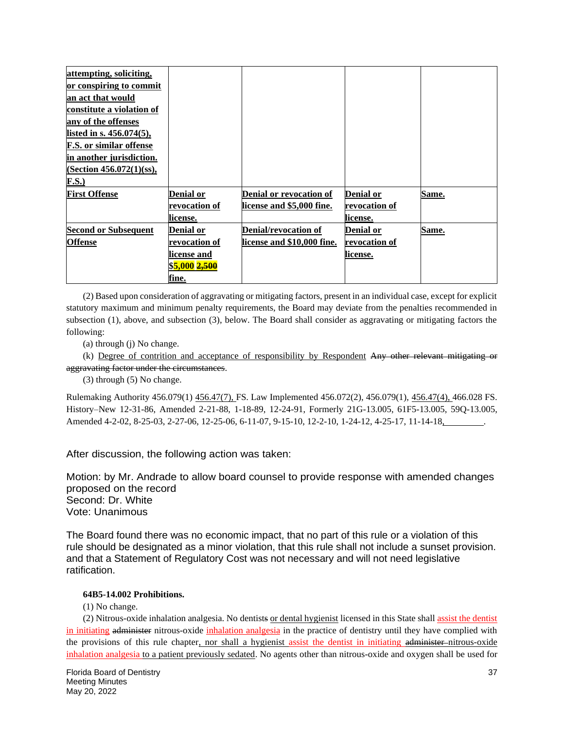| attempting, soliciting, or conspiring to commit an act that would constitute a violation of any of the offenses listed in s. 456.074(5), F.S. or similar offense in another jurisdiction. (Section 456.072(1)(ss), F.S.) | | | | |
|---|---|---|---|---|
| First Offense | Denial or revocation of license. | Denial or revocation of license and $5,000 fine. | Denial or revocation of license. | Same. |
| Second or Subsequent Offense | Denial or revocation of license and $5,000 ~~2,500~~ fine. | Denial/revocation of license and $10,000 fine. | Denial or revocation of license. | Same. |

(2) Based upon consideration of aggravating or mitigating factors, present in an individual case, except for explicit statutory maximum and minimum penalty requirements, the Board may deviate from the penalties recommended in subsection (1), above, and subsection (3), below. The Board shall consider as aggravating or mitigating factors the following:

(a) through (j) No change.

(k) Degree of contrition and acceptance of responsibility by Respondent ~~Any other relevant mitigating or aggravating factor under the circumstances~~.

(3) through (5) No change.

Rulemaking Authority 456.079(1) 456.47(7), FS. Law Implemented 456.072(2), 456.079(1), 456.47(4), 466.028 FS. History–New 12-31-86, Amended 2-21-88, 1-18-89, 12-24-91, Formerly 21G-13.005, 61F5-13.005, 59Q-13.005, Amended 4-2-02, 8-25-03, 2-27-06, 12-25-06, 6-11-07, 9-15-10, 12-2-10, 1-24-12, 4-25-17, 11-14-18, ________.

After discussion, the following action was taken:

Motion: by Mr. Andrade to allow board counsel to provide response with amended changes proposed on the record
Second: Dr. White
Vote: Unanimous

The Board found there was no economic impact, that no part of this rule or a violation of this rule should be designated as a minor violation, that this rule shall not include a sunset provision. and that a Statement of Regulatory Cost was not necessary and will not need legislative ratification.

**64B5-14.002 Prohibitions.**

(1) No change.

(2) Nitrous-oxide inhalation analgesia. No dentist~~s~~ or dental hygienist licensed in this State shall assist the dentist in initiating ~~administer~~ nitrous-oxide inhalation analgesia in the practice of dentistry until they have complied with the provisions of this rule chapter, nor shall a hygienist assist the dentist in initiating ~~administer~~ nitrous-oxide inhalation analgesia to a patient previously sedated. No agents other than nitrous-oxide and oxygen shall be used for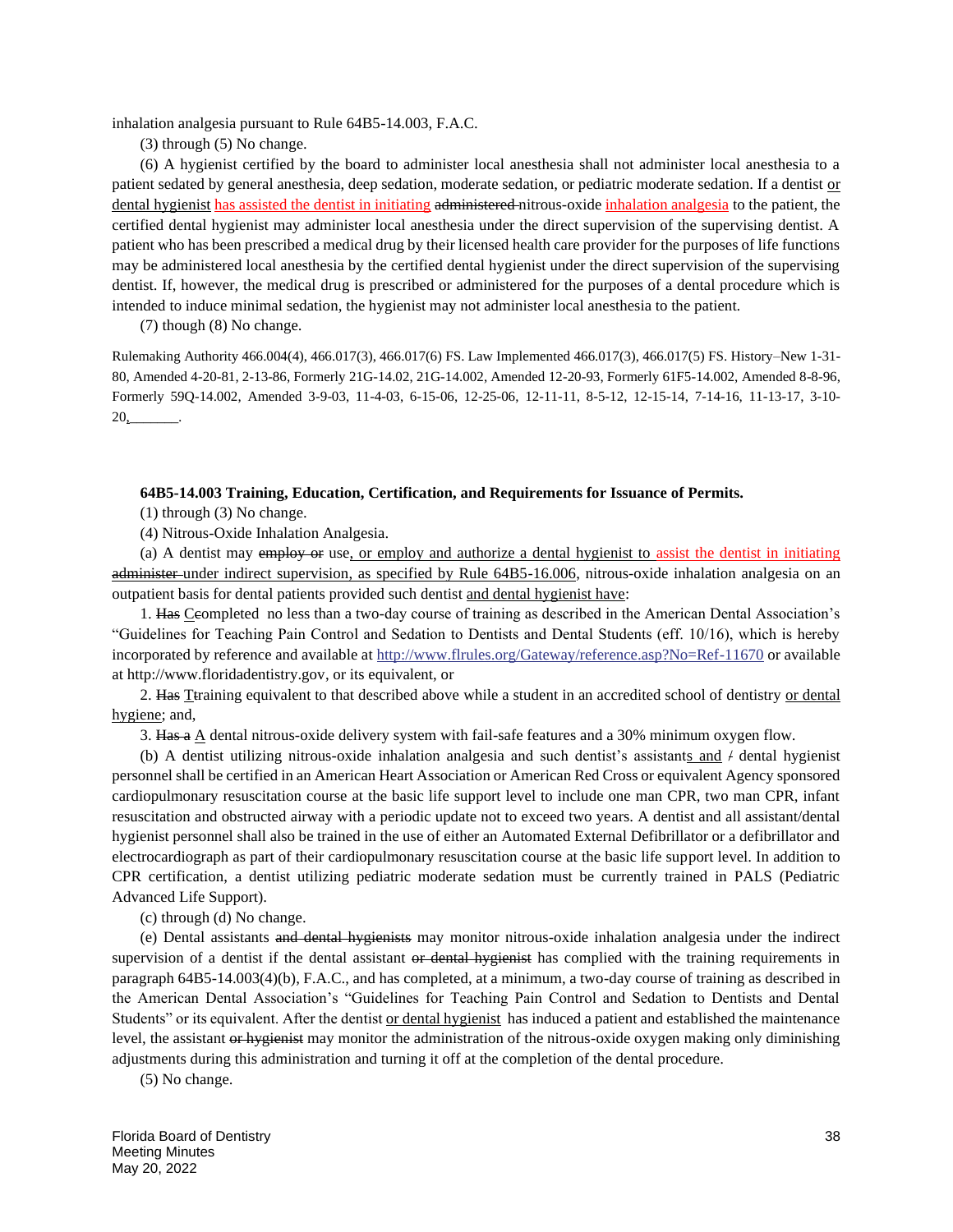inhalation analgesia pursuant to Rule 64B5-14.003, F.A.C.

(3) through (5) No change.

(6) A hygienist certified by the board to administer local anesthesia shall not administer local anesthesia to a patient sedated by general anesthesia, deep sedation, moderate sedation, or pediatric moderate sedation. If a dentist <u>or dental hygienist</u> <u>has assisted the dentist in initiating</u> ~~administered~~ nitrous-oxide <u>inhalation analgesia</u> to the patient, the certified dental hygienist may administer local anesthesia under the direct supervision of the supervising dentist. A patient who has been prescribed a medical drug by their licensed health care provider for the purposes of life functions may be administered local anesthesia by the certified dental hygienist under the direct supervision of the supervising dentist. If, however, the medical drug is prescribed or administered for the purposes of a dental procedure which is intended to induce minimal sedation, the hygienist may not administer local anesthesia to the patient.

(7) though (8) No change.

Rulemaking Authority 466.004(4), 466.017(3), 466.017(6) FS. Law Implemented 466.017(3), 466.017(5) FS. History–New 1-31-80, Amended 4-20-81, 2-13-86, Formerly 21G-14.02, 21G-14.002, Amended 12-20-93, Formerly 61F5-14.002, Amended 8-8-96, Formerly 59Q-14.002, Amended 3-9-03, 11-4-03, 6-15-06, 12-25-06, 12-11-11, 8-5-12, 12-15-14, 7-14-16, 11-13-17, 3-10-20<u>,_______</u>.

**64B5-14.003 Training, Education, Certification, and Requirements for Issuance of Permits.**

(1) through (3) No change.

(4) Nitrous-Oxide Inhalation Analgesia.

(a) A dentist may ~~employ or~~ use<u>, or employ and authorize a dental hygienist to</u> <u>assist the dentist in initiating</u> ~~administer~~ <u>under indirect supervision, as specified by Rule 64B5-16.006</u>, nitrous-oxide inhalation analgesia on an outpatient basis for dental patients provided such dentist <u>and dental hygienist have</u>:

1. ~~Has~~ <u>C</u>~~c~~ompleted no less than a two-day course of training as described in the American Dental Association's "Guidelines for Teaching Pain Control and Sedation to Dentists and Dental Students (eff. 10/16), which is hereby incorporated by reference and available at http://www.flrules.org/Gateway/reference.asp?No=Ref-11670 or available at http://www.floridadentistry.gov, or its equivalent, or

2. ~~Has~~ <u>T</u>~~t~~raining equivalent to that described above while a student in an accredited school of dentistry <u>or dental hygiene</u>; and,

3. ~~Has a~~ <u>A</u> dental nitrous-oxide delivery system with fail-safe features and a 30% minimum oxygen flow.

(b) A dentist utilizing nitrous-oxide inhalation analgesia and such dentist's assistant<u>s and</u> ~~/~~ dental hygienist personnel shall be certified in an American Heart Association or American Red Cross or equivalent Agency sponsored cardiopulmonary resuscitation course at the basic life support level to include one man CPR, two man CPR, infant resuscitation and obstructed airway with a periodic update not to exceed two years. A dentist and all assistant/dental hygienist personnel shall also be trained in the use of either an Automated External Defibrillator or a defibrillator and electrocardiograph as part of their cardiopulmonary resuscitation course at the basic life support level. In addition to CPR certification, a dentist utilizing pediatric moderate sedation must be currently trained in PALS (Pediatric Advanced Life Support).

(c) through (d) No change.

(e) Dental assistants ~~and dental hygienists~~ may monitor nitrous-oxide inhalation analgesia under the indirect supervision of a dentist if the dental assistant ~~or dental hygienist~~ has complied with the training requirements in paragraph 64B5-14.003(4)(b), F.A.C., and has completed, at a minimum, a two-day course of training as described in the American Dental Association's "Guidelines for Teaching Pain Control and Sedation to Dentists and Dental Students" or its equivalent. After the dentist <u>or dental hygienist</u> has induced a patient and established the maintenance level, the assistant ~~or hygienist~~ may monitor the administration of the nitrous-oxide oxygen making only diminishing adjustments during this administration and turning it off at the completion of the dental procedure.

(5) No change.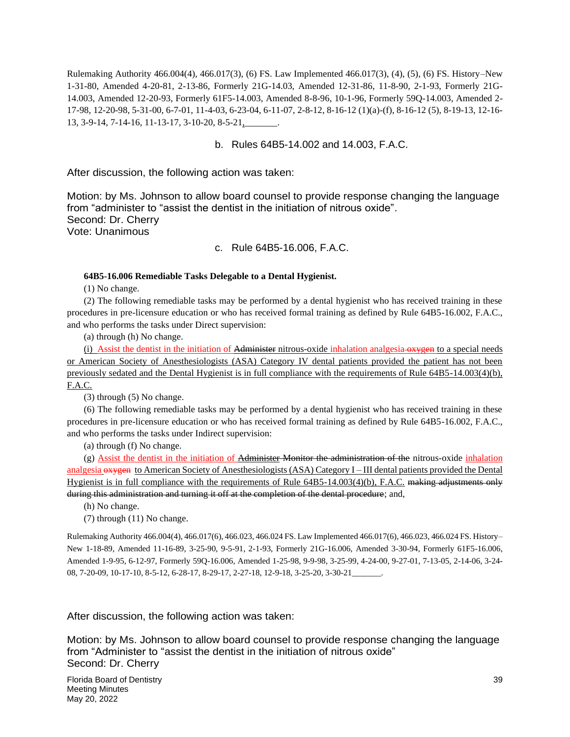Rulemaking Authority 466.004(4), 466.017(3), (6) FS. Law Implemented 466.017(3), (4), (5), (6) FS. History–New 1-31-80, Amended 4-20-81, 2-13-86, Formerly 21G-14.03, Amended 12-31-86, 11-8-90, 2-1-93, Formerly 21G-14.003, Amended 12-20-93, Formerly 61F5-14.003, Amended 8-8-96, 10-1-96, Formerly 59Q-14.003, Amended 2-17-98, 12-20-98, 5-31-00, 6-7-01, 11-4-03, 6-23-04, 6-11-07, 2-8-12, 8-16-12 (1)(a)-(f), 8-16-12 (5), 8-19-13, 12-16-13, 3-9-14, 7-14-16, 11-13-17, 3-10-20, 8-5-21,_______.

b. Rules 64B5-14.002 and 14.003, F.A.C.

After discussion, the following action was taken:

Motion: by Ms. Johnson to allow board counsel to provide response changing the language from "administer to "assist the dentist in the initiation of nitrous oxide".
Second: Dr. Cherry
Vote: Unanimous

c. Rule 64B5-16.006, F.A.C.

**64B5-16.006 Remediable Tasks Delegable to a Dental Hygienist.**

(1) No change.

(2) The following remediable tasks may be performed by a dental hygienist who has received training in these procedures in pre-licensure education or who has received formal training as defined by Rule 64B5-16.002, F.A.C., and who performs the tasks under Direct supervision:

(a) through (h) No change.

(i) Assist the dentist in the initiation of ~~Administer~~ nitrous-oxide inhalation analgesia ~~oxygen~~ to a special needs or American Society of Anesthesiologists (ASA) Category IV dental patients provided the patient has not been previously sedated and the Dental Hygienist is in full compliance with the requirements of Rule 64B5-14.003(4)(b), F.A.C.

(3) through (5) No change.

(6) The following remediable tasks may be performed by a dental hygienist who has received training in these procedures in pre-licensure education or who has received formal training as defined by Rule 64B5-16.002, F.A.C., and who performs the tasks under Indirect supervision:

(a) through (f) No change.

(g) Assist the dentist in the initiation of ~~Administer Monitor the administration of the~~ nitrous-oxide inhalation analgesia ~~oxygen~~ to American Society of Anesthesiologists (ASA) Category I – III dental patients provided the Dental Hygienist is in full compliance with the requirements of Rule 64B5-14.003(4)(b), F.A.C. ~~making adjustments only during this administration and turning it off at the completion of the dental procedure~~; and,

(h) No change.

(7) through (11) No change.

Rulemaking Authority 466.004(4), 466.017(6), 466.023, 466.024 FS. Law Implemented 466.017(6), 466.023, 466.024 FS. History–New 1-18-89, Amended 11-16-89, 3-25-90, 9-5-91, 2-1-93, Formerly 21G-16.006, Amended 3-30-94, Formerly 61F5-16.006, Amended 1-9-95, 6-12-97, Formerly 59Q-16.006, Amended 1-25-98, 9-9-98, 3-25-99, 4-24-00, 9-27-01, 7-13-05, 2-14-06, 3-24-08, 7-20-09, 10-17-10, 8-5-12, 6-28-17, 8-29-17, 2-27-18, 12-9-18, 3-25-20, 3-30-21_______.

After discussion, the following action was taken:

Motion: by Ms. Johnson to allow board counsel to provide response changing the language from "Administer to "assist the dentist in the initiation of nitrous oxide"
Second: Dr. Cherry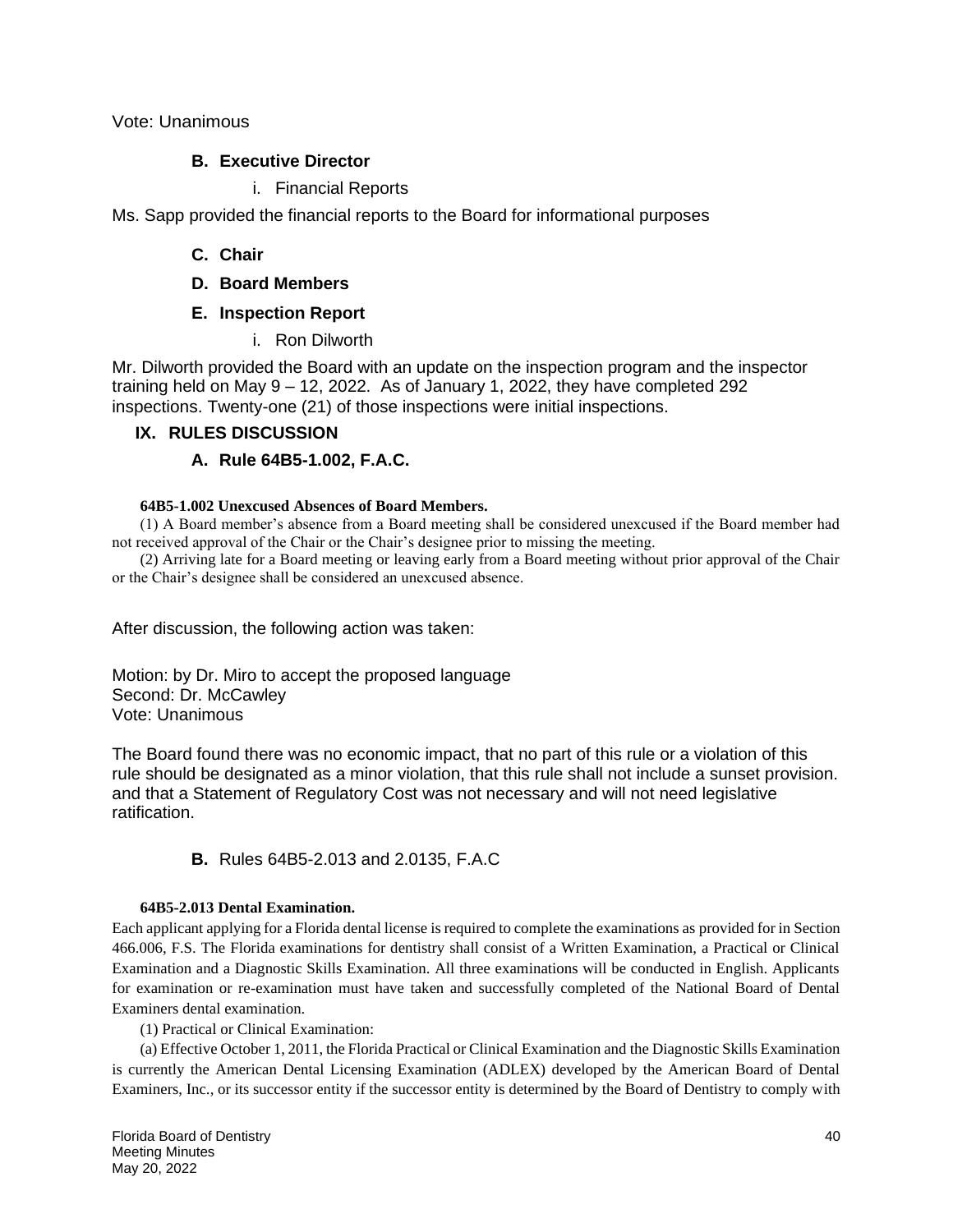Vote: Unanimous

### B. Executive Director

i. Financial Reports

Ms. Sapp provided the financial reports to the Board for informational purposes

### C. Chair

### D. Board Members

### E. Inspection Report

i. Ron Dilworth

Mr. Dilworth provided the Board with an update on the inspection program and the inspector training held on May 9 – 12, 2022. As of January 1, 2022, they have completed 292 inspections. Twenty-one (21) of those inspections were initial inspections.

## IX. RULES DISCUSSION

### A. Rule 64B5-1.002, F.A.C.

**64B5-1.002 Unexcused Absences of Board Members.**

(1) A Board member's absence from a Board meeting shall be considered unexcused if the Board member had not received approval of the Chair or the Chair's designee prior to missing the meeting.

(2) Arriving late for a Board meeting or leaving early from a Board meeting without prior approval of the Chair or the Chair's designee shall be considered an unexcused absence.

After discussion, the following action was taken:

Motion: by Dr. Miro to accept the proposed language
Second: Dr. McCawley
Vote: Unanimous

The Board found there was no economic impact, that no part of this rule or a violation of this rule should be designated as a minor violation, that this rule shall not include a sunset provision. and that a Statement of Regulatory Cost was not necessary and will not need legislative ratification.

### **B.** Rules 64B5-2.013 and 2.0135, F.A.C

**64B5-2.013 Dental Examination.**

Each applicant applying for a Florida dental license is required to complete the examinations as provided for in Section 466.006, F.S. The Florida examinations for dentistry shall consist of a Written Examination, a Practical or Clinical Examination and a Diagnostic Skills Examination. All three examinations will be conducted in English. Applicants for examination or re-examination must have taken and successfully completed of the National Board of Dental Examiners dental examination.

(1) Practical or Clinical Examination:

(a) Effective October 1, 2011, the Florida Practical or Clinical Examination and the Diagnostic Skills Examination is currently the American Dental Licensing Examination (ADLEX) developed by the American Board of Dental Examiners, Inc., or its successor entity if the successor entity is determined by the Board of Dentistry to comply with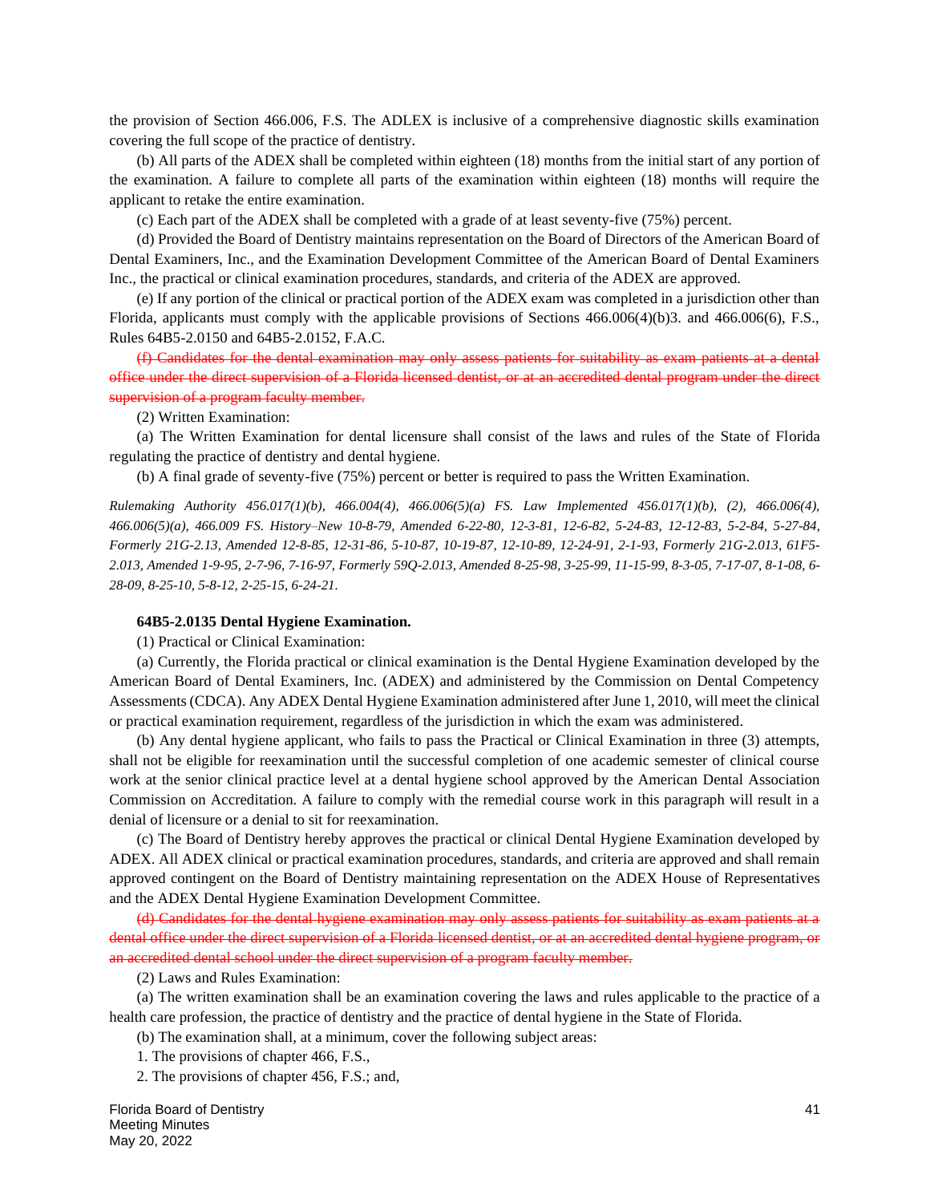the provision of Section 466.006, F.S. The ADLEX is inclusive of a comprehensive diagnostic skills examination covering the full scope of the practice of dentistry.

(b) All parts of the ADEX shall be completed within eighteen (18) months from the initial start of any portion of the examination. A failure to complete all parts of the examination within eighteen (18) months will require the applicant to retake the entire examination.

(c) Each part of the ADEX shall be completed with a grade of at least seventy-five (75%) percent.

(d) Provided the Board of Dentistry maintains representation on the Board of Directors of the American Board of Dental Examiners, Inc., and the Examination Development Committee of the American Board of Dental Examiners Inc., the practical or clinical examination procedures, standards, and criteria of the ADEX are approved.

(e) If any portion of the clinical or practical portion of the ADEX exam was completed in a jurisdiction other than Florida, applicants must comply with the applicable provisions of Sections 466.006(4)(b)3. and 466.006(6), F.S., Rules 64B5-2.0150 and 64B5-2.0152, F.A.C.

~~(f) Candidates for the dental examination may only assess patients for suitability as exam patients at a dental office under the direct supervision of a Florida licensed dentist, or at an accredited dental program under the direct supervision of a program faculty member.~~

(2) Written Examination:

(a) The Written Examination for dental licensure shall consist of the laws and rules of the State of Florida regulating the practice of dentistry and dental hygiene.

(b) A final grade of seventy-five (75%) percent or better is required to pass the Written Examination.

*Rulemaking Authority 456.017(1)(b), 466.004(4), 466.006(5)(a) FS. Law Implemented 456.017(1)(b), (2), 466.006(4), 466.006(5)(a), 466.009 FS. History–New 10-8-79, Amended 6-22-80, 12-3-81, 12-6-82, 5-24-83, 12-12-83, 5-2-84, 5-27-84, Formerly 21G-2.13, Amended 12-8-85, 12-31-86, 5-10-87, 10-19-87, 12-10-89, 12-24-91, 2-1-93, Formerly 21G-2.013, 61F5-2.013, Amended 1-9-95, 2-7-96, 7-16-97, Formerly 59Q-2.013, Amended 8-25-98, 3-25-99, 11-15-99, 8-3-05, 7-17-07, 8-1-08, 6-28-09, 8-25-10, 5-8-12, 2-25-15, 6-24-21.*

**64B5-2.0135 Dental Hygiene Examination.**

(1) Practical or Clinical Examination:

(a) Currently, the Florida practical or clinical examination is the Dental Hygiene Examination developed by the American Board of Dental Examiners, Inc. (ADEX) and administered by the Commission on Dental Competency Assessments (CDCA). Any ADEX Dental Hygiene Examination administered after June 1, 2010, will meet the clinical or practical examination requirement, regardless of the jurisdiction in which the exam was administered.

(b) Any dental hygiene applicant, who fails to pass the Practical or Clinical Examination in three (3) attempts, shall not be eligible for reexamination until the successful completion of one academic semester of clinical course work at the senior clinical practice level at a dental hygiene school approved by the American Dental Association Commission on Accreditation. A failure to comply with the remedial course work in this paragraph will result in a denial of licensure or a denial to sit for reexamination.

(c) The Board of Dentistry hereby approves the practical or clinical Dental Hygiene Examination developed by ADEX. All ADEX clinical or practical examination procedures, standards, and criteria are approved and shall remain approved contingent on the Board of Dentistry maintaining representation on the ADEX House of Representatives and the ADEX Dental Hygiene Examination Development Committee.

~~(d) Candidates for the dental hygiene examination may only assess patients for suitability as exam patients at a dental office under the direct supervision of a Florida licensed dentist, or at an accredited dental hygiene program, or an accredited dental school under the direct supervision of a program faculty member.~~

(2) Laws and Rules Examination:

(a) The written examination shall be an examination covering the laws and rules applicable to the practice of a health care profession, the practice of dentistry and the practice of dental hygiene in the State of Florida.

(b) The examination shall, at a minimum, cover the following subject areas:

1. The provisions of chapter 466, F.S.,

2. The provisions of chapter 456, F.S.; and,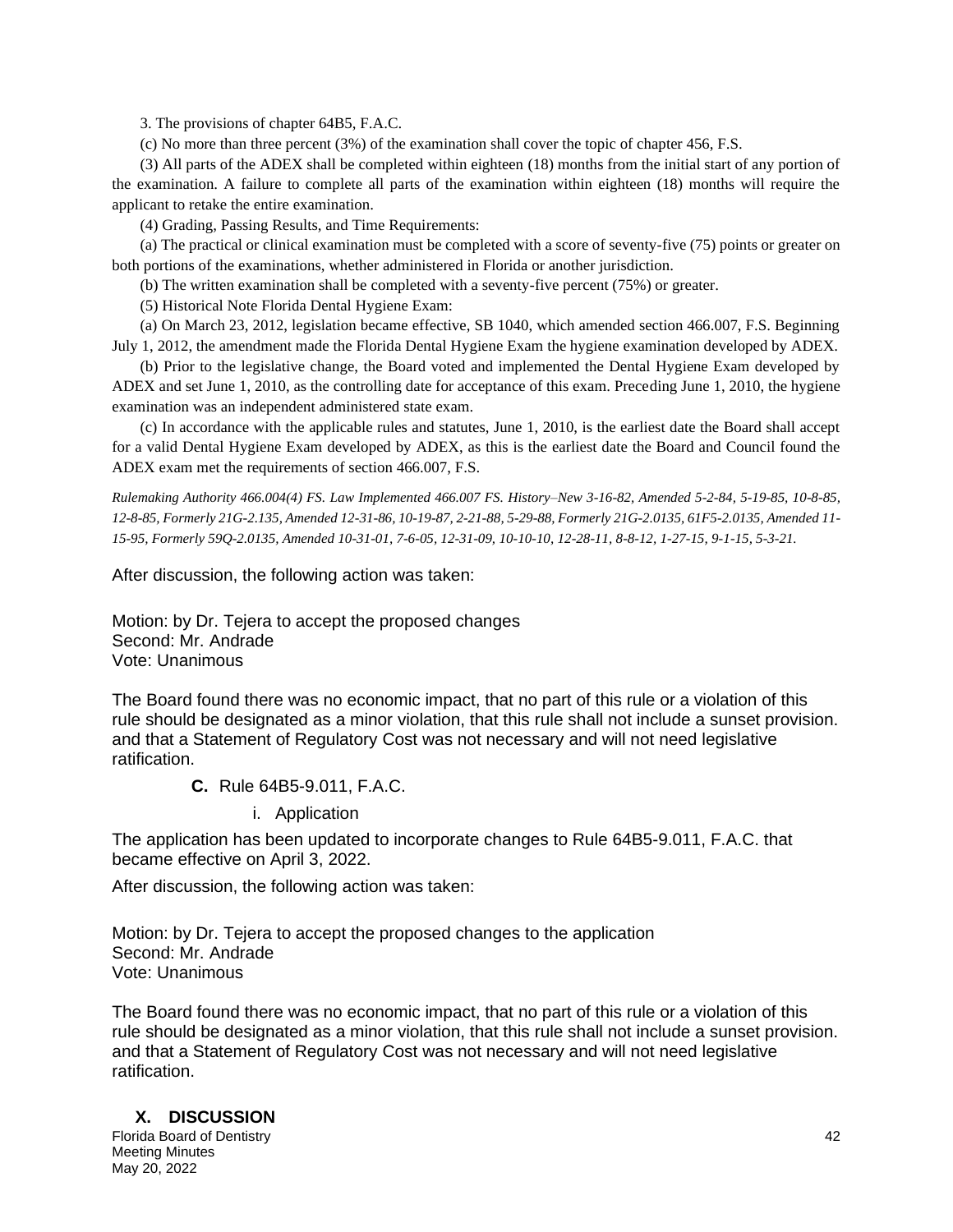3. The provisions of chapter 64B5, F.A.C.

(c) No more than three percent (3%) of the examination shall cover the topic of chapter 456, F.S.

(3) All parts of the ADEX shall be completed within eighteen (18) months from the initial start of any portion of the examination. A failure to complete all parts of the examination within eighteen (18) months will require the applicant to retake the entire examination.

(4) Grading, Passing Results, and Time Requirements:

(a) The practical or clinical examination must be completed with a score of seventy-five (75) points or greater on both portions of the examinations, whether administered in Florida or another jurisdiction.

(b) The written examination shall be completed with a seventy-five percent (75%) or greater.

(5) Historical Note Florida Dental Hygiene Exam:

(a) On March 23, 2012, legislation became effective, SB 1040, which amended section 466.007, F.S. Beginning July 1, 2012, the amendment made the Florida Dental Hygiene Exam the hygiene examination developed by ADEX.

(b) Prior to the legislative change, the Board voted and implemented the Dental Hygiene Exam developed by ADEX and set June 1, 2010, as the controlling date for acceptance of this exam. Preceding June 1, 2010, the hygiene examination was an independent administered state exam.

(c) In accordance with the applicable rules and statutes, June 1, 2010, is the earliest date the Board shall accept for a valid Dental Hygiene Exam developed by ADEX, as this is the earliest date the Board and Council found the ADEX exam met the requirements of section 466.007, F.S.

*Rulemaking Authority 466.004(4) FS. Law Implemented 466.007 FS. History–New 3-16-82, Amended 5-2-84, 5-19-85, 10-8-85, 12-8-85, Formerly 21G-2.135, Amended 12-31-86, 10-19-87, 2-21-88, 5-29-88, Formerly 21G-2.0135, 61F5-2.0135, Amended 11-15-95, Formerly 59Q-2.0135, Amended 10-31-01, 7-6-05, 12-31-09, 10-10-10, 12-28-11, 8-8-12, 1-27-15, 9-1-15, 5-3-21.*

After discussion, the following action was taken:

Motion: by Dr. Tejera to accept the proposed changes
Second: Mr. Andrade
Vote: Unanimous

The Board found there was no economic impact, that no part of this rule or a violation of this rule should be designated as a minor violation, that this rule shall not include a sunset provision. and that a Statement of Regulatory Cost was not necessary and will not need legislative ratification.

**C.** Rule 64B5-9.011, F.A.C.

i. Application

The application has been updated to incorporate changes to Rule 64B5-9.011, F.A.C. that became effective on April 3, 2022.

After discussion, the following action was taken:

Motion: by Dr. Tejera to accept the proposed changes to the application
Second: Mr. Andrade
Vote: Unanimous

The Board found there was no economic impact, that no part of this rule or a violation of this rule should be designated as a minor violation, that this rule shall not include a sunset provision. and that a Statement of Regulatory Cost was not necessary and will not need legislative ratification.

## X. DISCUSSION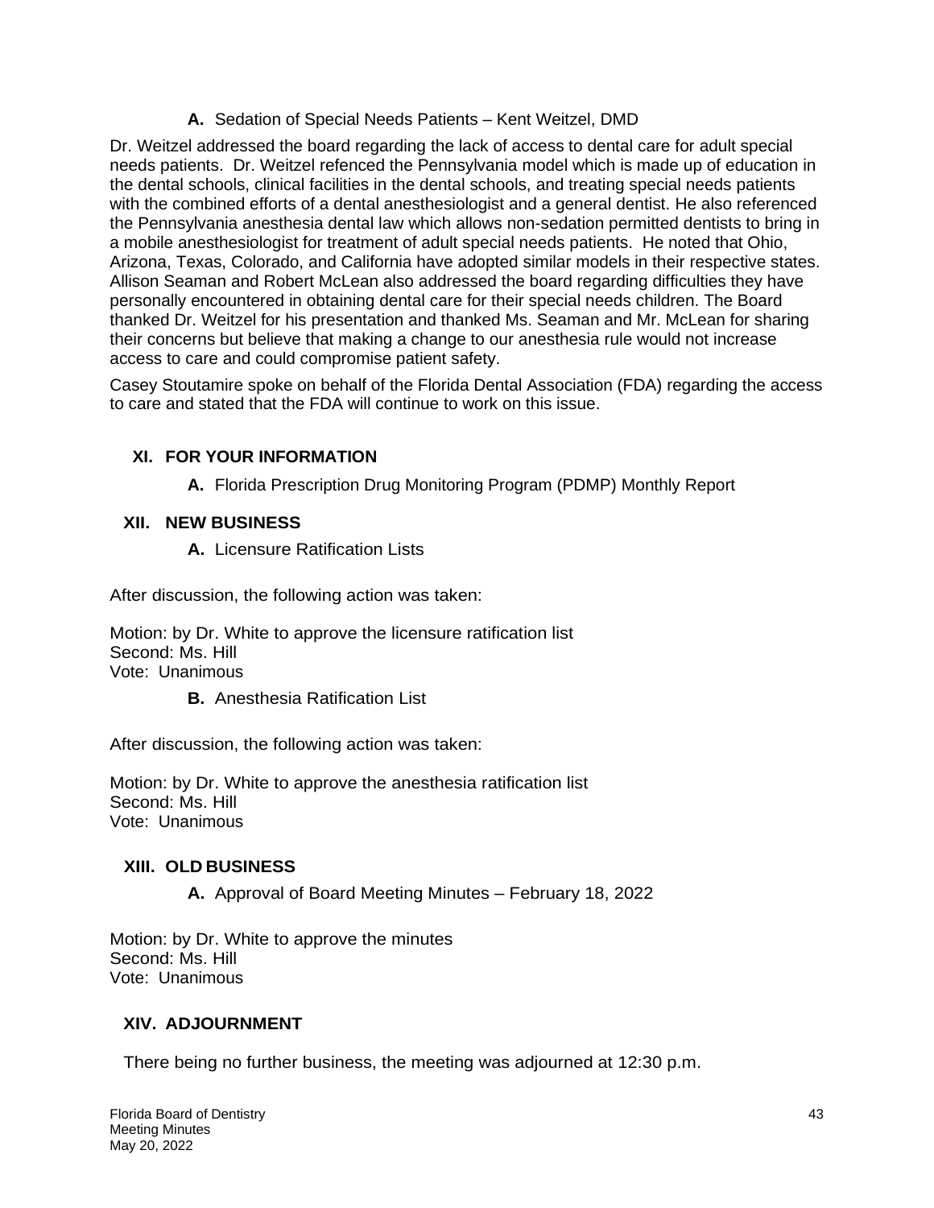**A.** Sedation of Special Needs Patients – Kent Weitzel, DMD

Dr. Weitzel addressed the board regarding the lack of access to dental care for adult special needs patients. Dr. Weitzel refenced the Pennsylvania model which is made up of education in the dental schools, clinical facilities in the dental schools, and treating special needs patients with the combined efforts of a dental anesthesiologist and a general dentist. He also referenced the Pennsylvania anesthesia dental law which allows non-sedation permitted dentists to bring in a mobile anesthesiologist for treatment of adult special needs patients. He noted that Ohio, Arizona, Texas, Colorado, and California have adopted similar models in their respective states. Allison Seaman and Robert McLean also addressed the board regarding difficulties they have personally encountered in obtaining dental care for their special needs children. The Board thanked Dr. Weitzel for his presentation and thanked Ms. Seaman and Mr. McLean for sharing their concerns but believe that making a change to our anesthesia rule would not increase access to care and could compromise patient safety.

Casey Stoutamire spoke on behalf of the Florida Dental Association (FDA) regarding the access to care and stated that the FDA will continue to work on this issue.

## XI. FOR YOUR INFORMATION

**A.** Florida Prescription Drug Monitoring Program (PDMP) Monthly Report

## XII. NEW BUSINESS

**A.** Licensure Ratification Lists

After discussion, the following action was taken:

Motion: by Dr. White to approve the licensure ratification list
Second: Ms. Hill
Vote: Unanimous

**B.** Anesthesia Ratification List

After discussion, the following action was taken:

Motion: by Dr. White to approve the anesthesia ratification list
Second: Ms. Hill
Vote: Unanimous

## XIII. OLD BUSINESS

**A.** Approval of Board Meeting Minutes – February 18, 2022

Motion: by Dr. White to approve the minutes
Second: Ms. Hill
Vote: Unanimous

## XIV. ADJOURNMENT

There being no further business, the meeting was adjourned at 12:30 p.m.